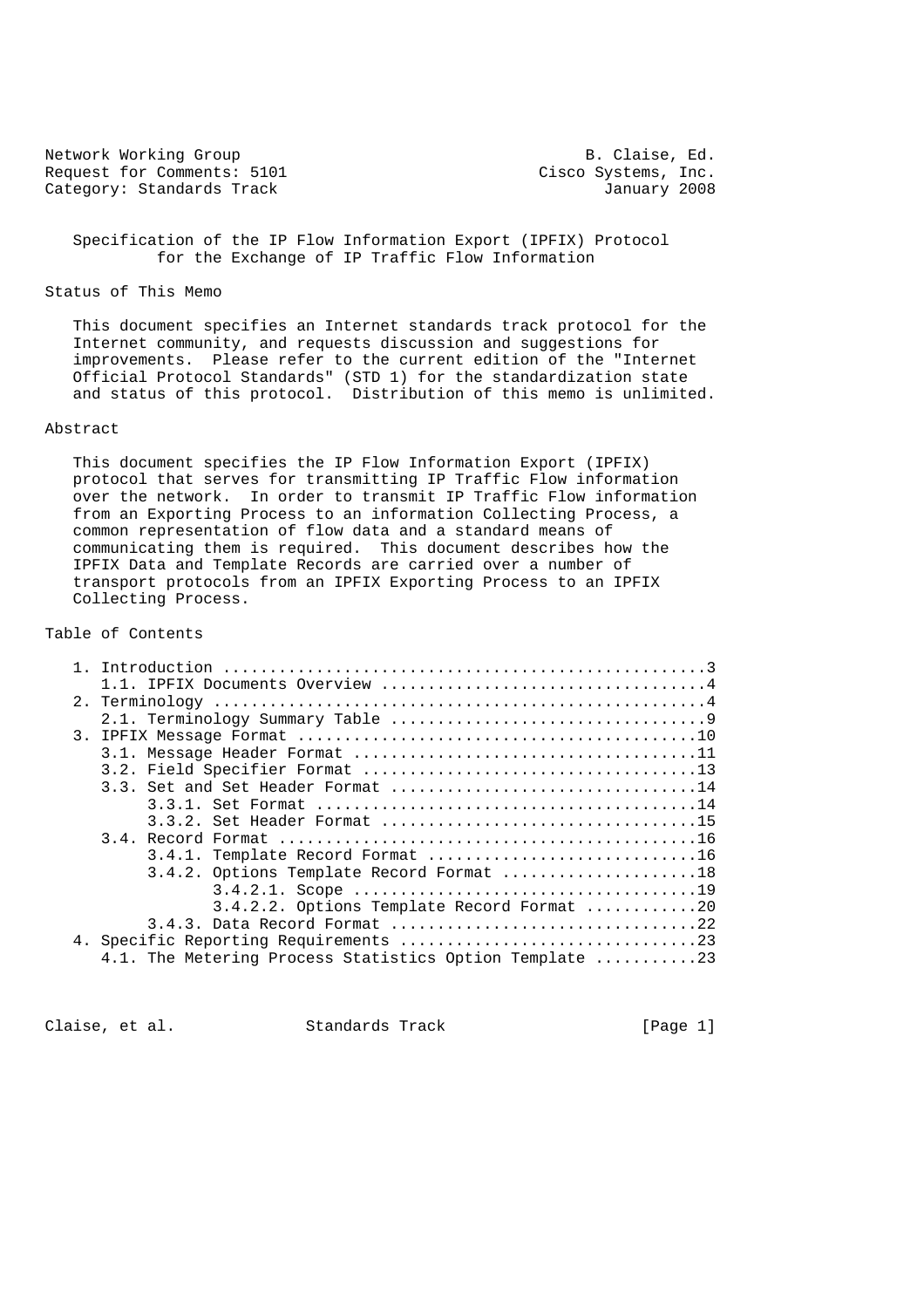Network Working Group B. Claise, Ed.
Request for Comments: 5101 Cisco Systems, Inc.
Category: Standards Track January 2008

# Specification of the IP Flow Information Export (IPFIX) Protocol for the Exchange of IP Traffic Flow Information

## Status of This Memo

This document specifies an Internet standards track protocol for the Internet community, and requests discussion and suggestions for improvements. Please refer to the current edition of the "Internet Official Protocol Standards" (STD 1) for the standardization state and status of this protocol. Distribution of this memo is unlimited.

## Abstract

This document specifies the IP Flow Information Export (IPFIX) protocol that serves for transmitting IP Traffic Flow information over the network. In order to transmit IP Traffic Flow information from an Exporting Process to an information Collecting Process, a common representation of flow data and a standard means of communicating them is required. This document describes how the IPFIX Data and Template Records are carried over a number of transport protocols from an IPFIX Exporting Process to an IPFIX Collecting Process.

## Table of Contents

```
   1. Introduction ....................................................3
      1.1. IPFIX Documents Overview ...................................4
   2. Terminology .....................................................4
      2.1. Terminology Summary Table ..................................9
   3. IPFIX Message Format ...........................................10
      3.1. Message Header Format .....................................11
      3.2. Field Specifier Format ....................................13
      3.3. Set and Set Header Format .................................14
           3.3.1. Set Format .........................................14
           3.3.2. Set Header Format ..................................15
      3.4. Record Format .............................................16
           3.4.1. Template Record Format .............................16
           3.4.2. Options Template Record Format .....................18
                  3.4.2.1. Scope .....................................19
                  3.4.2.2. Options Template Record Format ............20
           3.4.3. Data Record Format .................................22
   4. Specific Reporting Requirements ................................23
      4.1. The Metering Process Statistics Option Template ...........23
```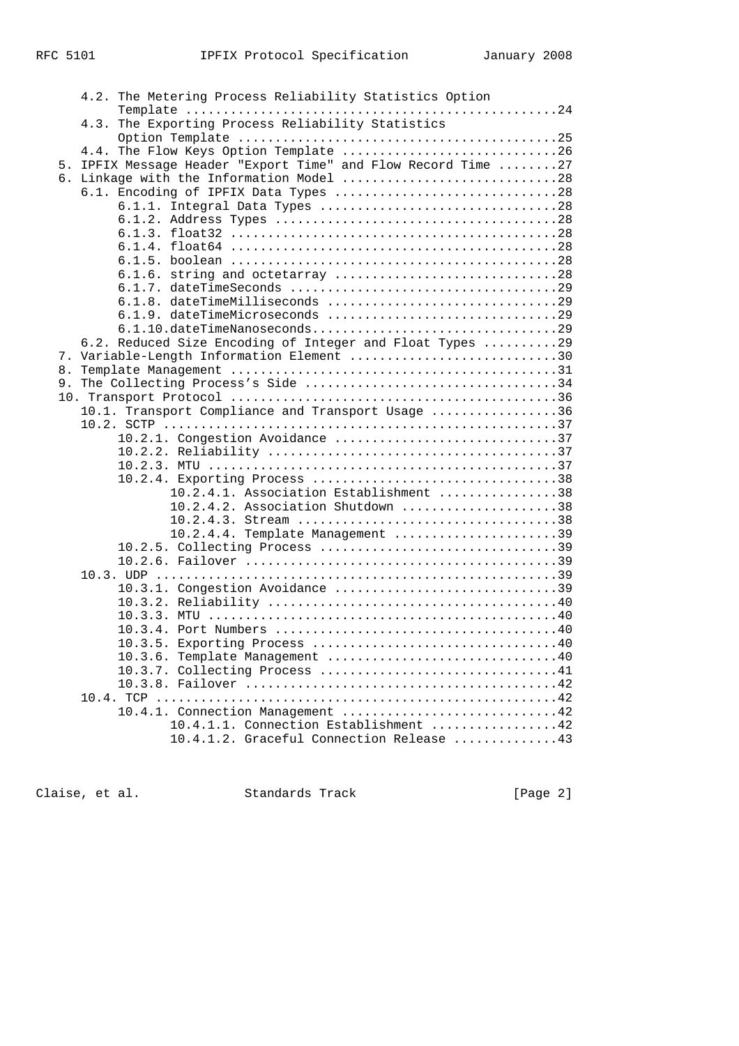```
      4.2. The Metering Process Reliability Statistics Option
           Template ..................................................24
      4.3. The Exporting Process Reliability Statistics
           Option Template ...........................................25
      4.4. The Flow Keys Option Template .............................26
   5. IPFIX Message Header "Export Time" and Flow Record Time ........27
   6. Linkage with the Information Model .............................28
      6.1. Encoding of IPFIX Data Types ..............................28
           6.1.1. Integral Data Types ................................28
           6.1.2. Address Types ......................................28
           6.1.3. float32 ............................................28
           6.1.4. float64 ............................................28
           6.1.5. boolean ............................................28
           6.1.6. string and octetarray ..............................28
           6.1.7. dateTimeSeconds ....................................29
           6.1.8. dateTimeMilliseconds ...............................29
           6.1.9. dateTimeMicroseconds ...............................29
           6.1.10.dateTimeNanoseconds.................................29
      6.2. Reduced Size Encoding of Integer and Float Types ..........29
   7. Variable-Length Information Element ............................30
   8. Template Management ............................................31
   9. The Collecting Process's Side ..................................34
   10. Transport Protocol ............................................36
      10.1. Transport Compliance and Transport Usage .................36
      10.2. SCTP .....................................................37
           10.2.1. Congestion Avoidance ..............................37
           10.2.2. Reliability .......................................37
           10.2.3. MTU ...............................................37
           10.2.4. Exporting Process .................................38
                  10.2.4.1. Association Establishment ................38
                  10.2.4.2. Association Shutdown .....................38
                  10.2.4.3. Stream ...................................38
                  10.2.4.4. Template Management ......................39
           10.2.5. Collecting Process ................................39
           10.2.6. Failover ..........................................39
      10.3. UDP ......................................................39
           10.3.1. Congestion Avoidance ..............................39
           10.3.2. Reliability .......................................40
           10.3.3. MTU ...............................................40
           10.3.4. Port Numbers ......................................40
           10.3.5. Exporting Process .................................40
           10.3.6. Template Management ...............................40
           10.3.7. Collecting Process ................................41
           10.3.8. Failover ..........................................42
      10.4. TCP ......................................................42
           10.4.1. Connection Management .............................42
                  10.4.1.1. Connection Establishment .................42
                  10.4.1.2. Graceful Connection Release ..............43
```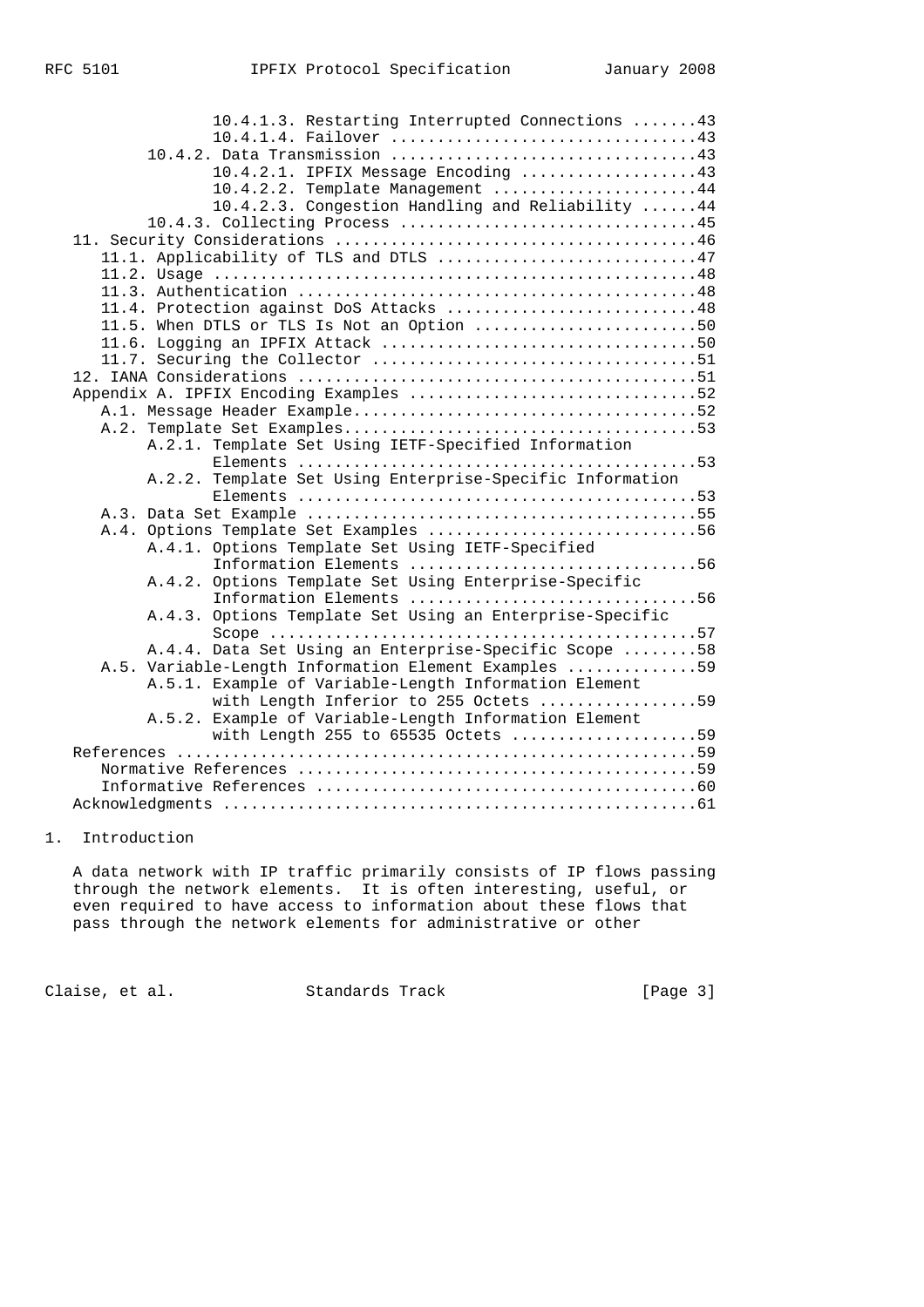```
            10.4.1.3. Restarting Interrupted Connections .......43
            10.4.1.4. Failover .................................43
       10.4.2. Data Transmission ...............................43
            10.4.2.1. IPFIX Message Encoding ...................43
            10.4.2.2. Template Management ......................44
            10.4.2.3. Congestion Handling and Reliability ......44
       10.4.3. Collecting Process ..............................45
11. Security Considerations ....................................46
   11.1. Applicability of TLS and DTLS .........................47
   11.2. Usage .................................................48
   11.3. Authentication ........................................48
   11.4. Protection against DoS Attacks ........................48
   11.5. When DTLS or TLS Is Not an Option .....................50
   11.6. Logging an IPFIX Attack ...............................50
   11.7. Securing the Collector ................................51
12. IANA Considerations ........................................51
Appendix A. IPFIX Encoding Examples ............................52
   A.1. Message Header Example..................................52
   A.2. Template Set Examples...................................53
       A.2.1. Template Set Using IETF-Specified Information
              Elements .........................................53
       A.2.2. Template Set Using Enterprise-Specific Information
              Elements .........................................53
   A.3. Data Set Example .......................................55
   A.4. Options Template Set Examples ..........................56
       A.4.1. Options Template Set Using IETF-Specified
              Information Elements .............................56
       A.4.2. Options Template Set Using Enterprise-Specific
              Information Elements .............................56
       A.4.3. Options Template Set Using an Enterprise-Specific
              Scope ............................................57
       A.4.4. Data Set Using an Enterprise-Specific Scope ........58
   A.5. Variable-Length Information Element Examples ..............59
       A.5.1. Example of Variable-Length Information Element
              with Length Inferior to 255 Octets ................59
       A.5.2. Example of Variable-Length Information Element
              with Length 255 to 65535 Octets ...................59
References .....................................................59
   Normative References ........................................59
   Informative References ......................................60
Acknowledgments ................................................61
```

## 1. Introduction

A data network with IP traffic primarily consists of IP flows passing through the network elements. It is often interesting, useful, or even required to have access to information about these flows that pass through the network elements for administrative or other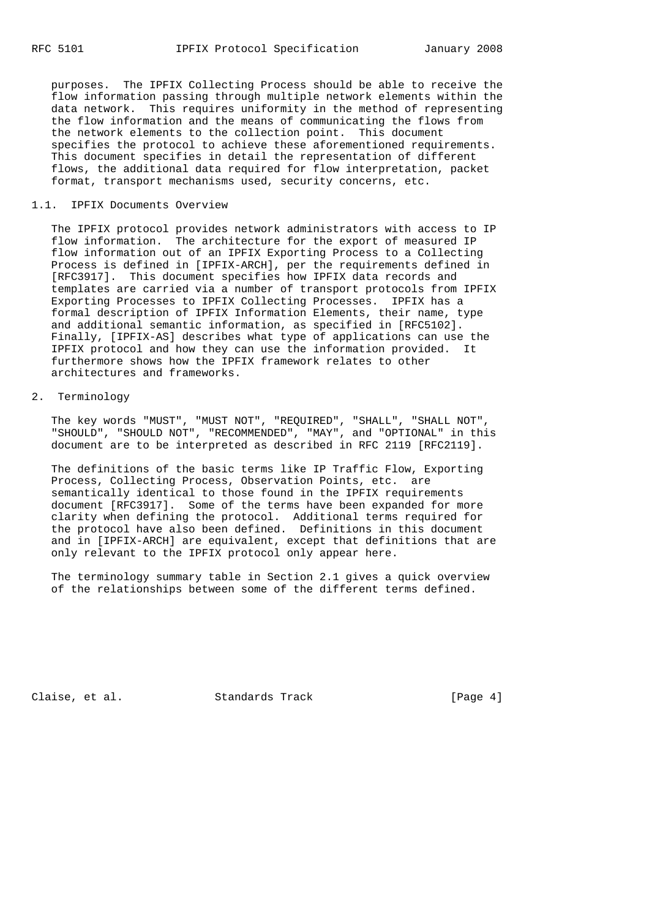purposes. The IPFIX Collecting Process should be able to receive the flow information passing through multiple network elements within the data network. This requires uniformity in the method of representing the flow information and the means of communicating the flows from the network elements to the collection point. This document specifies the protocol to achieve these aforementioned requirements. This document specifies in detail the representation of different flows, the additional data required for flow interpretation, packet format, transport mechanisms used, security concerns, etc.

### 1.1. IPFIX Documents Overview

The IPFIX protocol provides network administrators with access to IP flow information. The architecture for the export of measured IP flow information out of an IPFIX Exporting Process to a Collecting Process is defined in [IPFIX-ARCH], per the requirements defined in [RFC3917]. This document specifies how IPFIX data records and templates are carried via a number of transport protocols from IPFIX Exporting Processes to IPFIX Collecting Processes. IPFIX has a formal description of IPFIX Information Elements, their name, type and additional semantic information, as specified in [RFC5102]. Finally, [IPFIX-AS] describes what type of applications can use the IPFIX protocol and how they can use the information provided. It furthermore shows how the IPFIX framework relates to other architectures and frameworks.

## 2. Terminology

The key words "MUST", "MUST NOT", "REQUIRED", "SHALL", "SHALL NOT", "SHOULD", "SHOULD NOT", "RECOMMENDED", "MAY", and "OPTIONAL" in this document are to be interpreted as described in RFC 2119 [RFC2119].

The definitions of the basic terms like IP Traffic Flow, Exporting Process, Collecting Process, Observation Points, etc. are semantically identical to those found in the IPFIX requirements document [RFC3917]. Some of the terms have been expanded for more clarity when defining the protocol. Additional terms required for the protocol have also been defined. Definitions in this document and in [IPFIX-ARCH] are equivalent, except that definitions that are only relevant to the IPFIX protocol only appear here.

The terminology summary table in Section 2.1 gives a quick overview of the relationships between some of the different terms defined.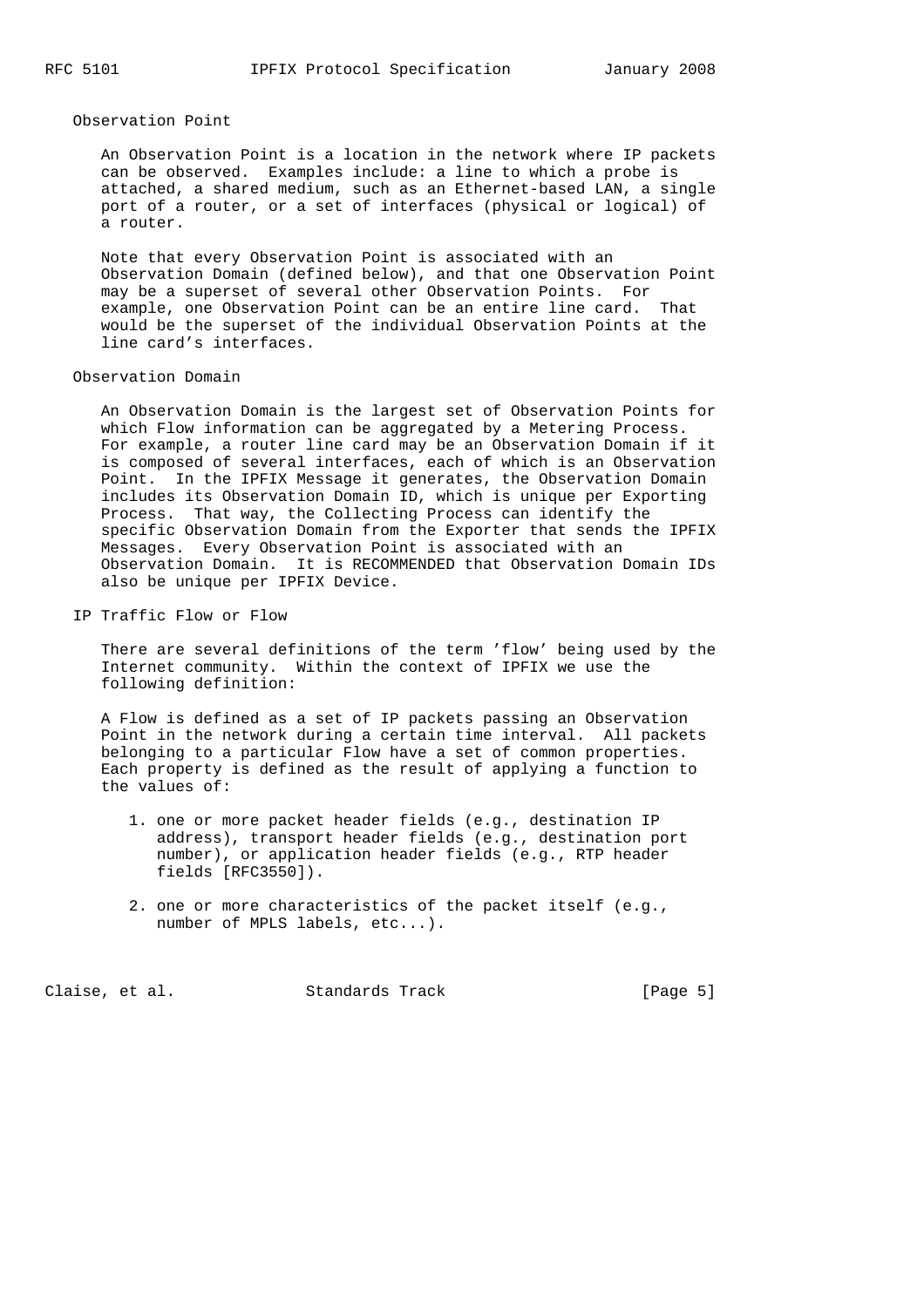Observation Point

An Observation Point is a location in the network where IP packets can be observed. Examples include: a line to which a probe is attached, a shared medium, such as an Ethernet-based LAN, a single port of a router, or a set of interfaces (physical or logical) of a router.

Note that every Observation Point is associated with an Observation Domain (defined below), and that one Observation Point may be a superset of several other Observation Points. For example, one Observation Point can be an entire line card. That would be the superset of the individual Observation Points at the line card's interfaces.

Observation Domain

An Observation Domain is the largest set of Observation Points for which Flow information can be aggregated by a Metering Process. For example, a router line card may be an Observation Domain if it is composed of several interfaces, each of which is an Observation Point. In the IPFIX Message it generates, the Observation Domain includes its Observation Domain ID, which is unique per Exporting Process. That way, the Collecting Process can identify the specific Observation Domain from the Exporter that sends the IPFIX Messages. Every Observation Point is associated with an Observation Domain. It is RECOMMENDED that Observation Domain IDs also be unique per IPFIX Device.

IP Traffic Flow or Flow

There are several definitions of the term 'flow' being used by the Internet community. Within the context of IPFIX we use the following definition:

A Flow is defined as a set of IP packets passing an Observation Point in the network during a certain time interval. All packets belonging to a particular Flow have a set of common properties. Each property is defined as the result of applying a function to the values of:

1. one or more packet header fields (e.g., destination IP address), transport header fields (e.g., destination port number), or application header fields (e.g., RTP header fields [RFC3550]).

2. one or more characteristics of the packet itself (e.g., number of MPLS labels, etc...).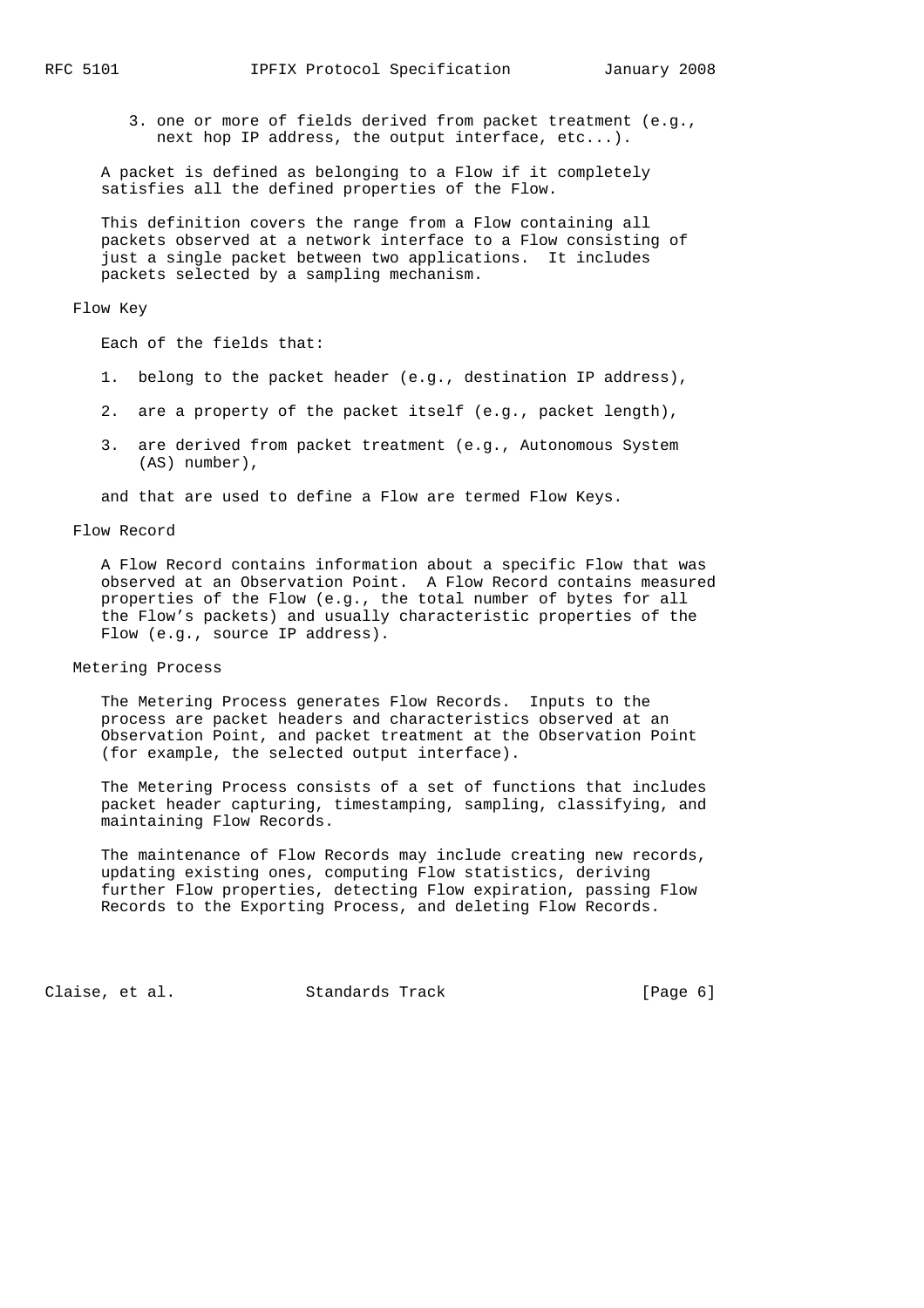3. one or more of fields derived from packet treatment (e.g., next hop IP address, the output interface, etc...).

A packet is defined as belonging to a Flow if it completely satisfies all the defined properties of the Flow.

This definition covers the range from a Flow containing all packets observed at a network interface to a Flow consisting of just a single packet between two applications. It includes packets selected by a sampling mechanism.

Flow Key

Each of the fields that:

1. belong to the packet header (e.g., destination IP address),
2. are a property of the packet itself (e.g., packet length),
3. are derived from packet treatment (e.g., Autonomous System (AS) number),

and that are used to define a Flow are termed Flow Keys.

Flow Record

A Flow Record contains information about a specific Flow that was observed at an Observation Point. A Flow Record contains measured properties of the Flow (e.g., the total number of bytes for all the Flow's packets) and usually characteristic properties of the Flow (e.g., source IP address).

Metering Process

The Metering Process generates Flow Records. Inputs to the process are packet headers and characteristics observed at an Observation Point, and packet treatment at the Observation Point (for example, the selected output interface).

The Metering Process consists of a set of functions that includes packet header capturing, timestamping, sampling, classifying, and maintaining Flow Records.

The maintenance of Flow Records may include creating new records, updating existing ones, computing Flow statistics, deriving further Flow properties, detecting Flow expiration, passing Flow Records to the Exporting Process, and deleting Flow Records.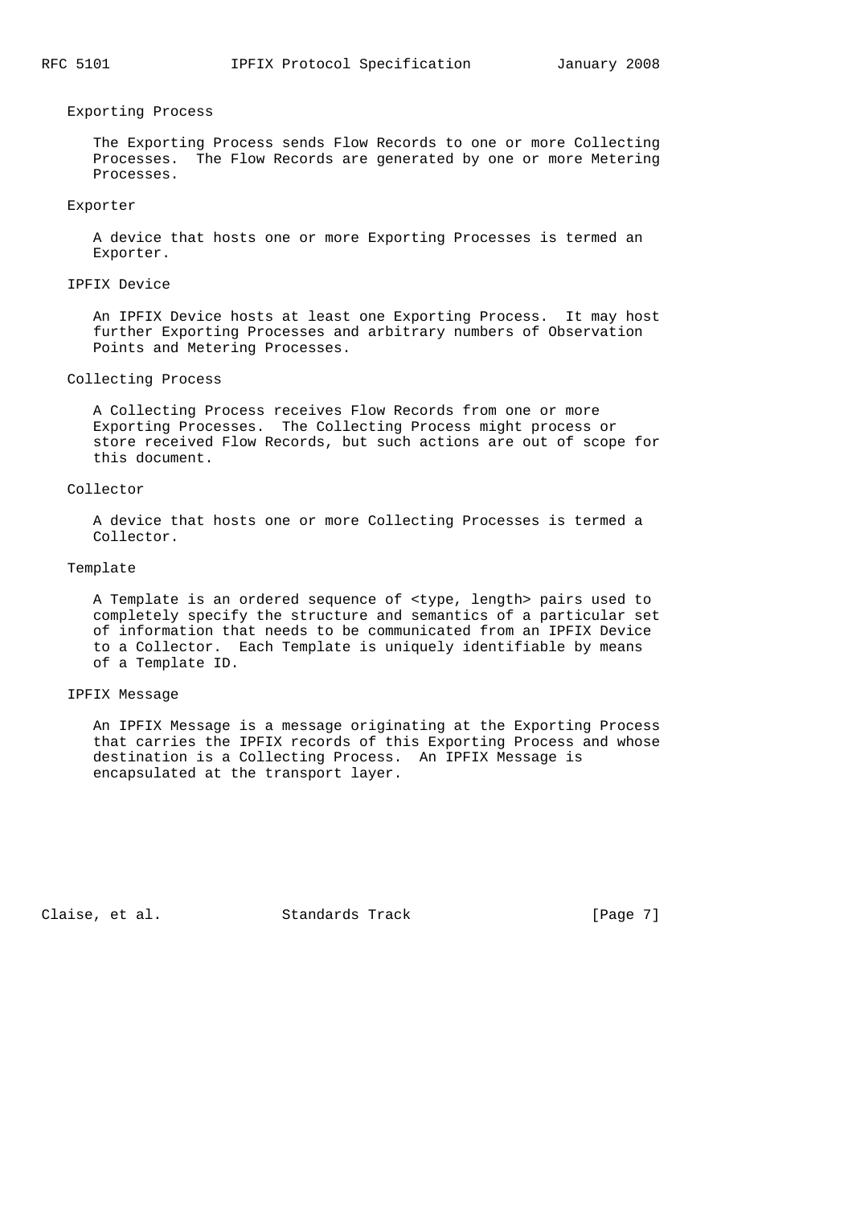Exporting Process

The Exporting Process sends Flow Records to one or more Collecting Processes. The Flow Records are generated by one or more Metering Processes.

Exporter

A device that hosts one or more Exporting Processes is termed an Exporter.

IPFIX Device

An IPFIX Device hosts at least one Exporting Process. It may host further Exporting Processes and arbitrary numbers of Observation Points and Metering Processes.

Collecting Process

A Collecting Process receives Flow Records from one or more Exporting Processes. The Collecting Process might process or store received Flow Records, but such actions are out of scope for this document.

Collector

A device that hosts one or more Collecting Processes is termed a Collector.

Template

A Template is an ordered sequence of <type, length> pairs used to completely specify the structure and semantics of a particular set of information that needs to be communicated from an IPFIX Device to a Collector. Each Template is uniquely identifiable by means of a Template ID.

IPFIX Message

An IPFIX Message is a message originating at the Exporting Process that carries the IPFIX records of this Exporting Process and whose destination is a Collecting Process. An IPFIX Message is encapsulated at the transport layer.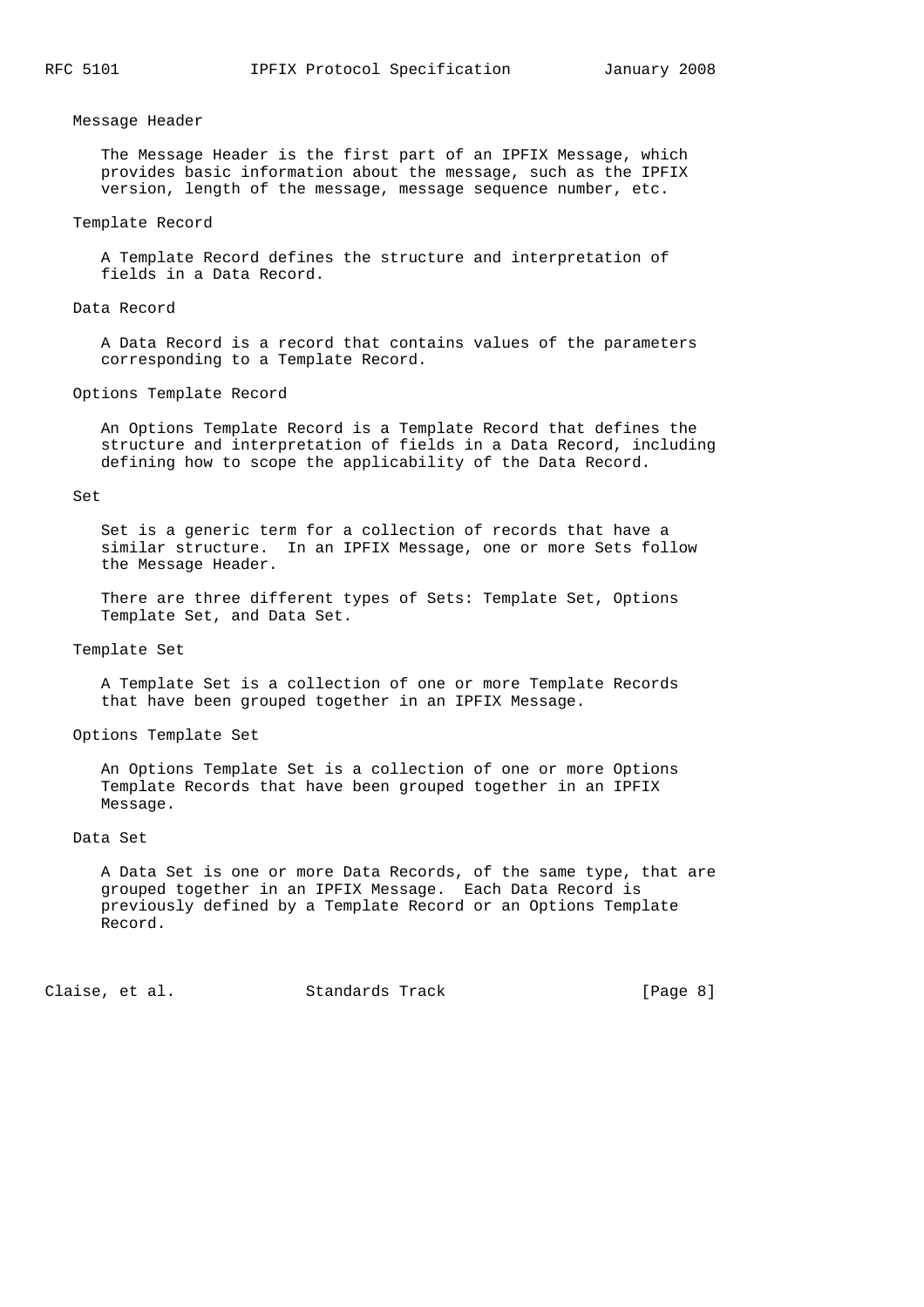Message Header

The Message Header is the first part of an IPFIX Message, which provides basic information about the message, such as the IPFIX version, length of the message, message sequence number, etc.

Template Record

A Template Record defines the structure and interpretation of fields in a Data Record.

Data Record

A Data Record is a record that contains values of the parameters corresponding to a Template Record.

Options Template Record

An Options Template Record is a Template Record that defines the structure and interpretation of fields in a Data Record, including defining how to scope the applicability of the Data Record.

Set

Set is a generic term for a collection of records that have a similar structure. In an IPFIX Message, one or more Sets follow the Message Header.

There are three different types of Sets: Template Set, Options Template Set, and Data Set.

Template Set

A Template Set is a collection of one or more Template Records that have been grouped together in an IPFIX Message.

Options Template Set

An Options Template Set is a collection of one or more Options Template Records that have been grouped together in an IPFIX Message.

Data Set

A Data Set is one or more Data Records, of the same type, that are grouped together in an IPFIX Message. Each Data Record is previously defined by a Template Record or an Options Template Record.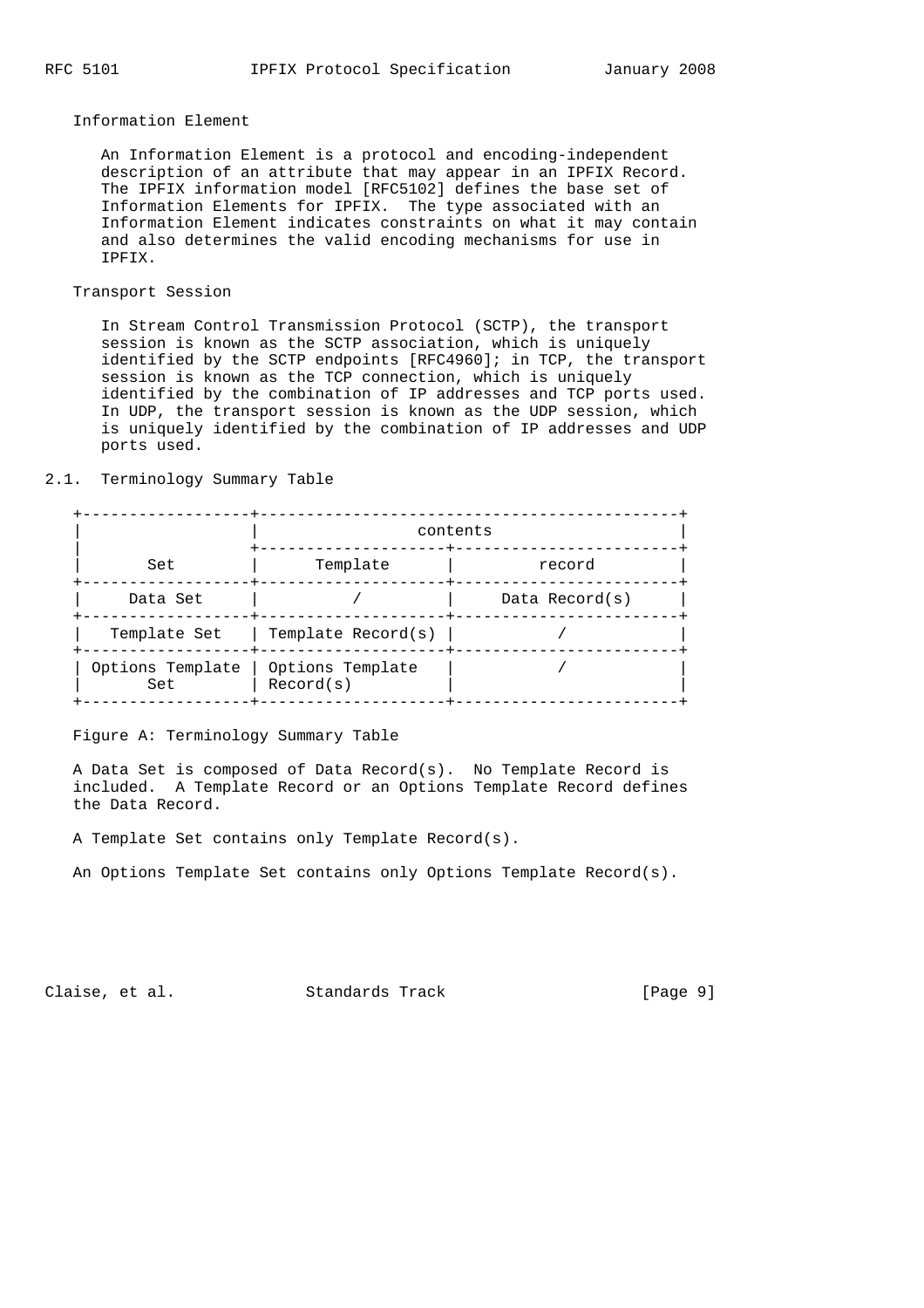Information Element

An Information Element is a protocol and encoding-independent description of an attribute that may appear in an IPFIX Record. The IPFIX information model [RFC5102] defines the base set of Information Elements for IPFIX. The type associated with an Information Element indicates constraints on what it may contain and also determines the valid encoding mechanisms for use in IPFIX.

Transport Session

In Stream Control Transmission Protocol (SCTP), the transport session is known as the SCTP association, which is uniquely identified by the SCTP endpoints [RFC4960]; in TCP, the transport session is known as the TCP connection, which is uniquely identified by the combination of IP addresses and TCP ports used. In UDP, the transport session is known as the UDP session, which is uniquely identified by the combination of IP addresses and UDP ports used.

## 2.1. Terminology Summary Table

| | contents | |
|---|---|---|
| Set | Template | record |
| Data Set | / | Data Record(s) |
| Template Set | Template Record(s) | / |
| Options Template Set | Options Template Record(s) | / |

Figure A: Terminology Summary Table

A Data Set is composed of Data Record(s). No Template Record is included. A Template Record or an Options Template Record defines the Data Record.

A Template Set contains only Template Record(s).

An Options Template Set contains only Options Template Record(s).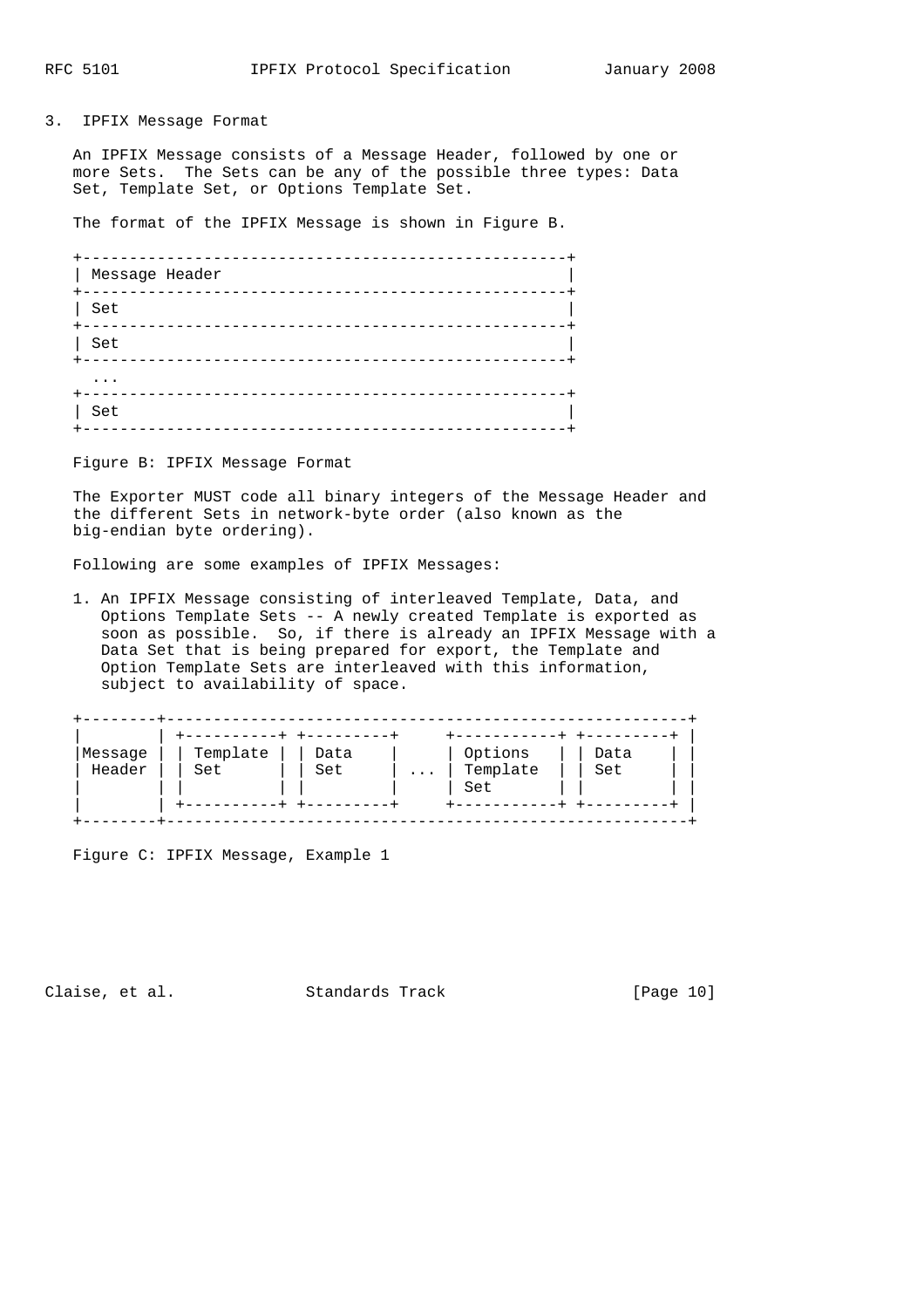## 3. IPFIX Message Format

An IPFIX Message consists of a Message Header, followed by one or more Sets. The Sets can be any of the possible three types: Data Set, Template Set, or Options Template Set.

The format of the IPFIX Message is shown in Figure B.

```
+----------------------------------------------------+
| Message Header                                     |
+----------------------------------------------------+
| Set                                                |
+----------------------------------------------------+
| Set                                                |
+----------------------------------------------------+
  ...
+----------------------------------------------------+
| Set                                                |
+----------------------------------------------------+
```

Figure B: IPFIX Message Format

The Exporter MUST code all binary integers of the Message Header and the different Sets in network-byte order (also known as the big-endian byte ordering).

Following are some examples of IPFIX Messages:

1. An IPFIX Message consisting of interleaved Template, Data, and Options Template Sets -- A newly created Template is exported as soon as possible. So, if there is already an IPFIX Message with a Data Set that is being prepared for export, the Template and Option Template Sets are interleaved with this information, subject to availability of space.

```
+--------+--------------------------------------------------------+
|        | +----------+ +---------+     +-----------+ +---------+ |
|Message | | Template | | Data    |     | Options   | | Data    | |
| Header | | Set      | | Set     | ... | Template  | | Set     | |
|        | |          | |         |     | Set       | |         | |
|        | +----------+ +---------+     +-----------+ +---------+ |
+--------+--------------------------------------------------------+
```

Figure C: IPFIX Message, Example 1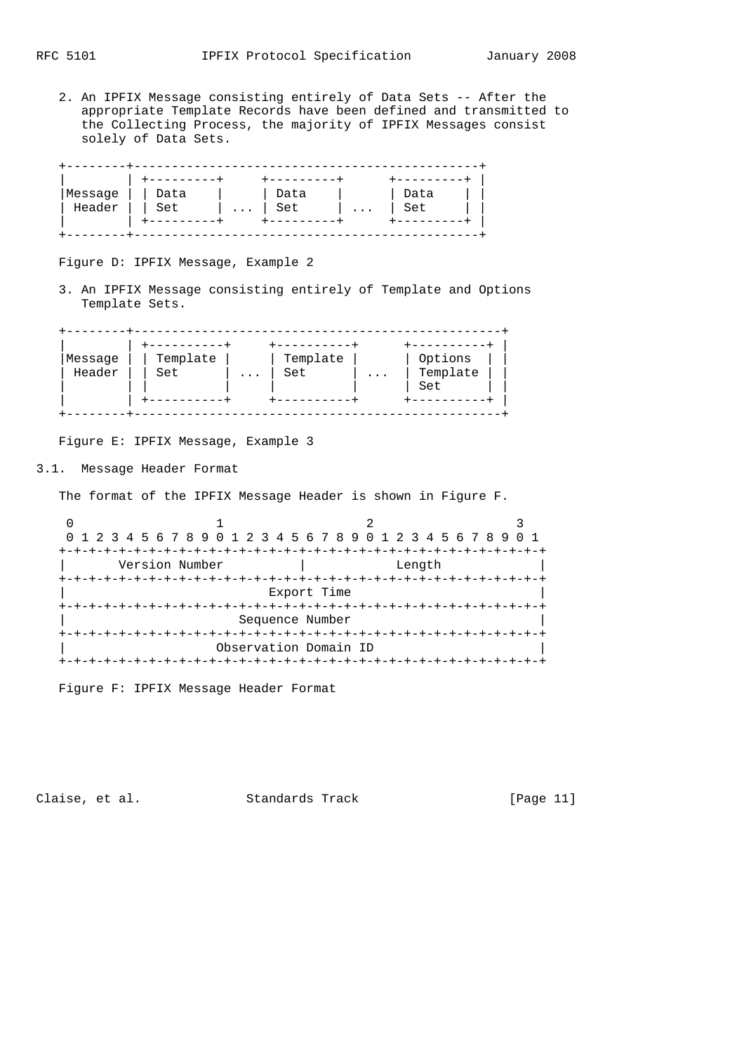2. An IPFIX Message consisting entirely of Data Sets -- After the appropriate Template Records have been defined and transmitted to the Collecting Process, the majority of IPFIX Messages consist solely of Data Sets.

```
+--------+-------------------------------------------+
|        | +---------+     +---------+     +---------+ |
|Message | | Data    |     | Data    |     | Data    | |
| Header | | Set     | ... | Set     | ... | Set     | |
|        | +---------+     +---------+     +---------+ |
+--------+-------------------------------------------+
```

Figure D: IPFIX Message, Example 2

3. An IPFIX Message consisting entirely of Template and Options Template Sets.

```
+--------+-------------------------------------------------+
|        | +----------+     +----------+      +----------+ |
|Message | | Template |     | Template |      | Options  | |
| Header | | Set      | ... | Set      | ...  | Template | |
|        | |          |     |          |      | Set      | |
|        | +----------+     +----------+      +----------+ |
+--------+-------------------------------------------------+
```

Figure E: IPFIX Message, Example 3

## 3.1. Message Header Format

The format of the IPFIX Message Header is shown in Figure F.

```
 0                   1                   2                   3
 0 1 2 3 4 5 6 7 8 9 0 1 2 3 4 5 6 7 8 9 0 1 2 3 4 5 6 7 8 9 0 1
+-+-+-+-+-+-+-+-+-+-+-+-+-+-+-+-+-+-+-+-+-+-+-+-+-+-+-+-+-+-+-+-+
|       Version Number          |            Length             |
+-+-+-+-+-+-+-+-+-+-+-+-+-+-+-+-+-+-+-+-+-+-+-+-+-+-+-+-+-+-+-+-+
|                           Export Time                         |
+-+-+-+-+-+-+-+-+-+-+-+-+-+-+-+-+-+-+-+-+-+-+-+-+-+-+-+-+-+-+-+-+
|                       Sequence Number                         |
+-+-+-+-+-+-+-+-+-+-+-+-+-+-+-+-+-+-+-+-+-+-+-+-+-+-+-+-+-+-+-+-+
|                    Observation Domain ID                      |
+-+-+-+-+-+-+-+-+-+-+-+-+-+-+-+-+-+-+-+-+-+-+-+-+-+-+-+-+-+-+-+-+
```

Figure F: IPFIX Message Header Format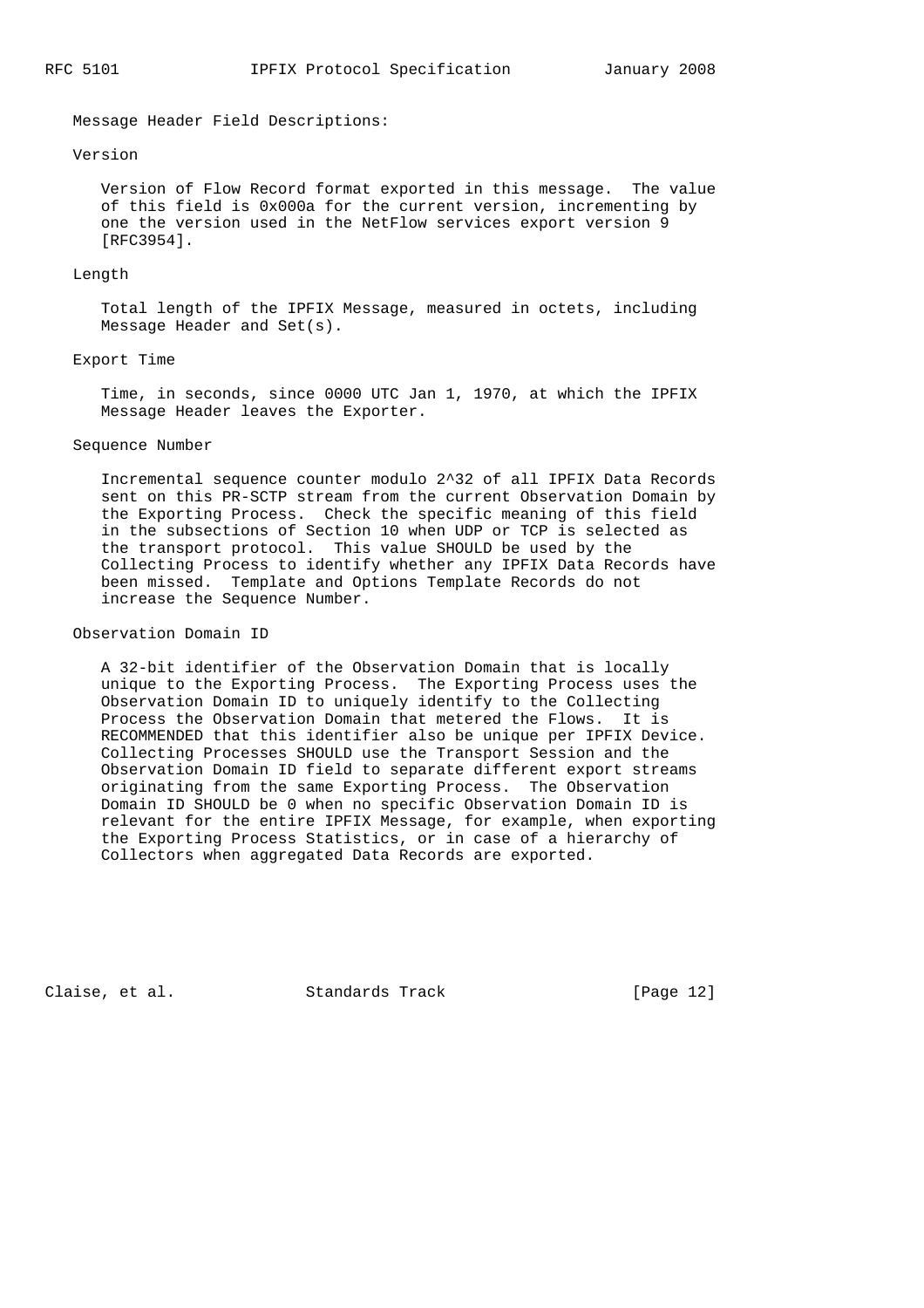Message Header Field Descriptions:

Version

Version of Flow Record format exported in this message. The value of this field is 0x000a for the current version, incrementing by one the version used in the NetFlow services export version 9 [RFC3954].

Length

Total length of the IPFIX Message, measured in octets, including Message Header and Set(s).

Export Time

Time, in seconds, since 0000 UTC Jan 1, 1970, at which the IPFIX Message Header leaves the Exporter.

Sequence Number

Incremental sequence counter modulo $2^{32}$ of all IPFIX Data Records sent on this PR-SCTP stream from the current Observation Domain by the Exporting Process. Check the specific meaning of this field in the subsections of Section 10 when UDP or TCP is selected as the transport protocol. This value SHOULD be used by the Collecting Process to identify whether any IPFIX Data Records have been missed. Template and Options Template Records do not increase the Sequence Number.

Observation Domain ID

A 32-bit identifier of the Observation Domain that is locally unique to the Exporting Process. The Exporting Process uses the Observation Domain ID to uniquely identify to the Collecting Process the Observation Domain that metered the Flows. It is RECOMMENDED that this identifier also be unique per IPFIX Device. Collecting Processes SHOULD use the Transport Session and the Observation Domain ID field to separate different export streams originating from the same Exporting Process. The Observation Domain ID SHOULD be 0 when no specific Observation Domain ID is relevant for the entire IPFIX Message, for example, when exporting the Exporting Process Statistics, or in case of a hierarchy of Collectors when aggregated Data Records are exported.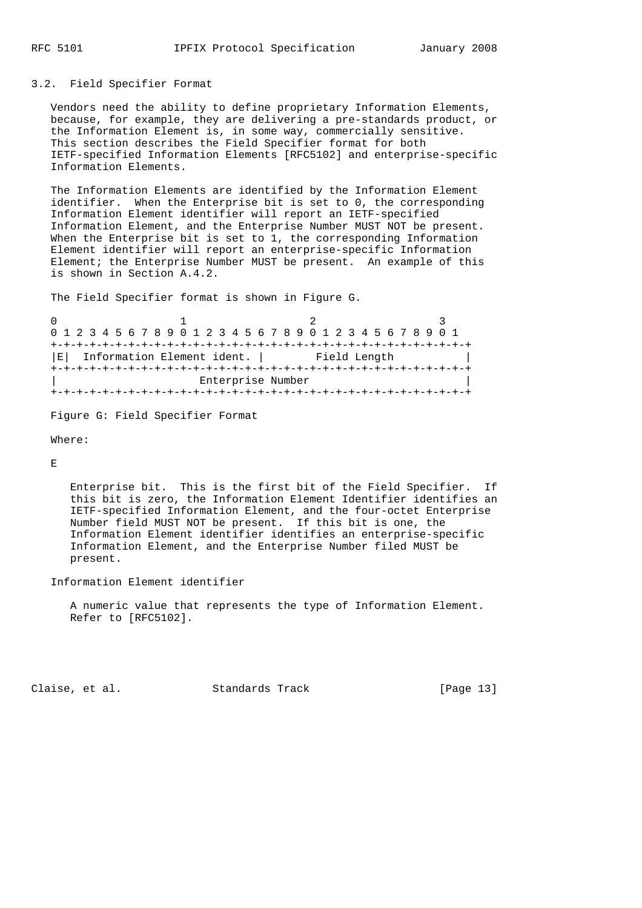### 3.2. Field Specifier Format

Vendors need the ability to define proprietary Information Elements, because, for example, they are delivering a pre-standards product, or the Information Element is, in some way, commercially sensitive. This section describes the Field Specifier format for both IETF-specified Information Elements [RFC5102] and enterprise-specific Information Elements.

The Information Elements are identified by the Information Element identifier. When the Enterprise bit is set to 0, the corresponding Information Element identifier will report an IETF-specified Information Element, and the Enterprise Number MUST NOT be present. When the Enterprise bit is set to 1, the corresponding Information Element identifier will report an enterprise-specific Information Element; the Enterprise Number MUST be present. An example of this is shown in Section A.4.2.

The Field Specifier format is shown in Figure G.

```
 0                   1                   2                   3
 0 1 2 3 4 5 6 7 8 9 0 1 2 3 4 5 6 7 8 9 0 1 2 3 4 5 6 7 8 9 0 1
+-+-+-+-+-+-+-+-+-+-+-+-+-+-+-+-+-+-+-+-+-+-+-+-+-+-+-+-+-+-+-+-+
|E|  Information Element ident. |        Field Length           |
+-+-+-+-+-+-+-+-+-+-+-+-+-+-+-+-+-+-+-+-+-+-+-+-+-+-+-+-+-+-+-+-+
|                      Enterprise Number                        |
+-+-+-+-+-+-+-+-+-+-+-+-+-+-+-+-+-+-+-+-+-+-+-+-+-+-+-+-+-+-+-+-+
```

Figure G: Field Specifier Format

Where:

E

Enterprise bit. This is the first bit of the Field Specifier. If this bit is zero, the Information Element Identifier identifies an IETF-specified Information Element, and the four-octet Enterprise Number field MUST NOT be present. If this bit is one, the Information Element identifier identifies an enterprise-specific Information Element, and the Enterprise Number filed MUST be present.

Information Element identifier

A numeric value that represents the type of Information Element. Refer to [RFC5102].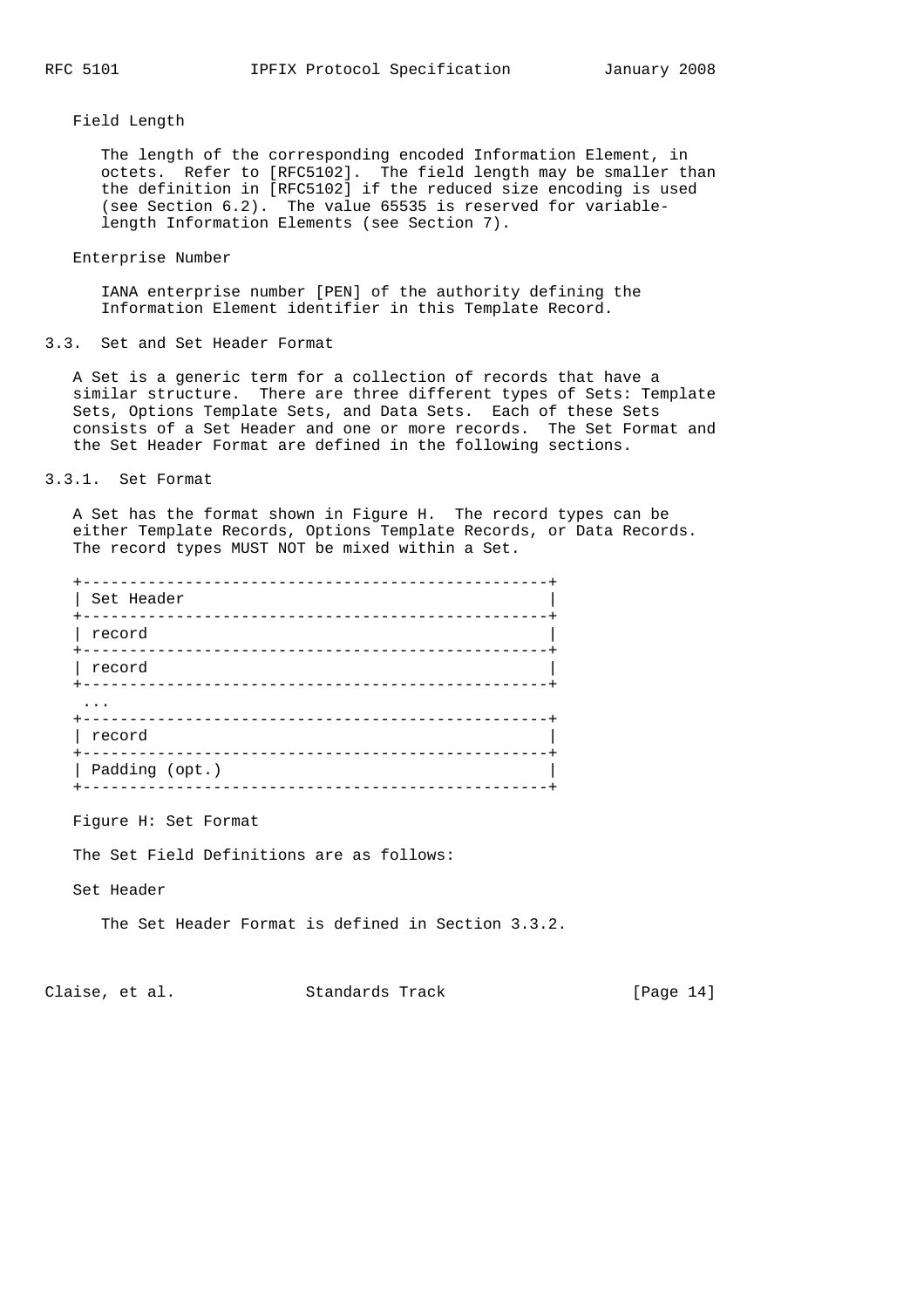Field Length

The length of the corresponding encoded Information Element, in octets. Refer to [RFC5102]. The field length may be smaller than the definition in [RFC5102] if the reduced size encoding is used (see Section 6.2). The value 65535 is reserved for variable-length Information Elements (see Section 7).

Enterprise Number

IANA enterprise number [PEN] of the authority defining the Information Element identifier in this Template Record.

### 3.3. Set and Set Header Format

A Set is a generic term for a collection of records that have a similar structure. There are three different types of Sets: Template Sets, Options Template Sets, and Data Sets. Each of these Sets consists of a Set Header and one or more records. The Set Format and the Set Header Format are defined in the following sections.

#### 3.3.1. Set Format

A Set has the format shown in Figure H. The record types can be either Template Records, Options Template Records, or Data Records. The record types MUST NOT be mixed within a Set.

```
+--------------------------------------------------+
| Set Header                                       |
+--------------------------------------------------+
| record                                           |
+--------------------------------------------------+
| record                                           |
+--------------------------------------------------+
 ...
+--------------------------------------------------+
| record                                           |
+--------------------------------------------------+
| Padding (opt.)                                   |
+--------------------------------------------------+
```

Figure H: Set Format

The Set Field Definitions are as follows:

Set Header

The Set Header Format is defined in Section 3.3.2.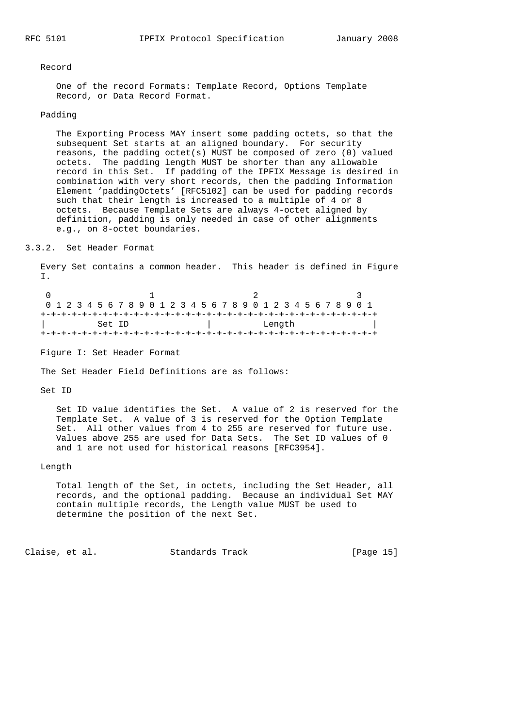Record

One of the record Formats: Template Record, Options Template Record, or Data Record Format.

Padding

The Exporting Process MAY insert some padding octets, so that the subsequent Set starts at an aligned boundary. For security reasons, the padding octet(s) MUST be composed of zero (0) valued octets. The padding length MUST be shorter than any allowable record in this Set. If padding of the IPFIX Message is desired in combination with very short records, then the padding Information Element 'paddingOctets' [RFC5102] can be used for padding records such that their length is increased to a multiple of 4 or 8 octets. Because Template Sets are always 4-octet aligned by definition, padding is only needed in case of other alignments e.g., on 8-octet boundaries.

### 3.3.2. Set Header Format

Every Set contains a common header. This header is defined in Figure I.

```
 0                   1                   2                   3
 0 1 2 3 4 5 6 7 8 9 0 1 2 3 4 5 6 7 8 9 0 1 2 3 4 5 6 7 8 9 0 1
+-+-+-+-+-+-+-+-+-+-+-+-+-+-+-+-+-+-+-+-+-+-+-+-+-+-+-+-+-+-+-+-+
|          Set ID               |          Length               |
+-+-+-+-+-+-+-+-+-+-+-+-+-+-+-+-+-+-+-+-+-+-+-+-+-+-+-+-+-+-+-+-+
```

Figure I: Set Header Format

The Set Header Field Definitions are as follows:

Set ID

Set ID value identifies the Set. A value of 2 is reserved for the Template Set. A value of 3 is reserved for the Option Template Set. All other values from 4 to 255 are reserved for future use. Values above 255 are used for Data Sets. The Set ID values of 0 and 1 are not used for historical reasons [RFC3954].

Length

Total length of the Set, in octets, including the Set Header, all records, and the optional padding. Because an individual Set MAY contain multiple records, the Length value MUST be used to determine the position of the next Set.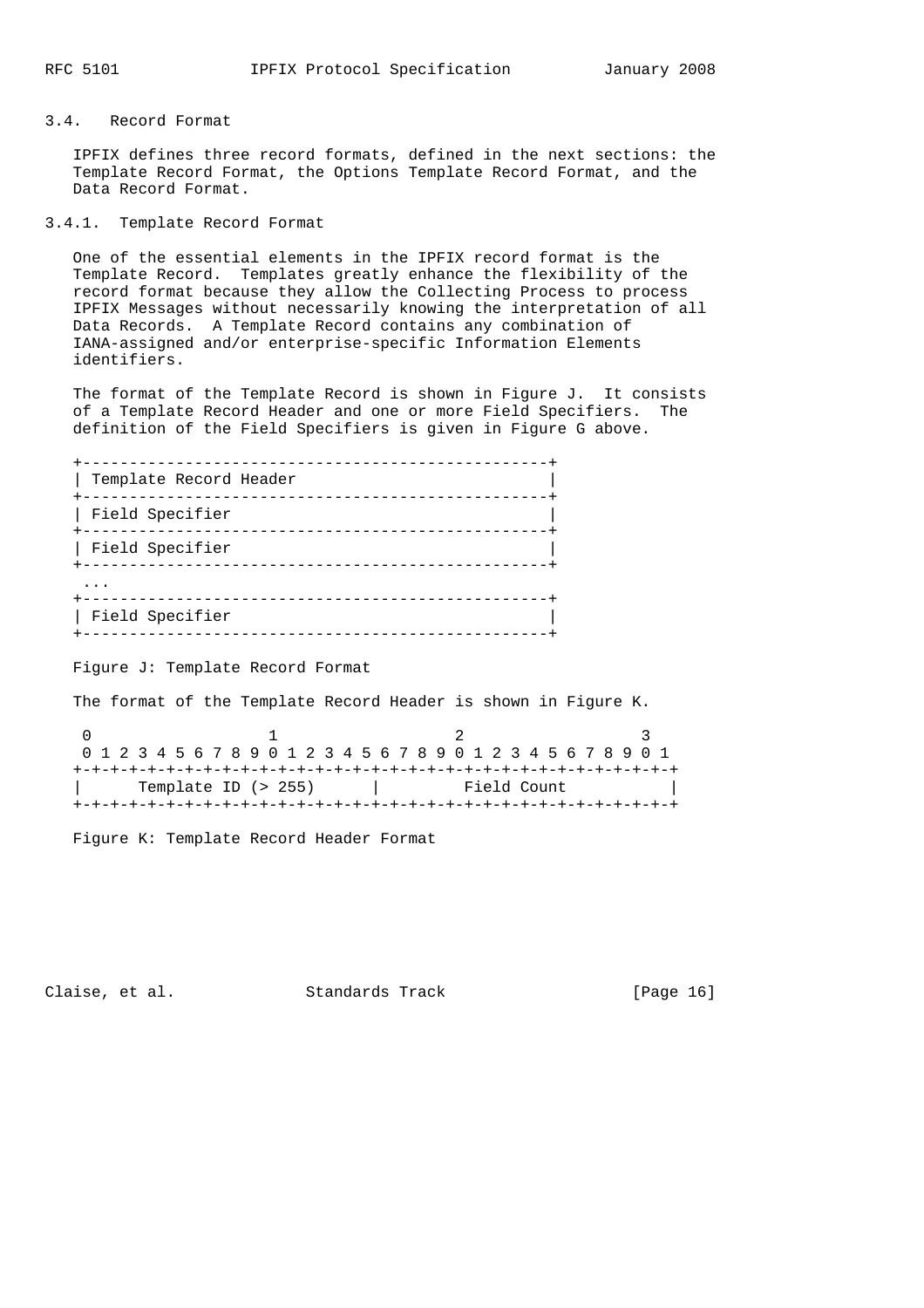### 3.4. Record Format

IPFIX defines three record formats, defined in the next sections: the Template Record Format, the Options Template Record Format, and the Data Record Format.

#### 3.4.1. Template Record Format

One of the essential elements in the IPFIX record format is the Template Record. Templates greatly enhance the flexibility of the record format because they allow the Collecting Process to process IPFIX Messages without necessarily knowing the interpretation of all Data Records. A Template Record contains any combination of IANA-assigned and/or enterprise-specific Information Elements identifiers.

The format of the Template Record is shown in Figure J. It consists of a Template Record Header and one or more Field Specifiers. The definition of the Field Specifiers is given in Figure G above.

```
+--------------------------------------------------+
| Template Record Header                           |
+--------------------------------------------------+
| Field Specifier                                  |
+--------------------------------------------------+
| Field Specifier                                  |
+--------------------------------------------------+
 ...
+--------------------------------------------------+
| Field Specifier                                  |
+--------------------------------------------------+
```

Figure J: Template Record Format

The format of the Template Record Header is shown in Figure K.

```
 0                   1                   2                   3
 0 1 2 3 4 5 6 7 8 9 0 1 2 3 4 5 6 7 8 9 0 1 2 3 4 5 6 7 8 9 0 1
+-+-+-+-+-+-+-+-+-+-+-+-+-+-+-+-+-+-+-+-+-+-+-+-+-+-+-+-+-+-+-+-+
|      Template ID (> 255)      |         Field Count           |
+-+-+-+-+-+-+-+-+-+-+-+-+-+-+-+-+-+-+-+-+-+-+-+-+-+-+-+-+-+-+-+-+
```

Figure K: Template Record Header Format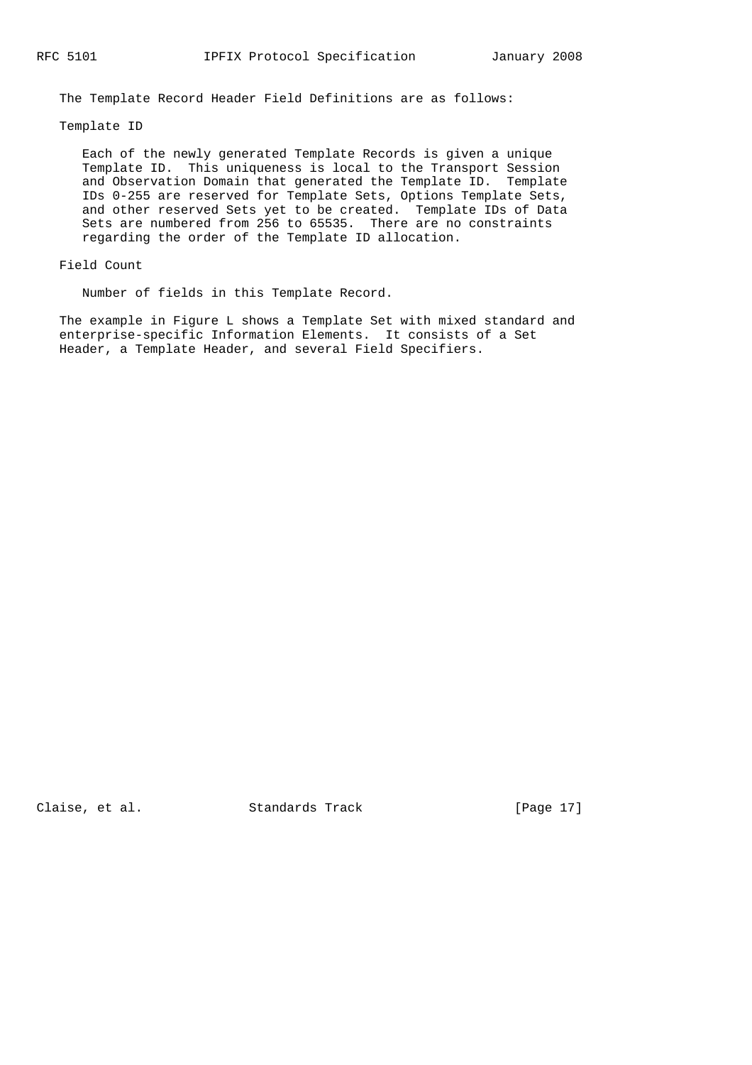The Template Record Header Field Definitions are as follows:

Template ID

Each of the newly generated Template Records is given a unique Template ID. This uniqueness is local to the Transport Session and Observation Domain that generated the Template ID. Template IDs 0-255 are reserved for Template Sets, Options Template Sets, and other reserved Sets yet to be created. Template IDs of Data Sets are numbered from 256 to 65535. There are no constraints regarding the order of the Template ID allocation.

Field Count

Number of fields in this Template Record.

The example in Figure L shows a Template Set with mixed standard and enterprise-specific Information Elements. It consists of a Set Header, a Template Header, and several Field Specifiers.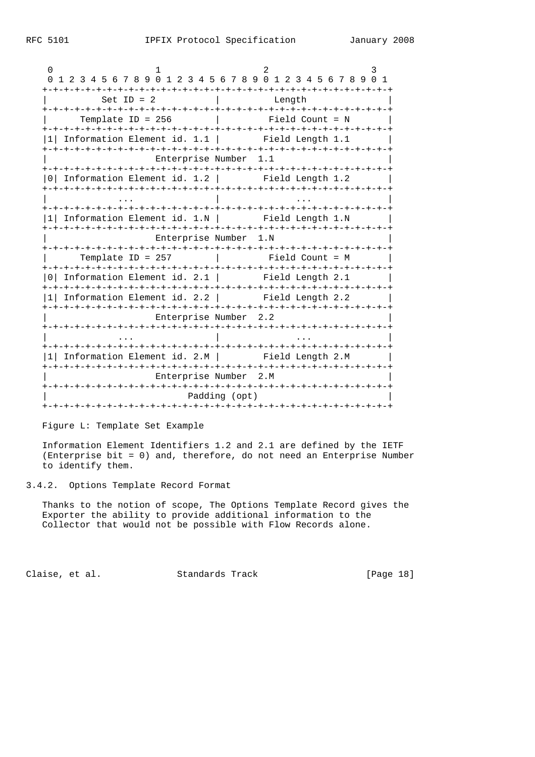```
    0                   1                   2                   3
    0 1 2 3 4 5 6 7 8 9 0 1 2 3 4 5 6 7 8 9 0 1 2 3 4 5 6 7 8 9 0 1
   +-+-+-+-+-+-+-+-+-+-+-+-+-+-+-+-+-+-+-+-+-+-+-+-+-+-+-+-+-+-+-+-+
   |          Set ID = 2           |          Length               |
   +-+-+-+-+-+-+-+-+-+-+-+-+-+-+-+-+-+-+-+-+-+-+-+-+-+-+-+-+-+-+-+-+
   |      Template ID = 256        |         Field Count = N       |
   +-+-+-+-+-+-+-+-+-+-+-+-+-+-+-+-+-+-+-+-+-+-+-+-+-+-+-+-+-+-+-+-+
   |1| Information Element id. 1.1 |        Field Length 1.1       |
   +-+-+-+-+-+-+-+-+-+-+-+-+-+-+-+-+-+-+-+-+-+-+-+-+-+-+-+-+-+-+-+-+
   |                    Enterprise Number  1.1                     |
   +-+-+-+-+-+-+-+-+-+-+-+-+-+-+-+-+-+-+-+-+-+-+-+-+-+-+-+-+-+-+-+-+
   |0| Information Element id. 1.2 |        Field Length 1.2       |
   +-+-+-+-+-+-+-+-+-+-+-+-+-+-+-+-+-+-+-+-+-+-+-+-+-+-+-+-+-+-+-+-+
   |             ...               |              ...              |
   +-+-+-+-+-+-+-+-+-+-+-+-+-+-+-+-+-+-+-+-+-+-+-+-+-+-+-+-+-+-+-+-+
   |1| Information Element id. 1.N |        Field Length 1.N       |
   +-+-+-+-+-+-+-+-+-+-+-+-+-+-+-+-+-+-+-+-+-+-+-+-+-+-+-+-+-+-+-+-+
   |                    Enterprise Number  1.N                     |
   +-+-+-+-+-+-+-+-+-+-+-+-+-+-+-+-+-+-+-+-+-+-+-+-+-+-+-+-+-+-+-+-+
   |      Template ID = 257        |         Field Count = M       |
   +-+-+-+-+-+-+-+-+-+-+-+-+-+-+-+-+-+-+-+-+-+-+-+-+-+-+-+-+-+-+-+-+
   |0| Information Element id. 2.1 |        Field Length 2.1       |
   +-+-+-+-+-+-+-+-+-+-+-+-+-+-+-+-+-+-+-+-+-+-+-+-+-+-+-+-+-+-+-+-+
   |1| Information Element id. 2.2 |        Field Length 2.2       |
   +-+-+-+-+-+-+-+-+-+-+-+-+-+-+-+-+-+-+-+-+-+-+-+-+-+-+-+-+-+-+-+-+
   |                    Enterprise Number  2.2                     |
   +-+-+-+-+-+-+-+-+-+-+-+-+-+-+-+-+-+-+-+-+-+-+-+-+-+-+-+-+-+-+-+-+
   |             ...               |              ...              |
   +-+-+-+-+-+-+-+-+-+-+-+-+-+-+-+-+-+-+-+-+-+-+-+-+-+-+-+-+-+-+-+-+
   |1| Information Element id. 2.M |        Field Length 2.M       |
   +-+-+-+-+-+-+-+-+-+-+-+-+-+-+-+-+-+-+-+-+-+-+-+-+-+-+-+-+-+-+-+-+
   |                    Enterprise Number  2.M                     |
   +-+-+-+-+-+-+-+-+-+-+-+-+-+-+-+-+-+-+-+-+-+-+-+-+-+-+-+-+-+-+-+-+
   |                          Padding (opt)                        |
   +-+-+-+-+-+-+-+-+-+-+-+-+-+-+-+-+-+-+-+-+-+-+-+-+-+-+-+-+-+-+-+-+
```

Figure L: Template Set Example

Information Element Identifiers 1.2 and 2.1 are defined by the IETF (Enterprise bit = 0) and, therefore, do not need an Enterprise Number to identify them.

### 3.4.2. Options Template Record Format

Thanks to the notion of scope, The Options Template Record gives the Exporter the ability to provide additional information to the Collector that would not be possible with Flow Records alone.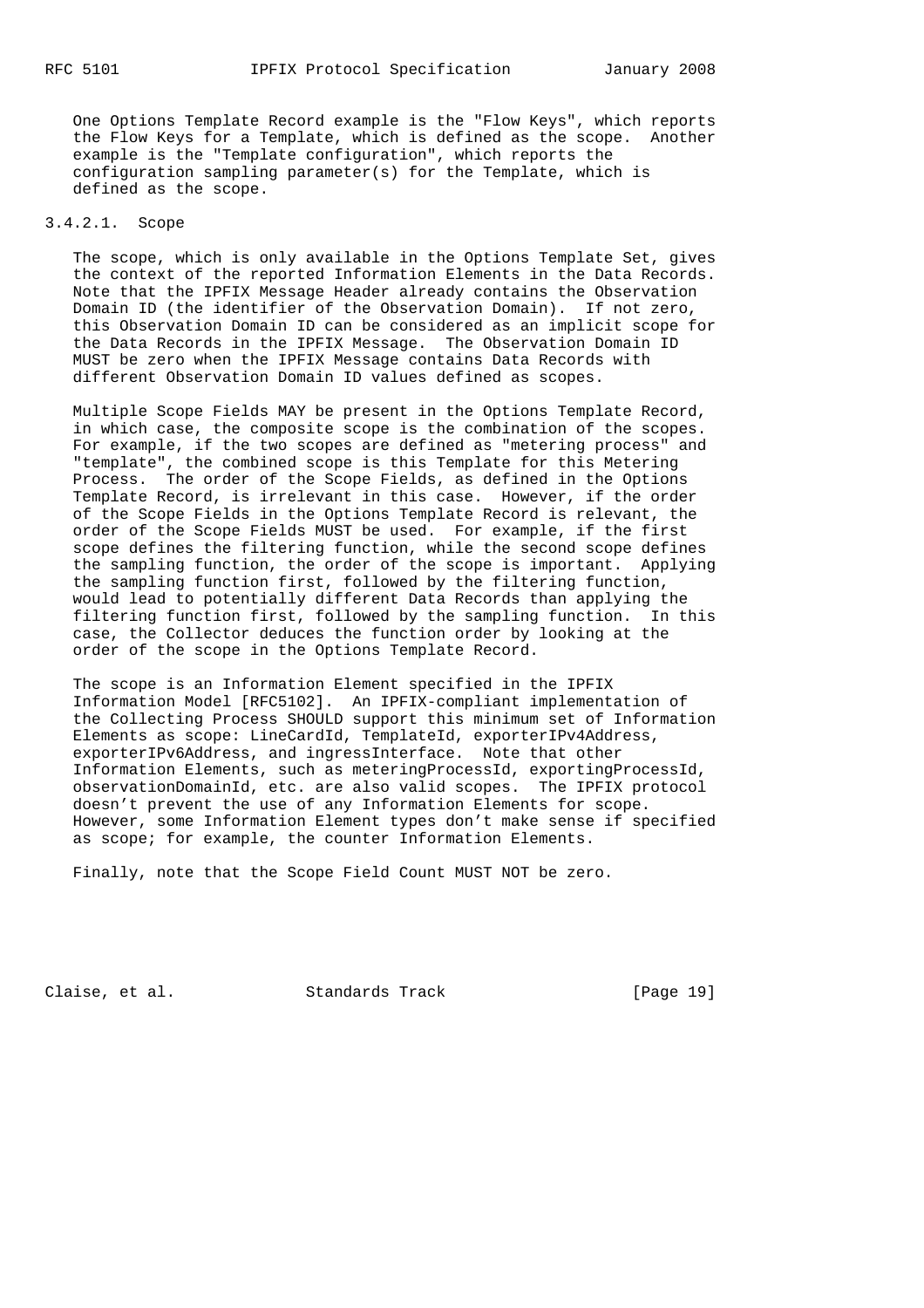One Options Template Record example is the "Flow Keys", which reports the Flow Keys for a Template, which is defined as the scope. Another example is the "Template configuration", which reports the configuration sampling parameter(s) for the Template, which is defined as the scope.

#### 3.4.2.1. Scope

The scope, which is only available in the Options Template Set, gives the context of the reported Information Elements in the Data Records. Note that the IPFIX Message Header already contains the Observation Domain ID (the identifier of the Observation Domain). If not zero, this Observation Domain ID can be considered as an implicit scope for the Data Records in the IPFIX Message. The Observation Domain ID MUST be zero when the IPFIX Message contains Data Records with different Observation Domain ID values defined as scopes.

Multiple Scope Fields MAY be present in the Options Template Record, in which case, the composite scope is the combination of the scopes. For example, if the two scopes are defined as "metering process" and "template", the combined scope is this Template for this Metering Process. The order of the Scope Fields, as defined in the Options Template Record, is irrelevant in this case. However, if the order of the Scope Fields in the Options Template Record is relevant, the order of the Scope Fields MUST be used. For example, if the first scope defines the filtering function, while the second scope defines the sampling function, the order of the scope is important. Applying the sampling function first, followed by the filtering function, would lead to potentially different Data Records than applying the filtering function first, followed by the sampling function. In this case, the Collector deduces the function order by looking at the order of the scope in the Options Template Record.

The scope is an Information Element specified in the IPFIX Information Model [RFC5102]. An IPFIX-compliant implementation of the Collecting Process SHOULD support this minimum set of Information Elements as scope: LineCardId, TemplateId, exporterIPv4Address, exporterIPv6Address, and ingressInterface. Note that other Information Elements, such as meteringProcessId, exportingProcessId, observationDomainId, etc. are also valid scopes. The IPFIX protocol doesn't prevent the use of any Information Elements for scope. However, some Information Element types don't make sense if specified as scope; for example, the counter Information Elements.

Finally, note that the Scope Field Count MUST NOT be zero.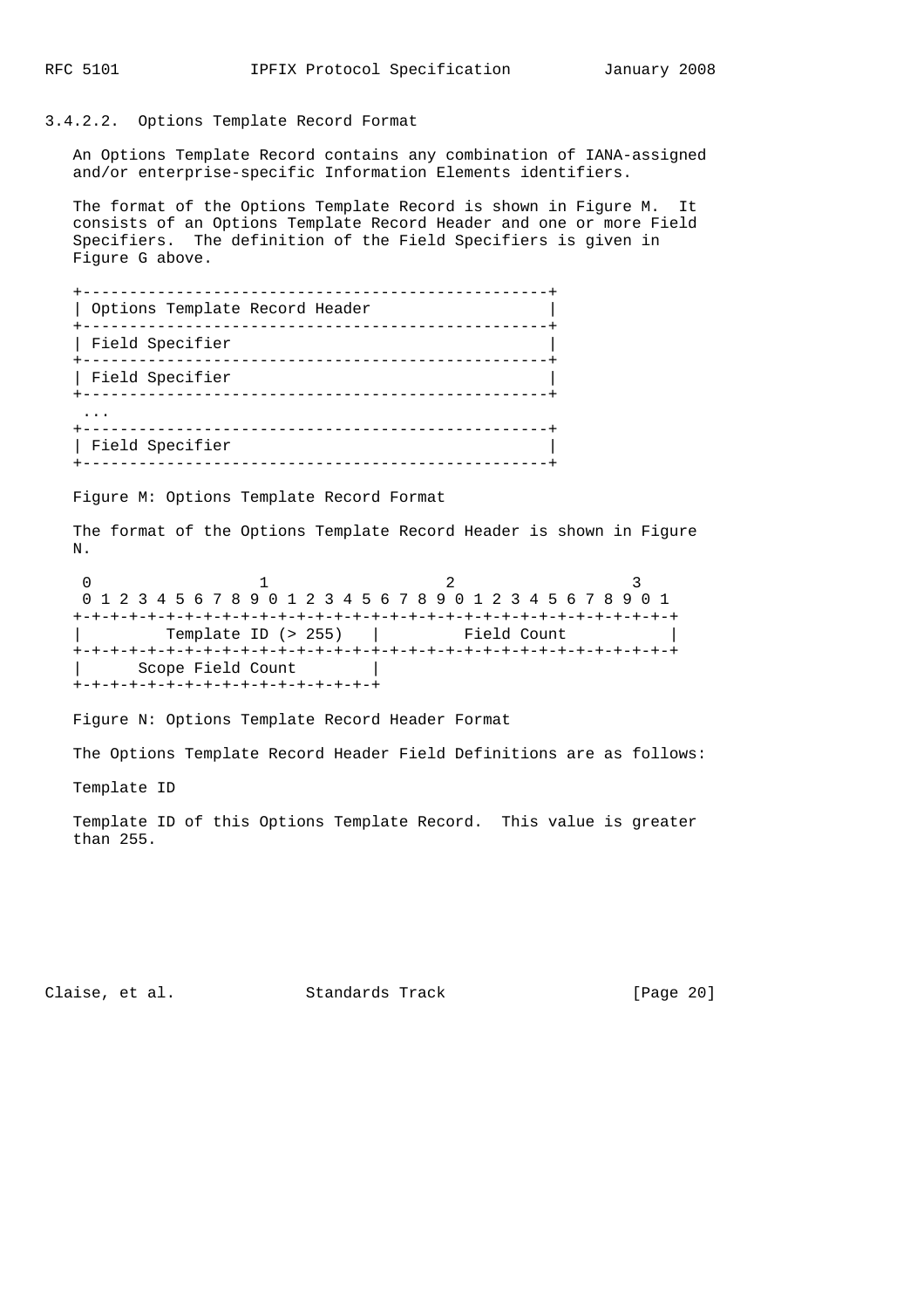#### 3.4.2.2. Options Template Record Format

An Options Template Record contains any combination of IANA-assigned and/or enterprise-specific Information Elements identifiers.

The format of the Options Template Record is shown in Figure M. It consists of an Options Template Record Header and one or more Field Specifiers. The definition of the Field Specifiers is given in Figure G above.

```
+--------------------------------------------------+
| Options Template Record Header                   |
+--------------------------------------------------+
| Field Specifier                                  |
+--------------------------------------------------+
| Field Specifier                                  |
+--------------------------------------------------+
 ...
+--------------------------------------------------+
| Field Specifier                                  |
+--------------------------------------------------+
```

Figure M: Options Template Record Format

The format of the Options Template Record Header is shown in Figure N.

```
 0                   1                   2                   3
 0 1 2 3 4 5 6 7 8 9 0 1 2 3 4 5 6 7 8 9 0 1 2 3 4 5 6 7 8 9 0 1
+-+-+-+-+-+-+-+-+-+-+-+-+-+-+-+-+-+-+-+-+-+-+-+-+-+-+-+-+-+-+-+-+
|         Template ID (> 255)   |         Field Count           |
+-+-+-+-+-+-+-+-+-+-+-+-+-+-+-+-+-+-+-+-+-+-+-+-+-+-+-+-+-+-+-+-+
|      Scope Field Count        |
+-+-+-+-+-+-+-+-+-+-+-+-+-+-+-+-+
```

Figure N: Options Template Record Header Format

The Options Template Record Header Field Definitions are as follows:

Template ID

Template ID of this Options Template Record. This value is greater than 255.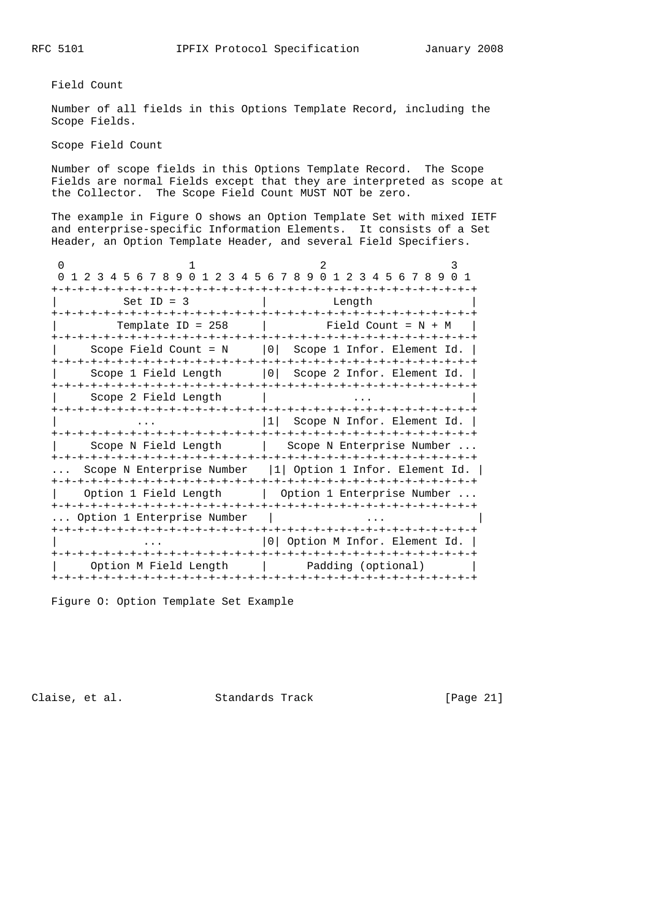Field Count

Number of all fields in this Options Template Record, including the Scope Fields.

Scope Field Count

Number of scope fields in this Options Template Record. The Scope Fields are normal Fields except that they are interpreted as scope at the Collector. The Scope Field Count MUST NOT be zero.

The example in Figure O shows an Option Template Set with mixed IETF and enterprise-specific Information Elements. It consists of a Set Header, an Option Template Header, and several Field Specifiers.

```
 0                   1                   2                   3
 0 1 2 3 4 5 6 7 8 9 0 1 2 3 4 5 6 7 8 9 0 1 2 3 4 5 6 7 8 9 0 1
+-+-+-+-+-+-+-+-+-+-+-+-+-+-+-+-+-+-+-+-+-+-+-+-+-+-+-+-+-+-+-+-+
|         Set ID = 3            |          Length               |
+-+-+-+-+-+-+-+-+-+-+-+-+-+-+-+-+-+-+-+-+-+-+-+-+-+-+-+-+-+-+-+-+
|        Template ID = 258      |         Field Count = N + M   |
+-+-+-+-+-+-+-+-+-+-+-+-+-+-+-+-+-+-+-+-+-+-+-+-+-+-+-+-+-+-+-+-+
|     Scope Field Count = N     |0|  Scope 1 Infor. Element Id. |
+-+-+-+-+-+-+-+-+-+-+-+-+-+-+-+-+-+-+-+-+-+-+-+-+-+-+-+-+-+-+-+-+
|     Scope 1 Field Length      |0|  Scope 2 Infor. Element Id. |
+-+-+-+-+-+-+-+-+-+-+-+-+-+-+-+-+-+-+-+-+-+-+-+-+-+-+-+-+-+-+-+-+
|     Scope 2 Field Length      |             ...               |
+-+-+-+-+-+-+-+-+-+-+-+-+-+-+-+-+-+-+-+-+-+-+-+-+-+-+-+-+-+-+-+-+
|            ...                |1|  Scope N Infor. Element Id. |
+-+-+-+-+-+-+-+-+-+-+-+-+-+-+-+-+-+-+-+-+-+-+-+-+-+-+-+-+-+-+-+-+
|     Scope N Field Length      |   Scope N Enterprise Number ...
+-+-+-+-+-+-+-+-+-+-+-+-+-+-+-+-+-+-+-+-+-+-+-+-+-+-+-+-+-+-+-+-+
...  Scope N Enterprise Number   |1| Option 1 Infor. Element Id. |
+-+-+-+-+-+-+-+-+-+-+-+-+-+-+-+-+-+-+-+-+-+-+-+-+-+-+-+-+-+-+-+-+
|    Option 1 Field Length      |  Option 1 Enterprise Number ...
+-+-+-+-+-+-+-+-+-+-+-+-+-+-+-+-+-+-+-+-+-+-+-+-+-+-+-+-+-+-+-+-+
... Option 1 Enterprise Number   |              ...              |
+-+-+-+-+-+-+-+-+-+-+-+-+-+-+-+-+-+-+-+-+-+-+-+-+-+-+-+-+-+-+-+-+
|             ...               |0| Option M Infor. Element Id. |
+-+-+-+-+-+-+-+-+-+-+-+-+-+-+-+-+-+-+-+-+-+-+-+-+-+-+-+-+-+-+-+-+
|     Option M Field Length     |      Padding (optional)       |
+-+-+-+-+-+-+-+-+-+-+-+-+-+-+-+-+-+-+-+-+-+-+-+-+-+-+-+-+-+-+-+-+
```

Figure O: Option Template Set Example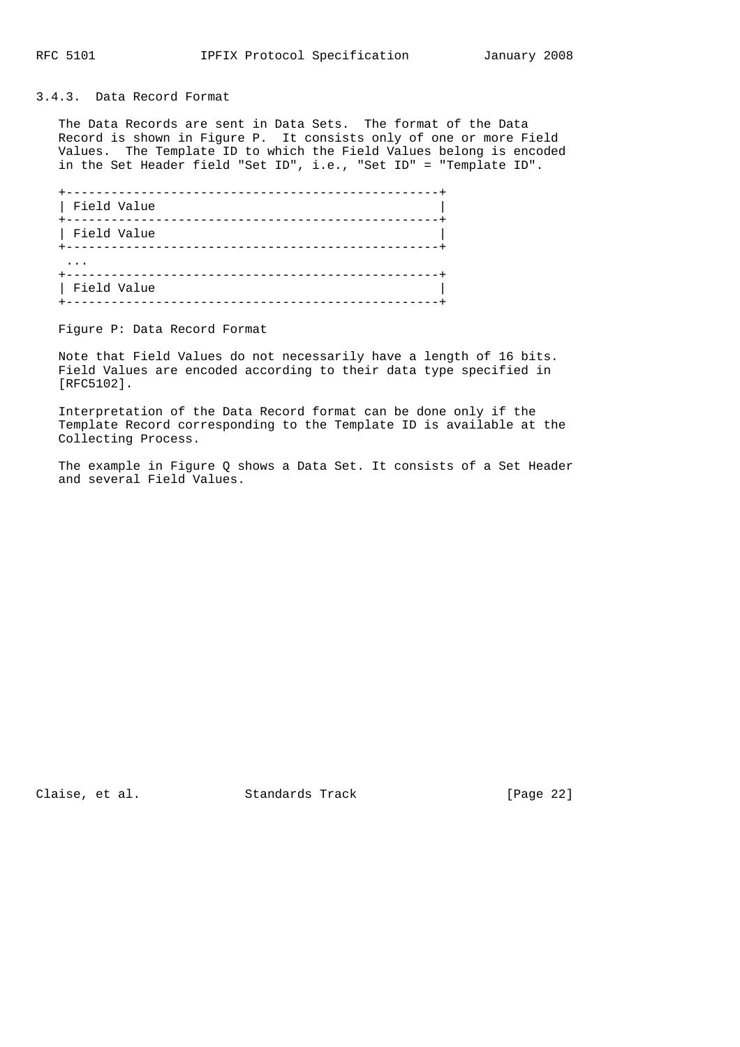### 3.4.3. Data Record Format

The Data Records are sent in Data Sets. The format of the Data Record is shown in Figure P. It consists only of one or more Field Values. The Template ID to which the Field Values belong is encoded in the Set Header field "Set ID", i.e., "Set ID" = "Template ID".

```
+--------------------------------------------------+
| Field Value                                      |
+--------------------------------------------------+
| Field Value                                      |
+--------------------------------------------------+
 ...
+--------------------------------------------------+
| Field Value                                      |
+--------------------------------------------------+
```

Figure P: Data Record Format

Note that Field Values do not necessarily have a length of 16 bits. Field Values are encoded according to their data type specified in [RFC5102].

Interpretation of the Data Record format can be done only if the Template Record corresponding to the Template ID is available at the Collecting Process.

The example in Figure Q shows a Data Set. It consists of a Set Header and several Field Values.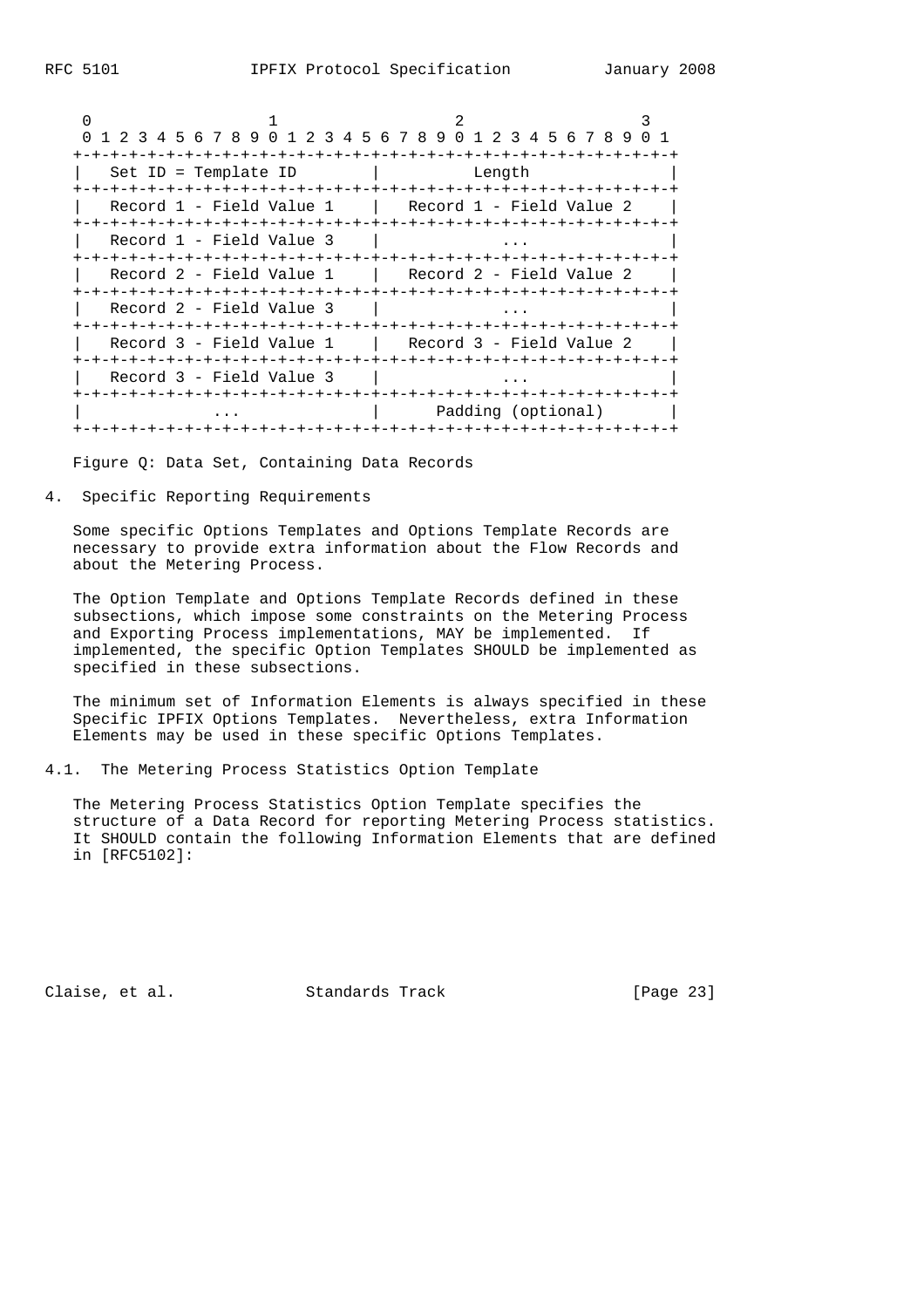```
    0                   1                   2                   3
    0 1 2 3 4 5 6 7 8 9 0 1 2 3 4 5 6 7 8 9 0 1 2 3 4 5 6 7 8 9 0 1
   +-+-+-+-+-+-+-+-+-+-+-+-+-+-+-+-+-+-+-+-+-+-+-+-+-+-+-+-+-+-+-+-+
   |   Set ID = Template ID        |          Length               |
   +-+-+-+-+-+-+-+-+-+-+-+-+-+-+-+-+-+-+-+-+-+-+-+-+-+-+-+-+-+-+-+-+
   |   Record 1 - Field Value 1    |   Record 1 - Field Value 2    |
   +-+-+-+-+-+-+-+-+-+-+-+-+-+-+-+-+-+-+-+-+-+-+-+-+-+-+-+-+-+-+-+-+
   |   Record 1 - Field Value 3    |             ...               |
   +-+-+-+-+-+-+-+-+-+-+-+-+-+-+-+-+-+-+-+-+-+-+-+-+-+-+-+-+-+-+-+-+
   |   Record 2 - Field Value 1    |   Record 2 - Field Value 2    |
   +-+-+-+-+-+-+-+-+-+-+-+-+-+-+-+-+-+-+-+-+-+-+-+-+-+-+-+-+-+-+-+-+
   |   Record 2 - Field Value 3    |             ...               |
   +-+-+-+-+-+-+-+-+-+-+-+-+-+-+-+-+-+-+-+-+-+-+-+-+-+-+-+-+-+-+-+-+
   |   Record 3 - Field Value 1    |   Record 3 - Field Value 2    |
   +-+-+-+-+-+-+-+-+-+-+-+-+-+-+-+-+-+-+-+-+-+-+-+-+-+-+-+-+-+-+-+-+
   |   Record 3 - Field Value 3    |             ...               |
   +-+-+-+-+-+-+-+-+-+-+-+-+-+-+-+-+-+-+-+-+-+-+-+-+-+-+-+-+-+-+-+-+
   |              ...              |      Padding (optional)       |
   +-+-+-+-+-+-+-+-+-+-+-+-+-+-+-+-+-+-+-+-+-+-+-+-+-+-+-+-+-+-+-+-+
```

Figure Q: Data Set, Containing Data Records

## 4. Specific Reporting Requirements

Some specific Options Templates and Options Template Records are necessary to provide extra information about the Flow Records and about the Metering Process.

The Option Template and Options Template Records defined in these subsections, which impose some constraints on the Metering Process and Exporting Process implementations, MAY be implemented. If implemented, the specific Option Templates SHOULD be implemented as specified in these subsections.

The minimum set of Information Elements is always specified in these Specific IPFIX Options Templates. Nevertheless, extra Information Elements may be used in these specific Options Templates.

### 4.1. The Metering Process Statistics Option Template

The Metering Process Statistics Option Template specifies the structure of a Data Record for reporting Metering Process statistics. It SHOULD contain the following Information Elements that are defined in [RFC5102]: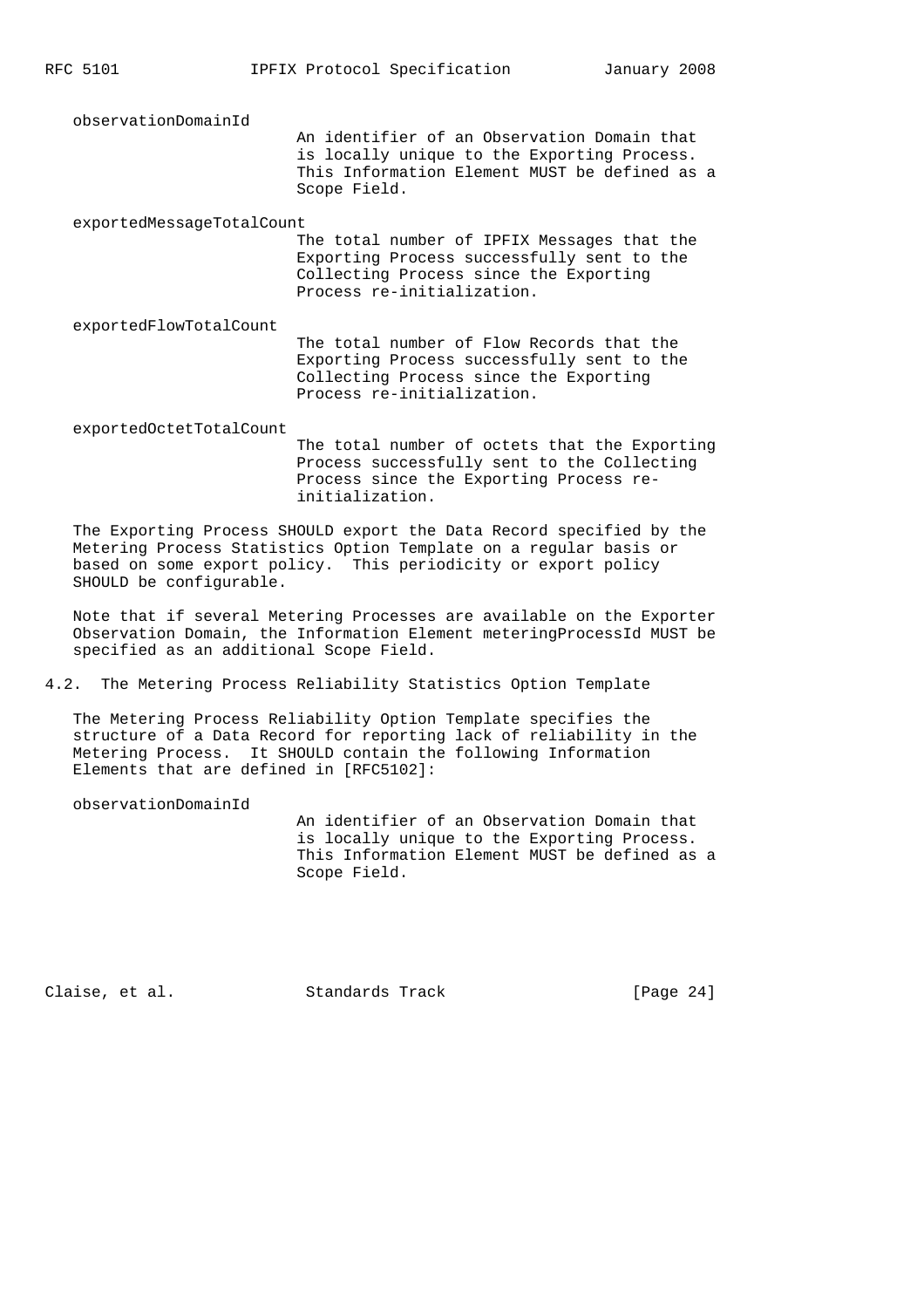observationDomainId

An identifier of an Observation Domain that is locally unique to the Exporting Process. This Information Element MUST be defined as a Scope Field.

exportedMessageTotalCount

The total number of IPFIX Messages that the Exporting Process successfully sent to the Collecting Process since the Exporting Process re-initialization.

exportedFlowTotalCount

The total number of Flow Records that the Exporting Process successfully sent to the Collecting Process since the Exporting Process re-initialization.

exportedOctetTotalCount

The total number of octets that the Exporting Process successfully sent to the Collecting Process since the Exporting Process re-initialization.

The Exporting Process SHOULD export the Data Record specified by the Metering Process Statistics Option Template on a regular basis or based on some export policy. This periodicity or export policy SHOULD be configurable.

Note that if several Metering Processes are available on the Exporter Observation Domain, the Information Element meteringProcessId MUST be specified as an additional Scope Field.

## 4.2. The Metering Process Reliability Statistics Option Template

The Metering Process Reliability Option Template specifies the structure of a Data Record for reporting lack of reliability in the Metering Process. It SHOULD contain the following Information Elements that are defined in [RFC5102]:

observationDomainId

An identifier of an Observation Domain that is locally unique to the Exporting Process. This Information Element MUST be defined as a Scope Field.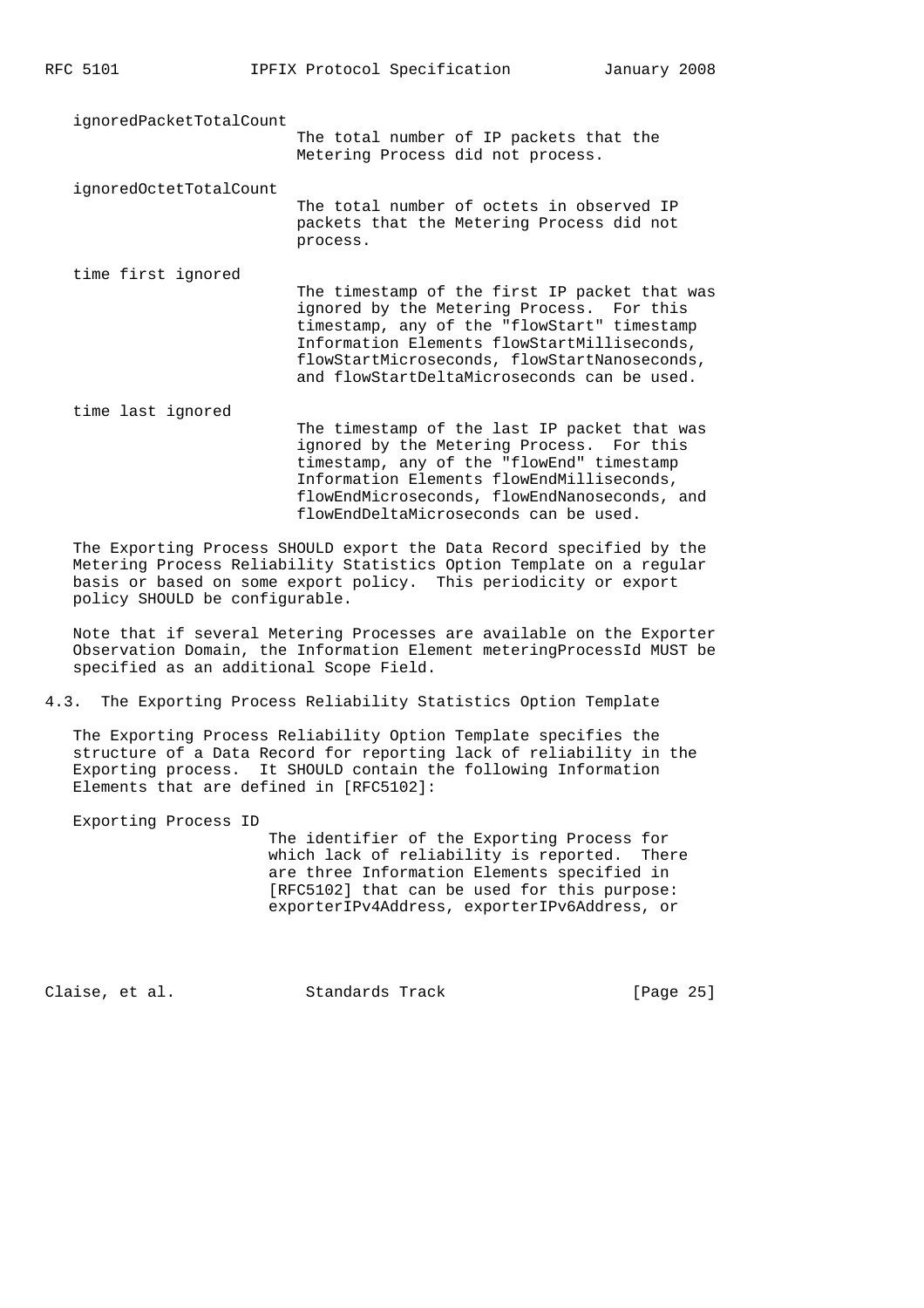ignoredPacketTotalCount
: The total number of IP packets that the Metering Process did not process.

ignoredOctetTotalCount
: The total number of octets in observed IP packets that the Metering Process did not process.

time first ignored
: The timestamp of the first IP packet that was ignored by the Metering Process. For this timestamp, any of the "flowStart" timestamp Information Elements flowStartMilliseconds, flowStartMicroseconds, flowStartNanoseconds, and flowStartDeltaMicroseconds can be used.

time last ignored
: The timestamp of the last IP packet that was ignored by the Metering Process. For this timestamp, any of the "flowEnd" timestamp Information Elements flowEndMilliseconds, flowEndMicroseconds, flowEndNanoseconds, and flowEndDeltaMicroseconds can be used.

The Exporting Process SHOULD export the Data Record specified by the Metering Process Reliability Statistics Option Template on a regular basis or based on some export policy. This periodicity or export policy SHOULD be configurable.

Note that if several Metering Processes are available on the Exporter Observation Domain, the Information Element meteringProcessId MUST be specified as an additional Scope Field.

## 4.3. The Exporting Process Reliability Statistics Option Template

The Exporting Process Reliability Option Template specifies the structure of a Data Record for reporting lack of reliability in the Exporting process. It SHOULD contain the following Information Elements that are defined in [RFC5102]:

Exporting Process ID
: The identifier of the Exporting Process for which lack of reliability is reported. There are three Information Elements specified in [RFC5102] that can be used for this purpose: exporterIPv4Address, exporterIPv6Address, or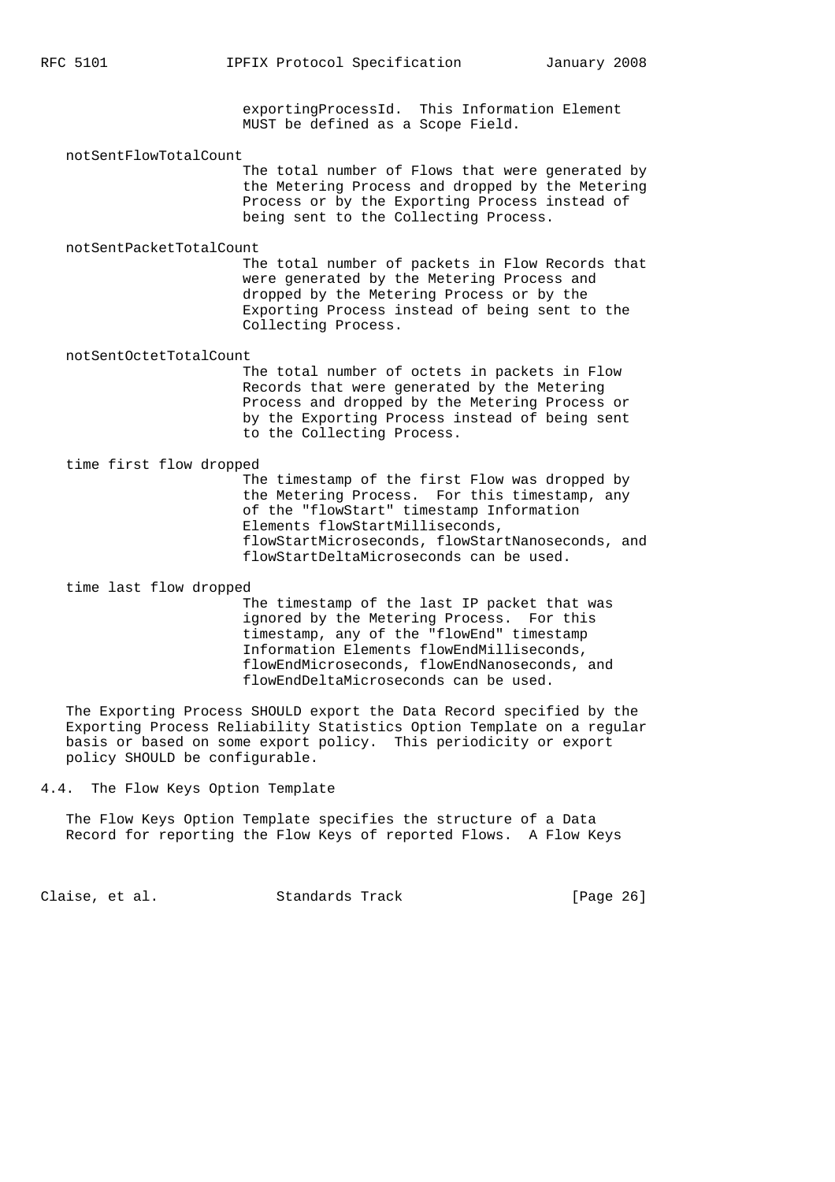exportingProcessId. This Information Element MUST be defined as a Scope Field.

notSentFlowTotalCount
: The total number of Flows that were generated by the Metering Process and dropped by the Metering Process or by the Exporting Process instead of being sent to the Collecting Process.

notSentPacketTotalCount
: The total number of packets in Flow Records that were generated by the Metering Process and dropped by the Metering Process or by the Exporting Process instead of being sent to the Collecting Process.

notSentOctetTotalCount
: The total number of octets in packets in Flow Records that were generated by the Metering Process and dropped by the Metering Process or by the Exporting Process instead of being sent to the Collecting Process.

time first flow dropped
: The timestamp of the first Flow was dropped by the Metering Process. For this timestamp, any of the "flowStart" timestamp Information Elements flowStartMilliseconds, flowStartMicroseconds, flowStartNanoseconds, and flowStartDeltaMicroseconds can be used.

time last flow dropped
: The timestamp of the last IP packet that was ignored by the Metering Process. For this timestamp, any of the "flowEnd" timestamp Information Elements flowEndMilliseconds, flowEndMicroseconds, flowEndNanoseconds, and flowEndDeltaMicroseconds can be used.

The Exporting Process SHOULD export the Data Record specified by the Exporting Process Reliability Statistics Option Template on a regular basis or based on some export policy. This periodicity or export policy SHOULD be configurable.

### 4.4. The Flow Keys Option Template

The Flow Keys Option Template specifies the structure of a Data Record for reporting the Flow Keys of reported Flows. A Flow Keys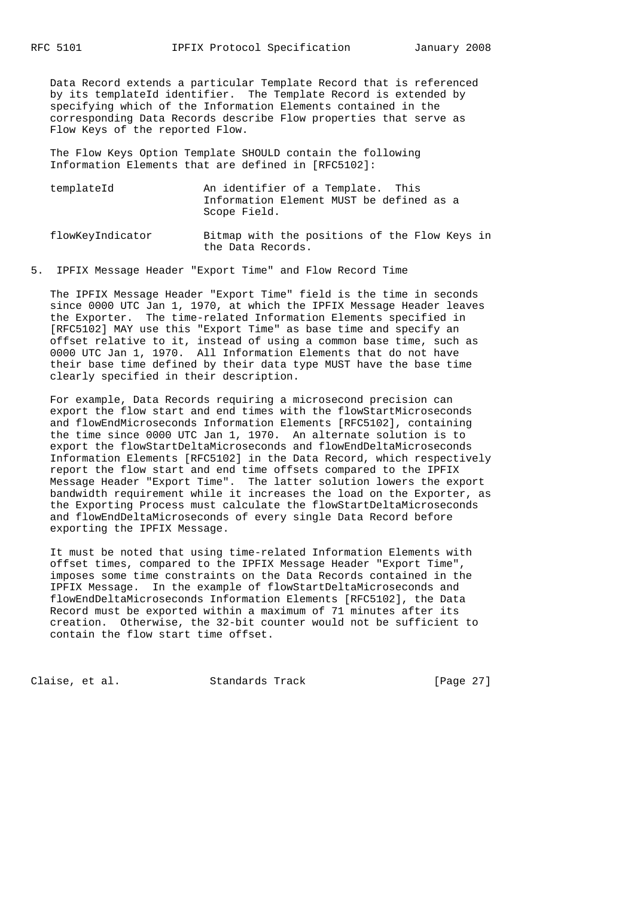Data Record extends a particular Template Record that is referenced by its templateId identifier. The Template Record is extended by specifying which of the Information Elements contained in the corresponding Data Records describe Flow properties that serve as Flow Keys of the reported Flow.

The Flow Keys Option Template SHOULD contain the following Information Elements that are defined in [RFC5102]:

| | |
|---|---|
| templateId | An identifier of a Template. This Information Element MUST be defined as a Scope Field. |
| flowKeyIndicator | Bitmap with the positions of the Flow Keys in the Data Records. |

## 5. IPFIX Message Header "Export Time" and Flow Record Time

The IPFIX Message Header "Export Time" field is the time in seconds since 0000 UTC Jan 1, 1970, at which the IPFIX Message Header leaves the Exporter. The time-related Information Elements specified in [RFC5102] MAY use this "Export Time" as base time and specify an offset relative to it, instead of using a common base time, such as 0000 UTC Jan 1, 1970. All Information Elements that do not have their base time defined by their data type MUST have the base time clearly specified in their description.

For example, Data Records requiring a microsecond precision can export the flow start and end times with the flowStartMicroseconds and flowEndMicroseconds Information Elements [RFC5102], containing the time since 0000 UTC Jan 1, 1970. An alternate solution is to export the flowStartDeltaMicroseconds and flowEndDeltaMicroseconds Information Elements [RFC5102] in the Data Record, which respectively report the flow start and end time offsets compared to the IPFIX Message Header "Export Time". The latter solution lowers the export bandwidth requirement while it increases the load on the Exporter, as the Exporting Process must calculate the flowStartDeltaMicroseconds and flowEndDeltaMicroseconds of every single Data Record before exporting the IPFIX Message.

It must be noted that using time-related Information Elements with offset times, compared to the IPFIX Message Header "Export Time", imposes some time constraints on the Data Records contained in the IPFIX Message. In the example of flowStartDeltaMicroseconds and flowEndDeltaMicroseconds Information Elements [RFC5102], the Data Record must be exported within a maximum of 71 minutes after its creation. Otherwise, the 32-bit counter would not be sufficient to contain the flow start time offset.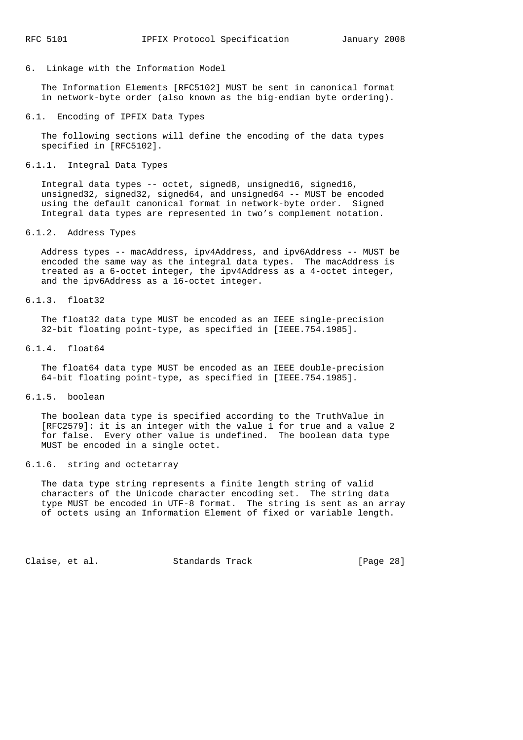# 6. Linkage with the Information Model

The Information Elements [RFC5102] MUST be sent in canonical format in network-byte order (also known as the big-endian byte ordering).

## 6.1. Encoding of IPFIX Data Types

The following sections will define the encoding of the data types specified in [RFC5102].

### 6.1.1. Integral Data Types

Integral data types -- octet, signed8, unsigned16, signed16, unsigned32, signed32, signed64, and unsigned64 -- MUST be encoded using the default canonical format in network-byte order. Signed Integral data types are represented in two's complement notation.

### 6.1.2. Address Types

Address types -- macAddress, ipv4Address, and ipv6Address -- MUST be encoded the same way as the integral data types. The macAddress is treated as a 6-octet integer, the ipv4Address as a 4-octet integer, and the ipv6Address as a 16-octet integer.

### 6.1.3. float32

The float32 data type MUST be encoded as an IEEE single-precision 32-bit floating point-type, as specified in [IEEE.754.1985].

### 6.1.4. float64

The float64 data type MUST be encoded as an IEEE double-precision 64-bit floating point-type, as specified in [IEEE.754.1985].

### 6.1.5. boolean

The boolean data type is specified according to the TruthValue in [RFC2579]: it is an integer with the value 1 for true and a value 2 for false. Every other value is undefined. The boolean data type MUST be encoded in a single octet.

### 6.1.6. string and octetarray

The data type string represents a finite length string of valid characters of the Unicode character encoding set. The string data type MUST be encoded in UTF-8 format. The string is sent as an array of octets using an Information Element of fixed or variable length.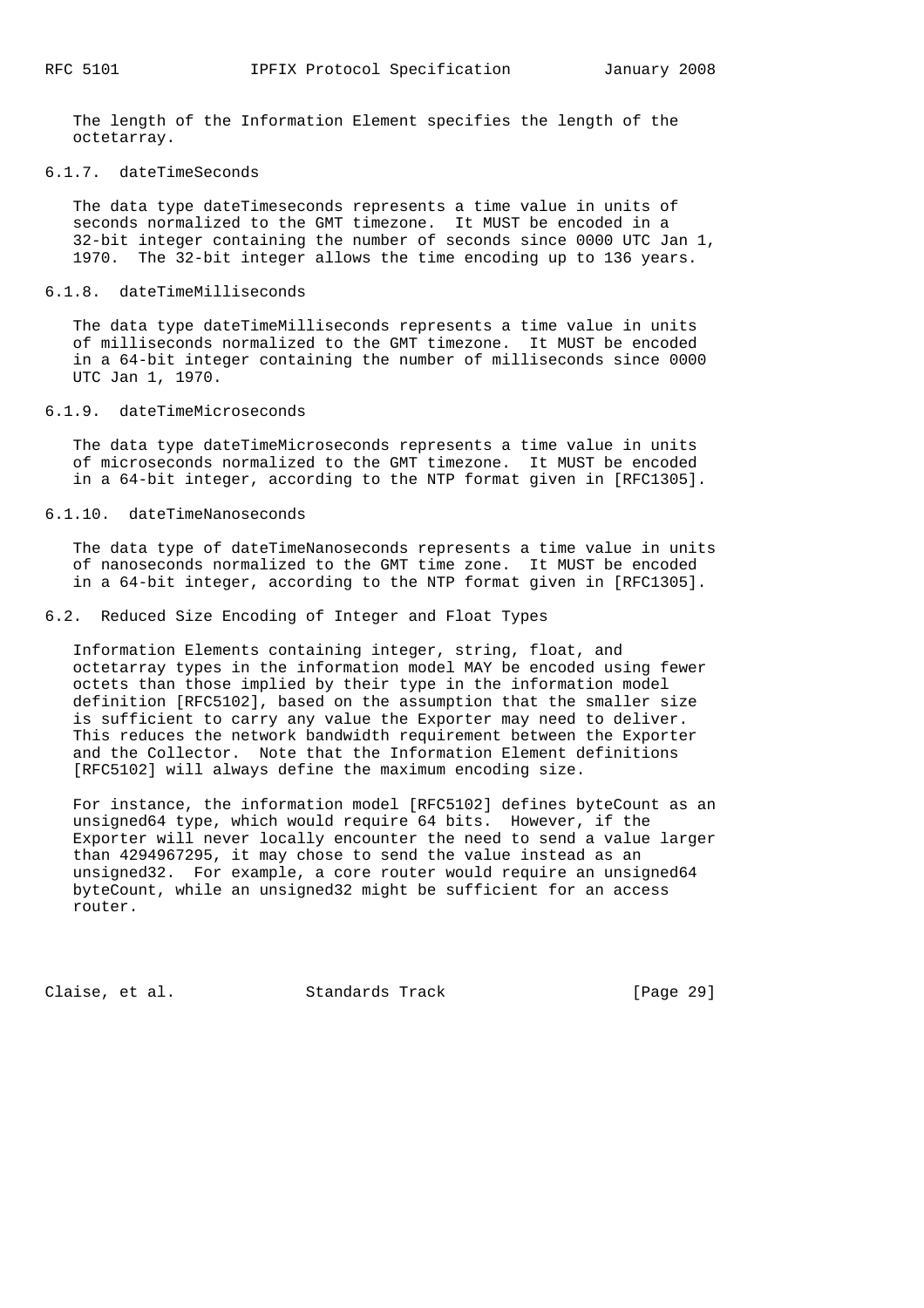The length of the Information Element specifies the length of the octetarray.

### 6.1.7. dateTimeSeconds

The data type dateTimeseconds represents a time value in units of seconds normalized to the GMT timezone. It MUST be encoded in a 32-bit integer containing the number of seconds since 0000 UTC Jan 1, 1970. The 32-bit integer allows the time encoding up to 136 years.

### 6.1.8. dateTimeMilliseconds

The data type dateTimeMilliseconds represents a time value in units of milliseconds normalized to the GMT timezone. It MUST be encoded in a 64-bit integer containing the number of milliseconds since 0000 UTC Jan 1, 1970.

### 6.1.9. dateTimeMicroseconds

The data type dateTimeMicroseconds represents a time value in units of microseconds normalized to the GMT timezone. It MUST be encoded in a 64-bit integer, according to the NTP format given in [RFC1305].

### 6.1.10. dateTimeNanoseconds

The data type of dateTimeNanoseconds represents a time value in units of nanoseconds normalized to the GMT time zone. It MUST be encoded in a 64-bit integer, according to the NTP format given in [RFC1305].

## 6.2. Reduced Size Encoding of Integer and Float Types

Information Elements containing integer, string, float, and octetarray types in the information model MAY be encoded using fewer octets than those implied by their type in the information model definition [RFC5102], based on the assumption that the smaller size is sufficient to carry any value the Exporter may need to deliver. This reduces the network bandwidth requirement between the Exporter and the Collector. Note that the Information Element definitions [RFC5102] will always define the maximum encoding size.

For instance, the information model [RFC5102] defines byteCount as an unsigned64 type, which would require 64 bits. However, if the Exporter will never locally encounter the need to send a value larger than 4294967295, it may chose to send the value instead as an unsigned32. For example, a core router would require an unsigned64 byteCount, while an unsigned32 might be sufficient for an access router.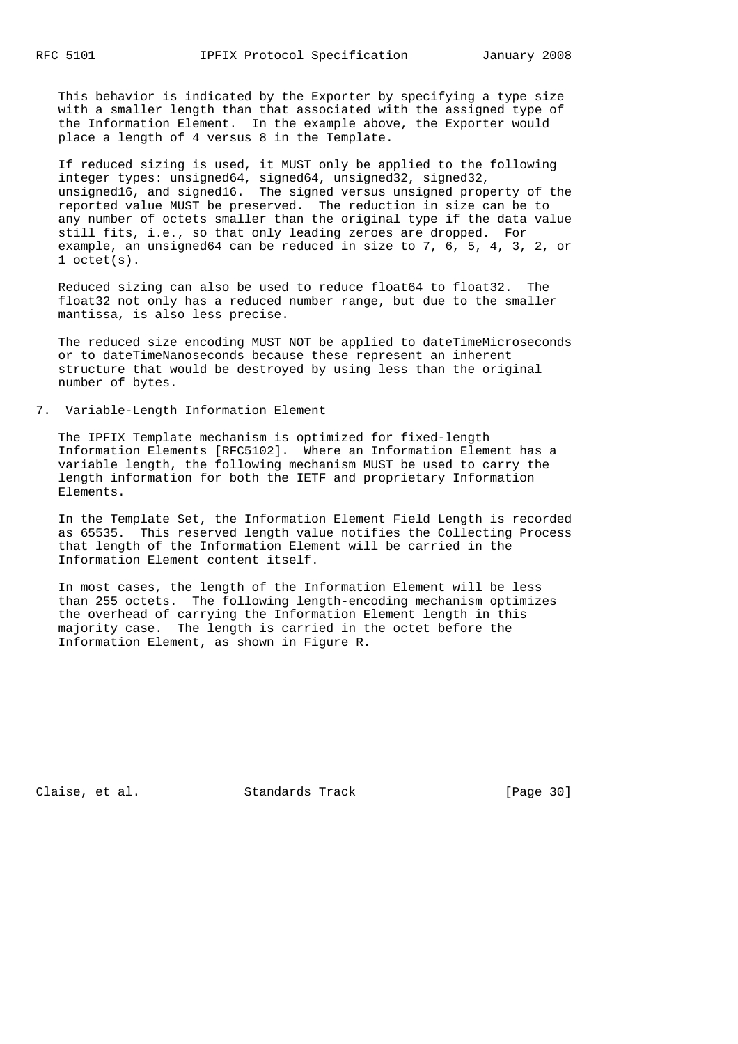This behavior is indicated by the Exporter by specifying a type size with a smaller length than that associated with the assigned type of the Information Element. In the example above, the Exporter would place a length of 4 versus 8 in the Template.

If reduced sizing is used, it MUST only be applied to the following integer types: unsigned64, signed64, unsigned32, signed32, unsigned16, and signed16. The signed versus unsigned property of the reported value MUST be preserved. The reduction in size can be to any number of octets smaller than the original type if the data value still fits, i.e., so that only leading zeroes are dropped. For example, an unsigned64 can be reduced in size to 7, 6, 5, 4, 3, 2, or 1 octet(s).

Reduced sizing can also be used to reduce float64 to float32. The float32 not only has a reduced number range, but due to the smaller mantissa, is also less precise.

The reduced size encoding MUST NOT be applied to dateTimeMicroseconds or to dateTimeNanoseconds because these represent an inherent structure that would be destroyed by using less than the original number of bytes.

## 7. Variable-Length Information Element

The IPFIX Template mechanism is optimized for fixed-length Information Elements [RFC5102]. Where an Information Element has a variable length, the following mechanism MUST be used to carry the length information for both the IETF and proprietary Information Elements.

In the Template Set, the Information Element Field Length is recorded as 65535. This reserved length value notifies the Collecting Process that length of the Information Element will be carried in the Information Element content itself.

In most cases, the length of the Information Element will be less than 255 octets. The following length-encoding mechanism optimizes the overhead of carrying the Information Element length in this majority case. The length is carried in the octet before the Information Element, as shown in Figure R.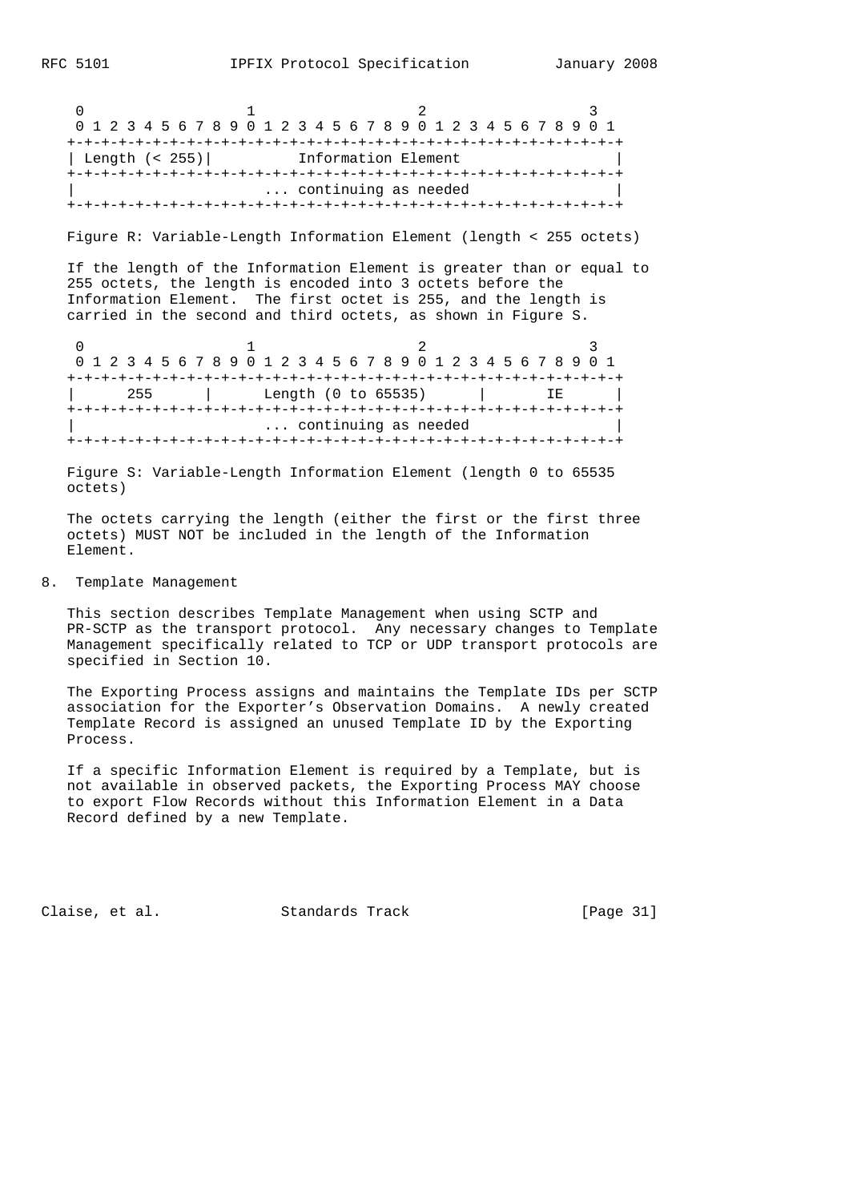```
 0                   1                   2                   3
 0 1 2 3 4 5 6 7 8 9 0 1 2 3 4 5 6 7 8 9 0 1 2 3 4 5 6 7 8 9 0 1
+-+-+-+-+-+-+-+-+-+-+-+-+-+-+-+-+-+-+-+-+-+-+-+-+-+-+-+-+-+-+-+-+
| Length (< 255)|          Information Element                  |
+-+-+-+-+-+-+-+-+-+-+-+-+-+-+-+-+-+-+-+-+-+-+-+-+-+-+-+-+-+-+-+-+
|                      ... continuing as needed                 |
+-+-+-+-+-+-+-+-+-+-+-+-+-+-+-+-+-+-+-+-+-+-+-+-+-+-+-+-+-+-+-+-+
```

Figure R: Variable-Length Information Element (length < 255 octets)

If the length of the Information Element is greater than or equal to 255 octets, the length is encoded into 3 octets before the Information Element. The first octet is 255, and the length is carried in the second and third octets, as shown in Figure S.

```
 0                   1                   2                   3
 0 1 2 3 4 5 6 7 8 9 0 1 2 3 4 5 6 7 8 9 0 1 2 3 4 5 6 7 8 9 0 1
+-+-+-+-+-+-+-+-+-+-+-+-+-+-+-+-+-+-+-+-+-+-+-+-+-+-+-+-+-+-+-+-+
|      255      |      Length (0 to 65535)      |       IE      |
+-+-+-+-+-+-+-+-+-+-+-+-+-+-+-+-+-+-+-+-+-+-+-+-+-+-+-+-+-+-+-+-+
|                      ... continuing as needed                 |
+-+-+-+-+-+-+-+-+-+-+-+-+-+-+-+-+-+-+-+-+-+-+-+-+-+-+-+-+-+-+-+-+
```

Figure S: Variable-Length Information Element (length 0 to 65535 octets)

The octets carrying the length (either the first or the first three octets) MUST NOT be included in the length of the Information Element.

## 8. Template Management

This section describes Template Management when using SCTP and PR-SCTP as the transport protocol. Any necessary changes to Template Management specifically related to TCP or UDP transport protocols are specified in Section 10.

The Exporting Process assigns and maintains the Template IDs per SCTP association for the Exporter's Observation Domains. A newly created Template Record is assigned an unused Template ID by the Exporting Process.

If a specific Information Element is required by a Template, but is not available in observed packets, the Exporting Process MAY choose to export Flow Records without this Information Element in a Data Record defined by a new Template.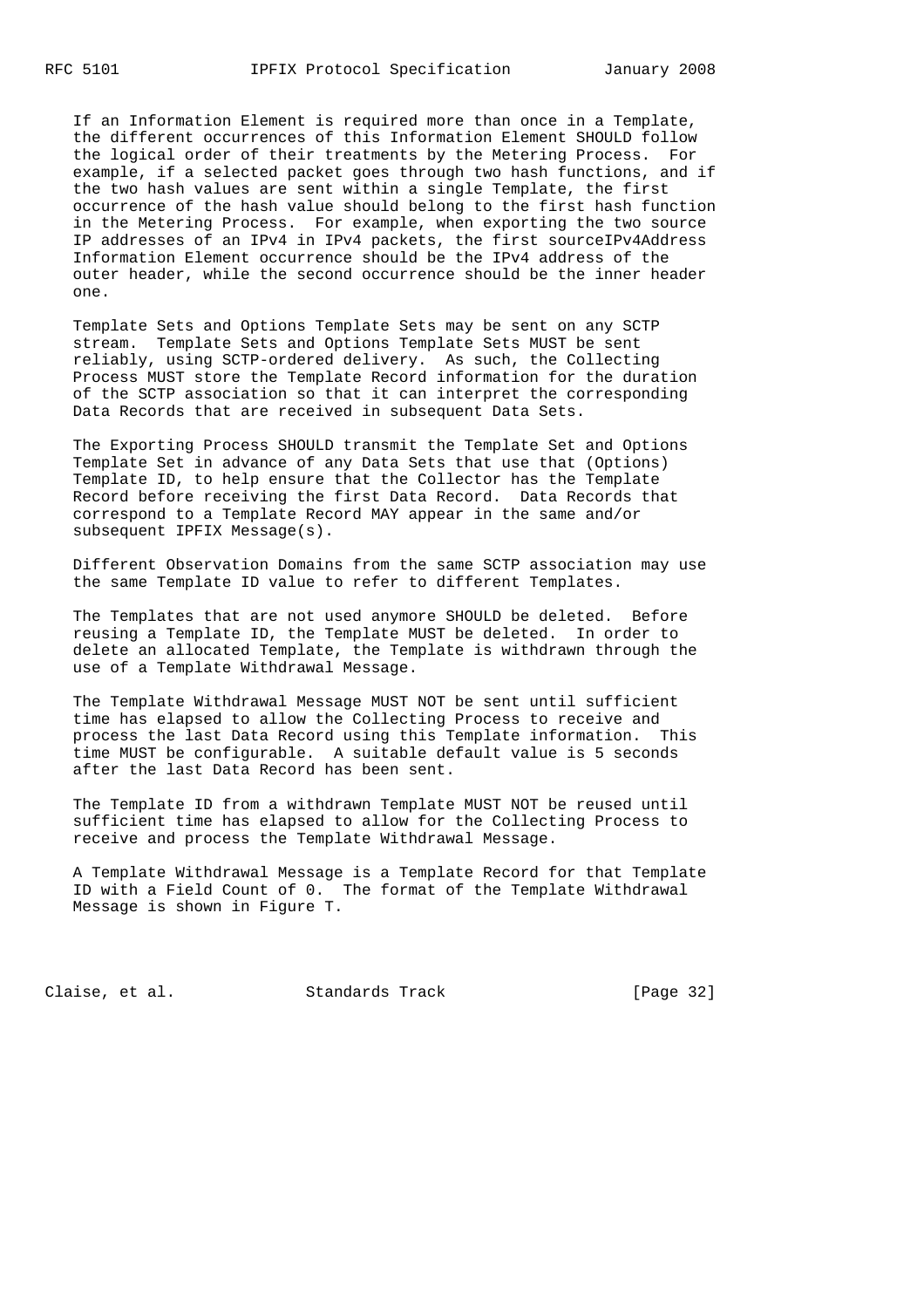If an Information Element is required more than once in a Template, the different occurrences of this Information Element SHOULD follow the logical order of their treatments by the Metering Process. For example, if a selected packet goes through two hash functions, and if the two hash values are sent within a single Template, the first occurrence of the hash value should belong to the first hash function in the Metering Process. For example, when exporting the two source IP addresses of an IPv4 in IPv4 packets, the first sourceIPv4Address Information Element occurrence should be the IPv4 address of the outer header, while the second occurrence should be the inner header one.

Template Sets and Options Template Sets may be sent on any SCTP stream. Template Sets and Options Template Sets MUST be sent reliably, using SCTP-ordered delivery. As such, the Collecting Process MUST store the Template Record information for the duration of the SCTP association so that it can interpret the corresponding Data Records that are received in subsequent Data Sets.

The Exporting Process SHOULD transmit the Template Set and Options Template Set in advance of any Data Sets that use that (Options) Template ID, to help ensure that the Collector has the Template Record before receiving the first Data Record. Data Records that correspond to a Template Record MAY appear in the same and/or subsequent IPFIX Message(s).

Different Observation Domains from the same SCTP association may use the same Template ID value to refer to different Templates.

The Templates that are not used anymore SHOULD be deleted. Before reusing a Template ID, the Template MUST be deleted. In order to delete an allocated Template, the Template is withdrawn through the use of a Template Withdrawal Message.

The Template Withdrawal Message MUST NOT be sent until sufficient time has elapsed to allow the Collecting Process to receive and process the last Data Record using this Template information. This time MUST be configurable. A suitable default value is 5 seconds after the last Data Record has been sent.

The Template ID from a withdrawn Template MUST NOT be reused until sufficient time has elapsed to allow for the Collecting Process to receive and process the Template Withdrawal Message.

A Template Withdrawal Message is a Template Record for that Template ID with a Field Count of 0. The format of the Template Withdrawal Message is shown in Figure T.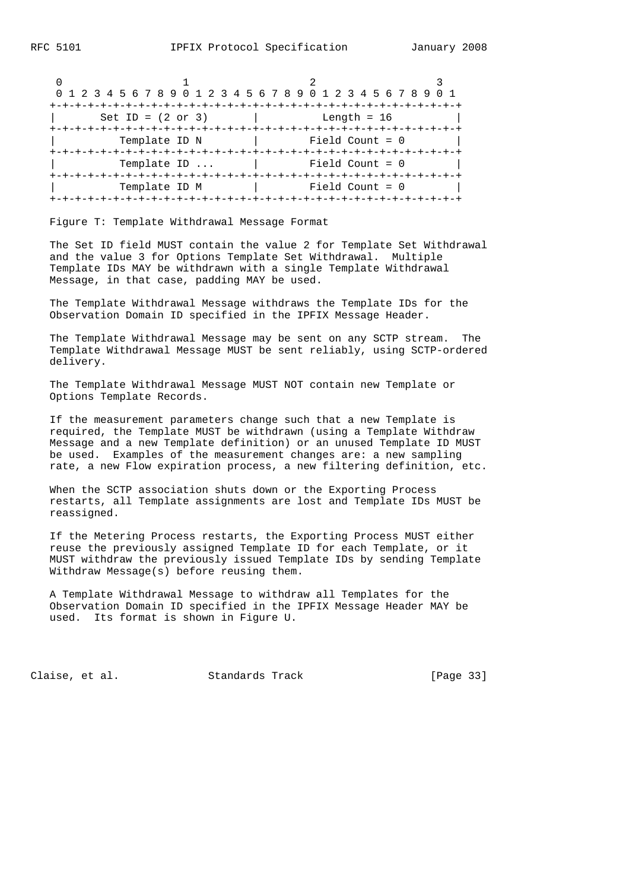```
 0                   1                   2                   3
 0 1 2 3 4 5 6 7 8 9 0 1 2 3 4 5 6 7 8 9 0 1 2 3 4 5 6 7 8 9 0 1
+-+-+-+-+-+-+-+-+-+-+-+-+-+-+-+-+-+-+-+-+-+-+-+-+-+-+-+-+-+-+-+-+
|      Set ID = (2 or 3)        |          Length = 16          |
+-+-+-+-+-+-+-+-+-+-+-+-+-+-+-+-+-+-+-+-+-+-+-+-+-+-+-+-+-+-+-+-+
|         Template ID N         |        Field Count = 0        |
+-+-+-+-+-+-+-+-+-+-+-+-+-+-+-+-+-+-+-+-+-+-+-+-+-+-+-+-+-+-+-+-+
|         Template ID ...       |        Field Count = 0        |
+-+-+-+-+-+-+-+-+-+-+-+-+-+-+-+-+-+-+-+-+-+-+-+-+-+-+-+-+-+-+-+-+
|         Template ID M         |        Field Count = 0        |
+-+-+-+-+-+-+-+-+-+-+-+-+-+-+-+-+-+-+-+-+-+-+-+-+-+-+-+-+-+-+-+-+
```

Figure T: Template Withdrawal Message Format

The Set ID field MUST contain the value 2 for Template Set Withdrawal and the value 3 for Options Template Set Withdrawal. Multiple Template IDs MAY be withdrawn with a single Template Withdrawal Message, in that case, padding MAY be used.

The Template Withdrawal Message withdraws the Template IDs for the Observation Domain ID specified in the IPFIX Message Header.

The Template Withdrawal Message may be sent on any SCTP stream. The Template Withdrawal Message MUST be sent reliably, using SCTP-ordered delivery.

The Template Withdrawal Message MUST NOT contain new Template or Options Template Records.

If the measurement parameters change such that a new Template is required, the Template MUST be withdrawn (using a Template Withdraw Message and a new Template definition) or an unused Template ID MUST be used. Examples of the measurement changes are: a new sampling rate, a new Flow expiration process, a new filtering definition, etc.

When the SCTP association shuts down or the Exporting Process restarts, all Template assignments are lost and Template IDs MUST be reassigned.

If the Metering Process restarts, the Exporting Process MUST either reuse the previously assigned Template ID for each Template, or it MUST withdraw the previously issued Template IDs by sending Template Withdraw Message(s) before reusing them.

A Template Withdrawal Message to withdraw all Templates for the Observation Domain ID specified in the IPFIX Message Header MAY be used. Its format is shown in Figure U.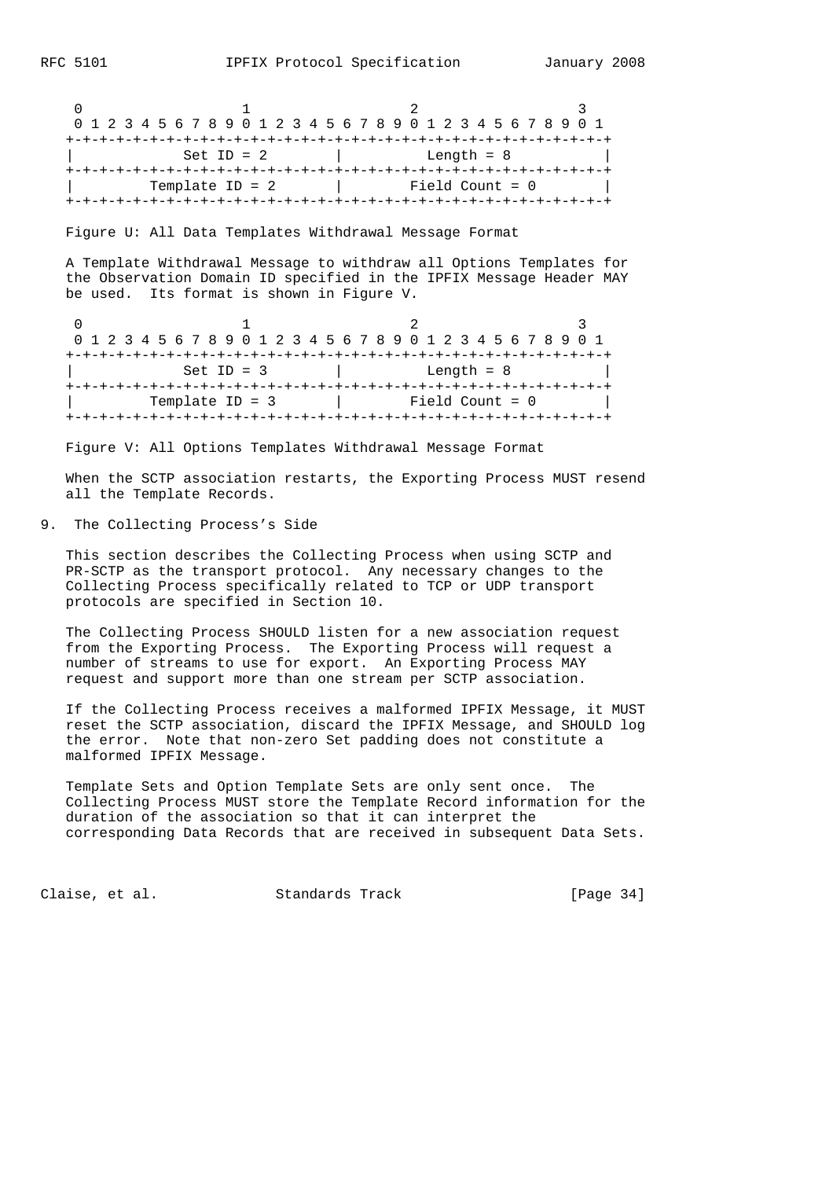```
 0                   1                   2                   3
 0 1 2 3 4 5 6 7 8 9 0 1 2 3 4 5 6 7 8 9 0 1 2 3 4 5 6 7 8 9 0 1
+-+-+-+-+-+-+-+-+-+-+-+-+-+-+-+-+-+-+-+-+-+-+-+-+-+-+-+-+-+-+-+-+
|           Set ID = 2          |          Length = 8           |
+-+-+-+-+-+-+-+-+-+-+-+-+-+-+-+-+-+-+-+-+-+-+-+-+-+-+-+-+-+-+-+-+
|        Template ID = 2        |       Field Count = 0         |
+-+-+-+-+-+-+-+-+-+-+-+-+-+-+-+-+-+-+-+-+-+-+-+-+-+-+-+-+-+-+-+-+
```

Figure U: All Data Templates Withdrawal Message Format

A Template Withdrawal Message to withdraw all Options Templates for the Observation Domain ID specified in the IPFIX Message Header MAY be used. Its format is shown in Figure V.

```
 0                   1                   2                   3
 0 1 2 3 4 5 6 7 8 9 0 1 2 3 4 5 6 7 8 9 0 1 2 3 4 5 6 7 8 9 0 1
+-+-+-+-+-+-+-+-+-+-+-+-+-+-+-+-+-+-+-+-+-+-+-+-+-+-+-+-+-+-+-+-+
|           Set ID = 3          |          Length = 8           |
+-+-+-+-+-+-+-+-+-+-+-+-+-+-+-+-+-+-+-+-+-+-+-+-+-+-+-+-+-+-+-+-+
|        Template ID = 3        |       Field Count = 0         |
+-+-+-+-+-+-+-+-+-+-+-+-+-+-+-+-+-+-+-+-+-+-+-+-+-+-+-+-+-+-+-+-+
```

Figure V: All Options Templates Withdrawal Message Format

When the SCTP association restarts, the Exporting Process MUST resend all the Template Records.

# 9. The Collecting Process's Side

This section describes the Collecting Process when using SCTP and PR-SCTP as the transport protocol. Any necessary changes to the Collecting Process specifically related to TCP or UDP transport protocols are specified in Section 10.

The Collecting Process SHOULD listen for a new association request from the Exporting Process. The Exporting Process will request a number of streams to use for export. An Exporting Process MAY request and support more than one stream per SCTP association.

If the Collecting Process receives a malformed IPFIX Message, it MUST reset the SCTP association, discard the IPFIX Message, and SHOULD log the error. Note that non-zero Set padding does not constitute a malformed IPFIX Message.

Template Sets and Option Template Sets are only sent once. The Collecting Process MUST store the Template Record information for the duration of the association so that it can interpret the corresponding Data Records that are received in subsequent Data Sets.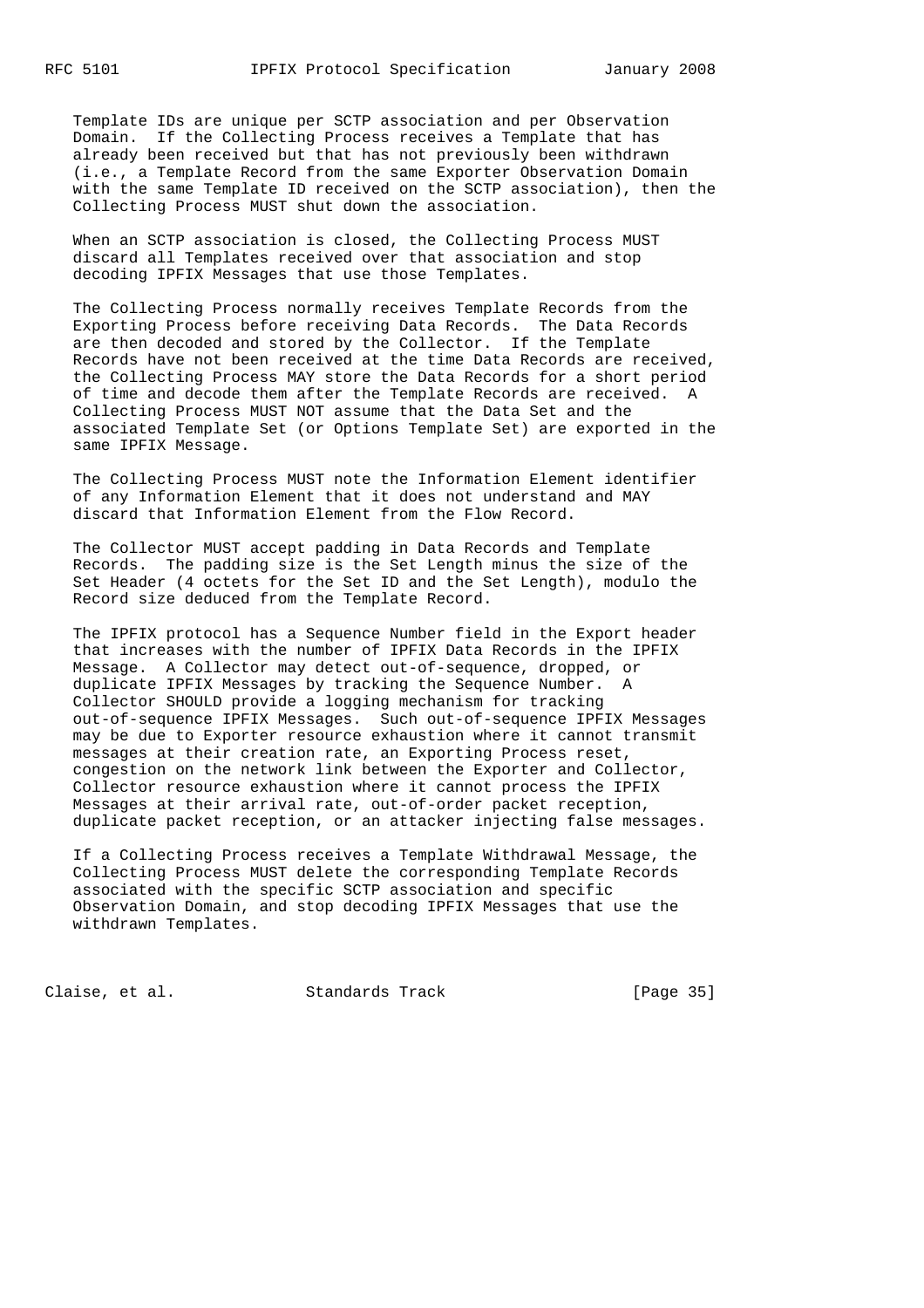Template IDs are unique per SCTP association and per Observation Domain. If the Collecting Process receives a Template that has already been received but that has not previously been withdrawn (i.e., a Template Record from the same Exporter Observation Domain with the same Template ID received on the SCTP association), then the Collecting Process MUST shut down the association.

When an SCTP association is closed, the Collecting Process MUST discard all Templates received over that association and stop decoding IPFIX Messages that use those Templates.

The Collecting Process normally receives Template Records from the Exporting Process before receiving Data Records. The Data Records are then decoded and stored by the Collector. If the Template Records have not been received at the time Data Records are received, the Collecting Process MAY store the Data Records for a short period of time and decode them after the Template Records are received. A Collecting Process MUST NOT assume that the Data Set and the associated Template Set (or Options Template Set) are exported in the same IPFIX Message.

The Collecting Process MUST note the Information Element identifier of any Information Element that it does not understand and MAY discard that Information Element from the Flow Record.

The Collector MUST accept padding in Data Records and Template Records. The padding size is the Set Length minus the size of the Set Header (4 octets for the Set ID and the Set Length), modulo the Record size deduced from the Template Record.

The IPFIX protocol has a Sequence Number field in the Export header that increases with the number of IPFIX Data Records in the IPFIX Message. A Collector may detect out-of-sequence, dropped, or duplicate IPFIX Messages by tracking the Sequence Number. A Collector SHOULD provide a logging mechanism for tracking out-of-sequence IPFIX Messages. Such out-of-sequence IPFIX Messages may be due to Exporter resource exhaustion where it cannot transmit messages at their creation rate, an Exporting Process reset, congestion on the network link between the Exporter and Collector, Collector resource exhaustion where it cannot process the IPFIX Messages at their arrival rate, out-of-order packet reception, duplicate packet reception, or an attacker injecting false messages.

If a Collecting Process receives a Template Withdrawal Message, the Collecting Process MUST delete the corresponding Template Records associated with the specific SCTP association and specific Observation Domain, and stop decoding IPFIX Messages that use the withdrawn Templates.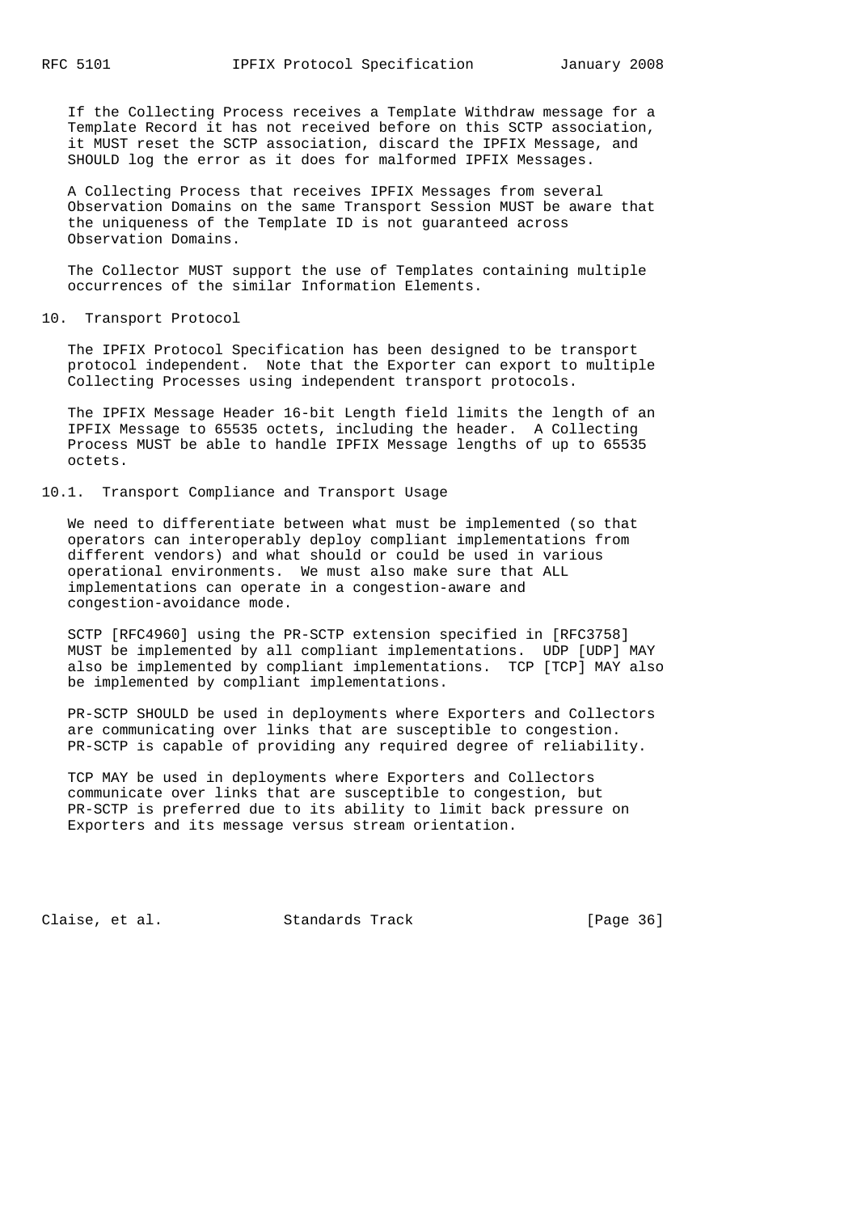If the Collecting Process receives a Template Withdraw message for a Template Record it has not received before on this SCTP association, it MUST reset the SCTP association, discard the IPFIX Message, and SHOULD log the error as it does for malformed IPFIX Messages.

A Collecting Process that receives IPFIX Messages from several Observation Domains on the same Transport Session MUST be aware that the uniqueness of the Template ID is not guaranteed across Observation Domains.

The Collector MUST support the use of Templates containing multiple occurrences of the similar Information Elements.

## 10. Transport Protocol

The IPFIX Protocol Specification has been designed to be transport protocol independent. Note that the Exporter can export to multiple Collecting Processes using independent transport protocols.

The IPFIX Message Header 16-bit Length field limits the length of an IPFIX Message to 65535 octets, including the header. A Collecting Process MUST be able to handle IPFIX Message lengths of up to 65535 octets.

### 10.1. Transport Compliance and Transport Usage

We need to differentiate between what must be implemented (so that operators can interoperably deploy compliant implementations from different vendors) and what should or could be used in various operational environments. We must also make sure that ALL implementations can operate in a congestion-aware and congestion-avoidance mode.

SCTP [RFC4960] using the PR-SCTP extension specified in [RFC3758] MUST be implemented by all compliant implementations. UDP [UDP] MAY also be implemented by compliant implementations. TCP [TCP] MAY also be implemented by compliant implementations.

PR-SCTP SHOULD be used in deployments where Exporters and Collectors are communicating over links that are susceptible to congestion. PR-SCTP is capable of providing any required degree of reliability.

TCP MAY be used in deployments where Exporters and Collectors communicate over links that are susceptible to congestion, but PR-SCTP is preferred due to its ability to limit back pressure on Exporters and its message versus stream orientation.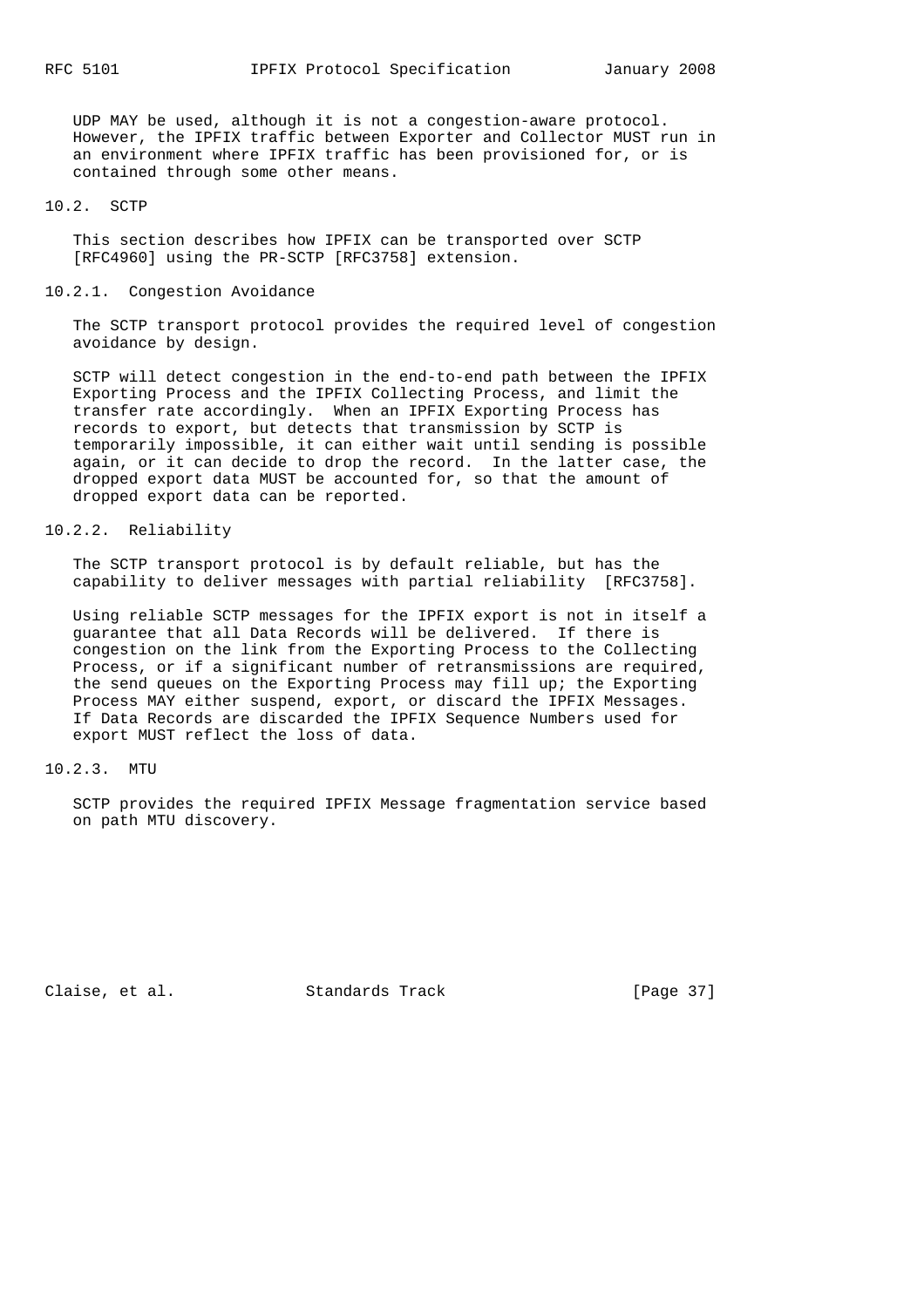UDP MAY be used, although it is not a congestion-aware protocol. However, the IPFIX traffic between Exporter and Collector MUST run in an environment where IPFIX traffic has been provisioned for, or is contained through some other means.

## 10.2. SCTP

This section describes how IPFIX can be transported over SCTP [RFC4960] using the PR-SCTP [RFC3758] extension.

### 10.2.1. Congestion Avoidance

The SCTP transport protocol provides the required level of congestion avoidance by design.

SCTP will detect congestion in the end-to-end path between the IPFIX Exporting Process and the IPFIX Collecting Process, and limit the transfer rate accordingly. When an IPFIX Exporting Process has records to export, but detects that transmission by SCTP is temporarily impossible, it can either wait until sending is possible again, or it can decide to drop the record. In the latter case, the dropped export data MUST be accounted for, so that the amount of dropped export data can be reported.

### 10.2.2. Reliability

The SCTP transport protocol is by default reliable, but has the capability to deliver messages with partial reliability [RFC3758].

Using reliable SCTP messages for the IPFIX export is not in itself a guarantee that all Data Records will be delivered. If there is congestion on the link from the Exporting Process to the Collecting Process, or if a significant number of retransmissions are required, the send queues on the Exporting Process may fill up; the Exporting Process MAY either suspend, export, or discard the IPFIX Messages. If Data Records are discarded the IPFIX Sequence Numbers used for export MUST reflect the loss of data.

### 10.2.3. MTU

SCTP provides the required IPFIX Message fragmentation service based on path MTU discovery.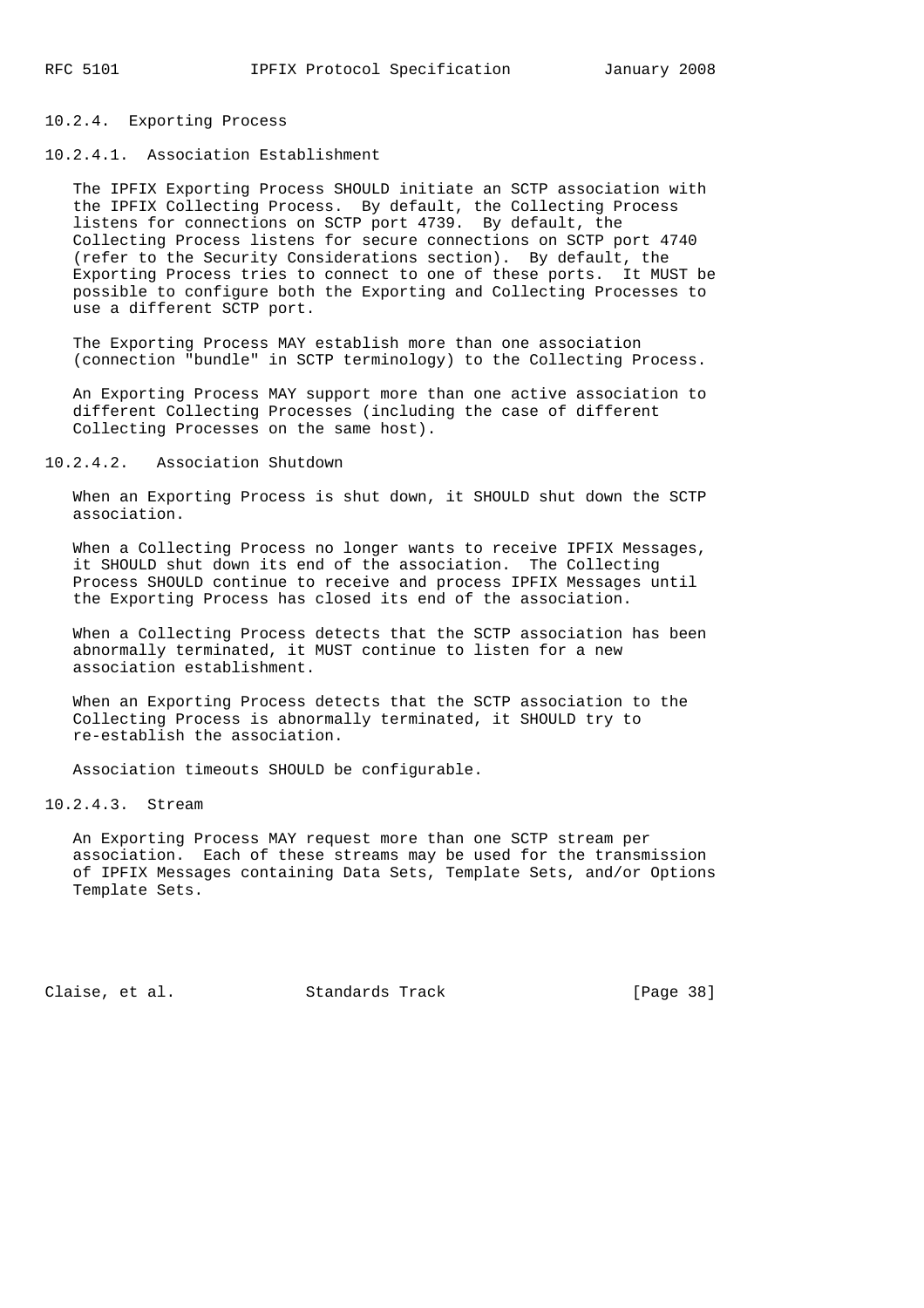#### 10.2.4. Exporting Process

##### 10.2.4.1. Association Establishment

The IPFIX Exporting Process SHOULD initiate an SCTP association with the IPFIX Collecting Process. By default, the Collecting Process listens for connections on SCTP port 4739. By default, the Collecting Process listens for secure connections on SCTP port 4740 (refer to the Security Considerations section). By default, the Exporting Process tries to connect to one of these ports. It MUST be possible to configure both the Exporting and Collecting Processes to use a different SCTP port.

The Exporting Process MAY establish more than one association (connection "bundle" in SCTP terminology) to the Collecting Process.

An Exporting Process MAY support more than one active association to different Collecting Processes (including the case of different Collecting Processes on the same host).

##### 10.2.4.2. Association Shutdown

When an Exporting Process is shut down, it SHOULD shut down the SCTP association.

When a Collecting Process no longer wants to receive IPFIX Messages, it SHOULD shut down its end of the association. The Collecting Process SHOULD continue to receive and process IPFIX Messages until the Exporting Process has closed its end of the association.

When a Collecting Process detects that the SCTP association has been abnormally terminated, it MUST continue to listen for a new association establishment.

When an Exporting Process detects that the SCTP association to the Collecting Process is abnormally terminated, it SHOULD try to re-establish the association.

Association timeouts SHOULD be configurable.

##### 10.2.4.3. Stream

An Exporting Process MAY request more than one SCTP stream per association. Each of these streams may be used for the transmission of IPFIX Messages containing Data Sets, Template Sets, and/or Options Template Sets.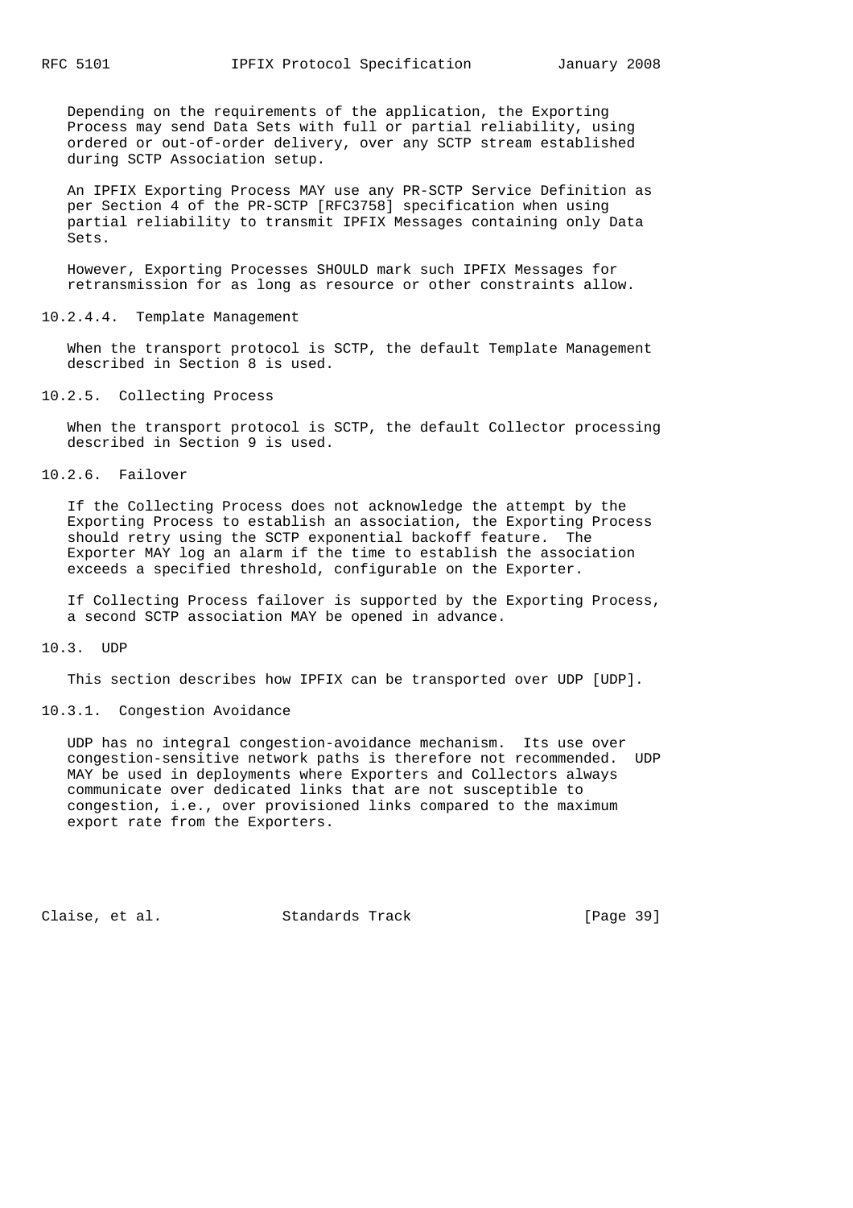Depending on the requirements of the application, the Exporting Process may send Data Sets with full or partial reliability, using ordered or out-of-order delivery, over any SCTP stream established during SCTP Association setup.

An IPFIX Exporting Process MAY use any PR-SCTP Service Definition as per Section 4 of the PR-SCTP [RFC3758] specification when using partial reliability to transmit IPFIX Messages containing only Data Sets.

However, Exporting Processes SHOULD mark such IPFIX Messages for retransmission for as long as resource or other constraints allow.

##### 10.2.4.4. Template Management

When the transport protocol is SCTP, the default Template Management described in Section 8 is used.

#### 10.2.5. Collecting Process

When the transport protocol is SCTP, the default Collector processing described in Section 9 is used.

#### 10.2.6. Failover

If the Collecting Process does not acknowledge the attempt by the Exporting Process to establish an association, the Exporting Process should retry using the SCTP exponential backoff feature. The Exporter MAY log an alarm if the time to establish the association exceeds a specified threshold, configurable on the Exporter.

If Collecting Process failover is supported by the Exporting Process, a second SCTP association MAY be opened in advance.

### 10.3. UDP

This section describes how IPFIX can be transported over UDP [UDP].

#### 10.3.1. Congestion Avoidance

UDP has no integral congestion-avoidance mechanism. Its use over congestion-sensitive network paths is therefore not recommended. UDP MAY be used in deployments where Exporters and Collectors always communicate over dedicated links that are not susceptible to congestion, i.e., over provisioned links compared to the maximum export rate from the Exporters.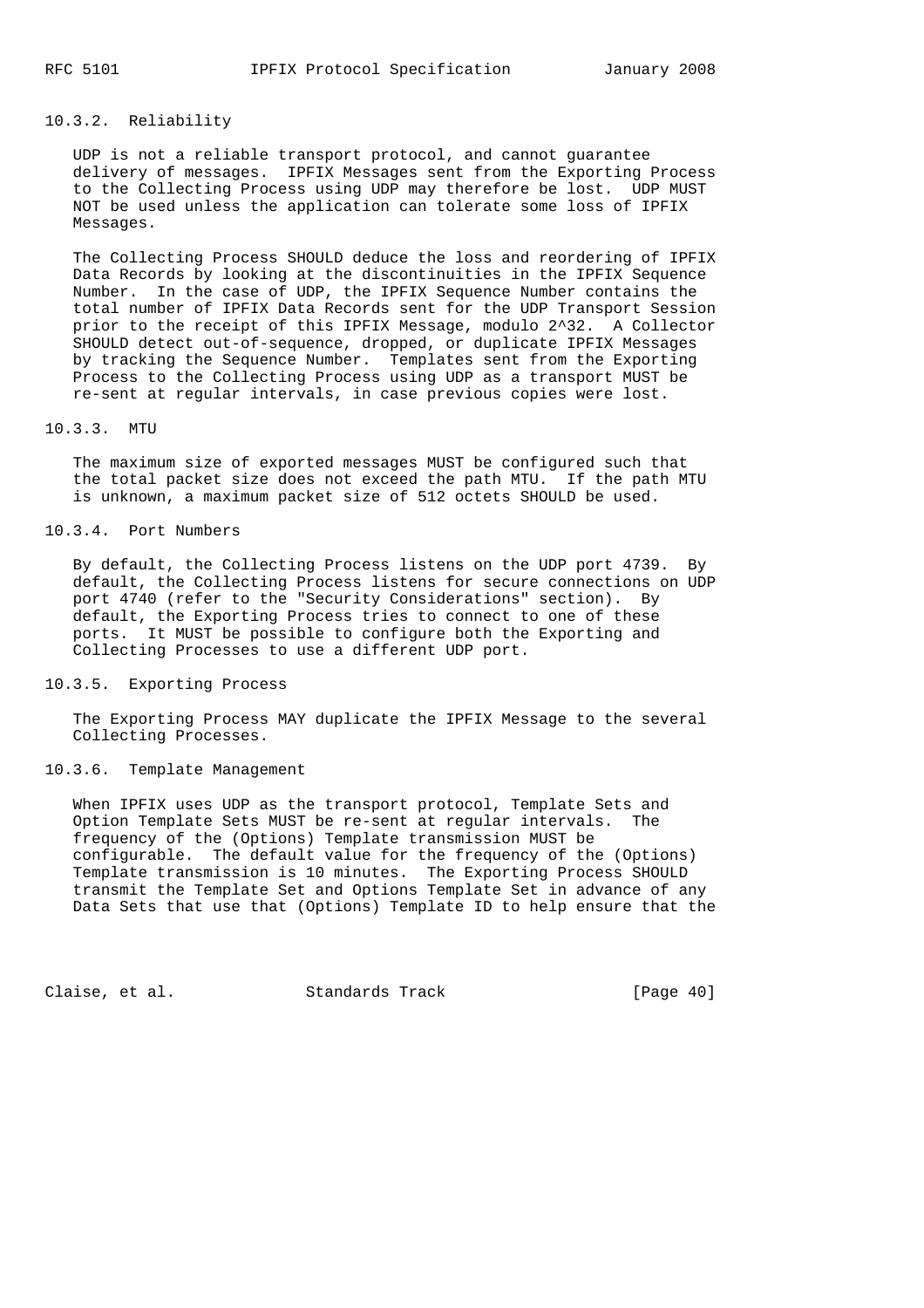#### 10.3.2. Reliability

UDP is not a reliable transport protocol, and cannot guarantee delivery of messages. IPFIX Messages sent from the Exporting Process to the Collecting Process using UDP may therefore be lost. UDP MUST NOT be used unless the application can tolerate some loss of IPFIX Messages.

The Collecting Process SHOULD deduce the loss and reordering of IPFIX Data Records by looking at the discontinuities in the IPFIX Sequence Number. In the case of UDP, the IPFIX Sequence Number contains the total number of IPFIX Data Records sent for the UDP Transport Session prior to the receipt of this IPFIX Message, modulo $2^{32}$. A Collector SHOULD detect out-of-sequence, dropped, or duplicate IPFIX Messages by tracking the Sequence Number. Templates sent from the Exporting Process to the Collecting Process using UDP as a transport MUST be re-sent at regular intervals, in case previous copies were lost.

#### 10.3.3. MTU

The maximum size of exported messages MUST be configured such that the total packet size does not exceed the path MTU. If the path MTU is unknown, a maximum packet size of 512 octets SHOULD be used.

#### 10.3.4. Port Numbers

By default, the Collecting Process listens on the UDP port 4739. By default, the Collecting Process listens for secure connections on UDP port 4740 (refer to the "Security Considerations" section). By default, the Exporting Process tries to connect to one of these ports. It MUST be possible to configure both the Exporting and Collecting Processes to use a different UDP port.

#### 10.3.5. Exporting Process

The Exporting Process MAY duplicate the IPFIX Message to the several Collecting Processes.

#### 10.3.6. Template Management

When IPFIX uses UDP as the transport protocol, Template Sets and Option Template Sets MUST be re-sent at regular intervals. The frequency of the (Options) Template transmission MUST be configurable. The default value for the frequency of the (Options) Template transmission is 10 minutes. The Exporting Process SHOULD transmit the Template Set and Options Template Set in advance of any Data Sets that use that (Options) Template ID to help ensure that the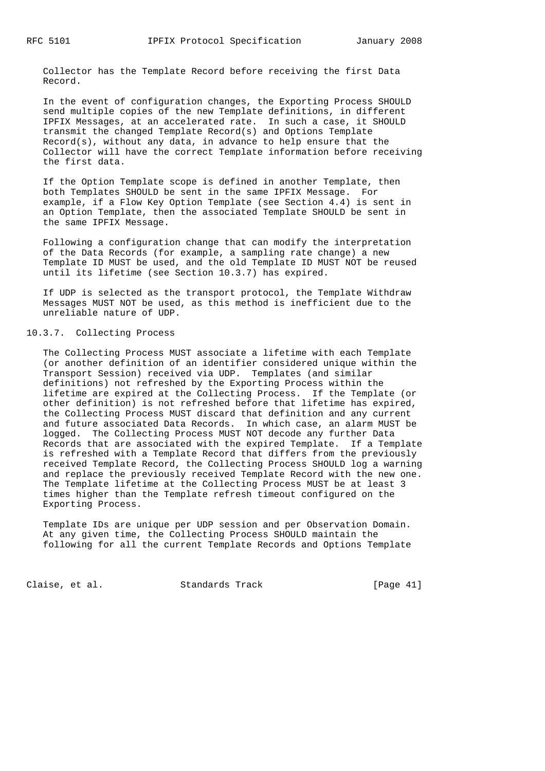Collector has the Template Record before receiving the first Data Record.

In the event of configuration changes, the Exporting Process SHOULD send multiple copies of the new Template definitions, in different IPFIX Messages, at an accelerated rate. In such a case, it SHOULD transmit the changed Template Record(s) and Options Template Record(s), without any data, in advance to help ensure that the Collector will have the correct Template information before receiving the first data.

If the Option Template scope is defined in another Template, then both Templates SHOULD be sent in the same IPFIX Message. For example, if a Flow Key Option Template (see Section 4.4) is sent in an Option Template, then the associated Template SHOULD be sent in the same IPFIX Message.

Following a configuration change that can modify the interpretation of the Data Records (for example, a sampling rate change) a new Template ID MUST be used, and the old Template ID MUST NOT be reused until its lifetime (see Section 10.3.7) has expired.

If UDP is selected as the transport protocol, the Template Withdraw Messages MUST NOT be used, as this method is inefficient due to the unreliable nature of UDP.

### 10.3.7. Collecting Process

The Collecting Process MUST associate a lifetime with each Template (or another definition of an identifier considered unique within the Transport Session) received via UDP. Templates (and similar definitions) not refreshed by the Exporting Process within the lifetime are expired at the Collecting Process. If the Template (or other definition) is not refreshed before that lifetime has expired, the Collecting Process MUST discard that definition and any current and future associated Data Records. In which case, an alarm MUST be logged. The Collecting Process MUST NOT decode any further Data Records that are associated with the expired Template. If a Template is refreshed with a Template Record that differs from the previously received Template Record, the Collecting Process SHOULD log a warning and replace the previously received Template Record with the new one. The Template lifetime at the Collecting Process MUST be at least 3 times higher than the Template refresh timeout configured on the Exporting Process.

Template IDs are unique per UDP session and per Observation Domain. At any given time, the Collecting Process SHOULD maintain the following for all the current Template Records and Options Template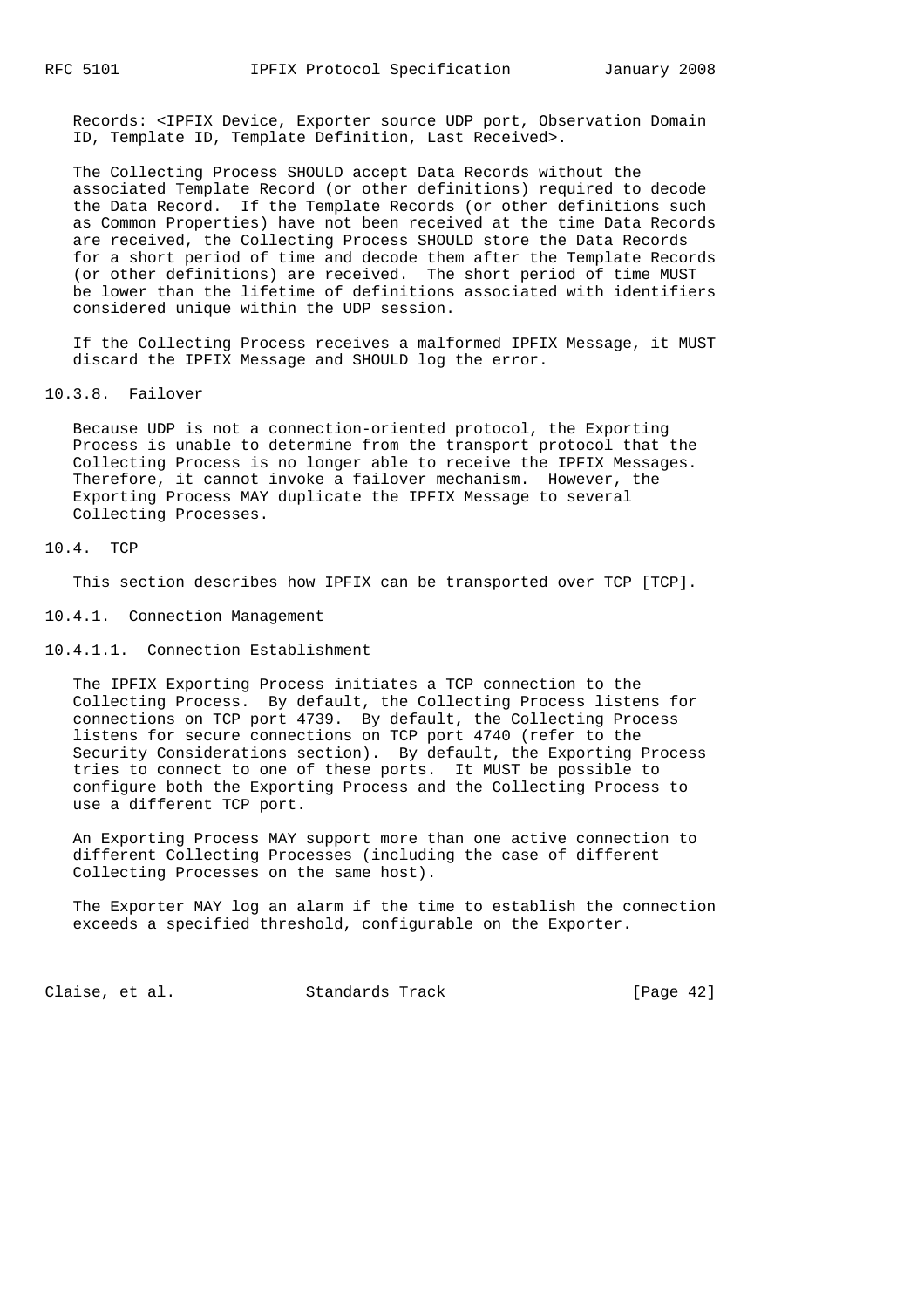Records: <IPFIX Device, Exporter source UDP port, Observation Domain ID, Template ID, Template Definition, Last Received>.

The Collecting Process SHOULD accept Data Records without the associated Template Record (or other definitions) required to decode the Data Record. If the Template Records (or other definitions such as Common Properties) have not been received at the time Data Records are received, the Collecting Process SHOULD store the Data Records for a short period of time and decode them after the Template Records (or other definitions) are received. The short period of time MUST be lower than the lifetime of definitions associated with identifiers considered unique within the UDP session.

If the Collecting Process receives a malformed IPFIX Message, it MUST discard the IPFIX Message and SHOULD log the error.

#### 10.3.8. Failover

Because UDP is not a connection-oriented protocol, the Exporting Process is unable to determine from the transport protocol that the Collecting Process is no longer able to receive the IPFIX Messages. Therefore, it cannot invoke a failover mechanism. However, the Exporting Process MAY duplicate the IPFIX Message to several Collecting Processes.

### 10.4. TCP

This section describes how IPFIX can be transported over TCP [TCP].

#### 10.4.1. Connection Management

##### 10.4.1.1. Connection Establishment

The IPFIX Exporting Process initiates a TCP connection to the Collecting Process. By default, the Collecting Process listens for connections on TCP port 4739. By default, the Collecting Process listens for secure connections on TCP port 4740 (refer to the Security Considerations section). By default, the Exporting Process tries to connect to one of these ports. It MUST be possible to configure both the Exporting Process and the Collecting Process to use a different TCP port.

An Exporting Process MAY support more than one active connection to different Collecting Processes (including the case of different Collecting Processes on the same host).

The Exporter MAY log an alarm if the time to establish the connection exceeds a specified threshold, configurable on the Exporter.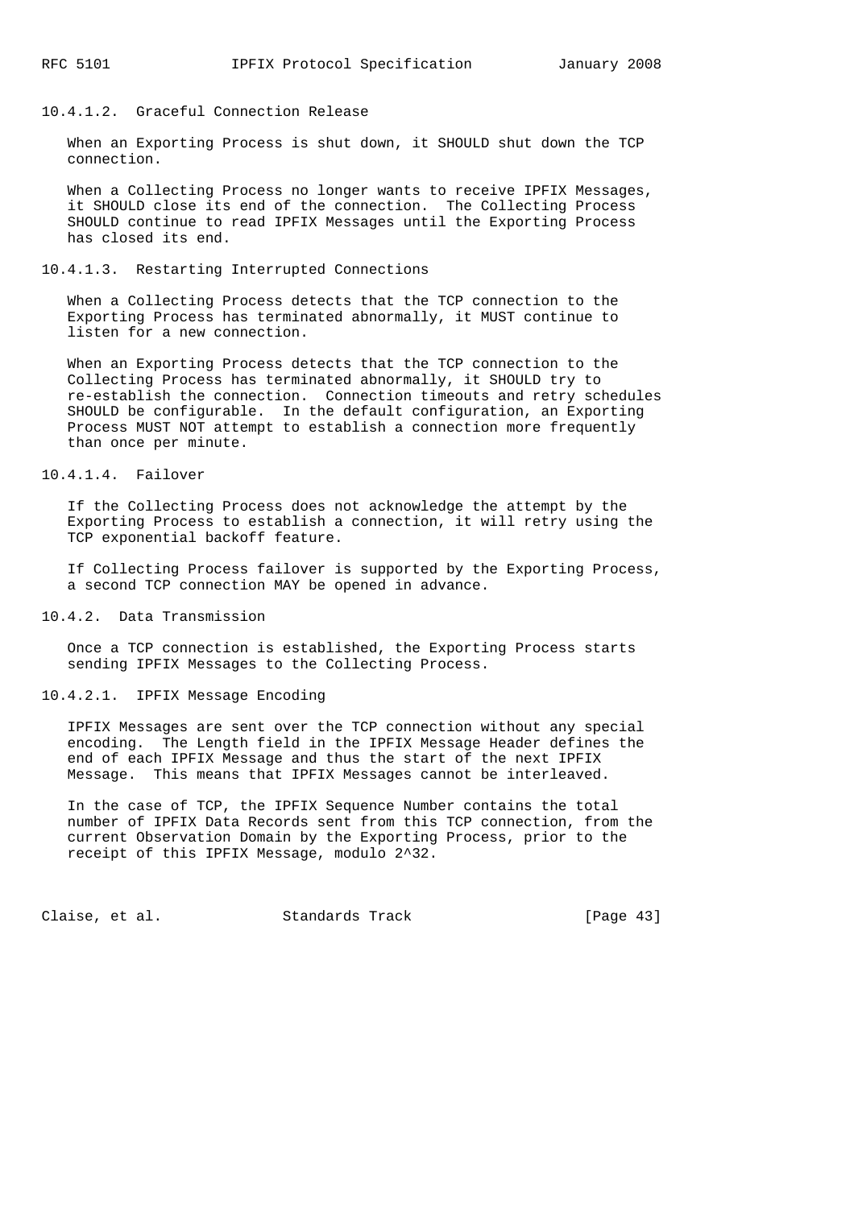##### 10.4.1.2. Graceful Connection Release

When an Exporting Process is shut down, it SHOULD shut down the TCP connection.

When a Collecting Process no longer wants to receive IPFIX Messages, it SHOULD close its end of the connection. The Collecting Process SHOULD continue to read IPFIX Messages until the Exporting Process has closed its end.

##### 10.4.1.3. Restarting Interrupted Connections

When a Collecting Process detects that the TCP connection to the Exporting Process has terminated abnormally, it MUST continue to listen for a new connection.

When an Exporting Process detects that the TCP connection to the Collecting Process has terminated abnormally, it SHOULD try to re-establish the connection. Connection timeouts and retry schedules SHOULD be configurable. In the default configuration, an Exporting Process MUST NOT attempt to establish a connection more frequently than once per minute.

##### 10.4.1.4. Failover

If the Collecting Process does not acknowledge the attempt by the Exporting Process to establish a connection, it will retry using the TCP exponential backoff feature.

If Collecting Process failover is supported by the Exporting Process, a second TCP connection MAY be opened in advance.

#### 10.4.2. Data Transmission

Once a TCP connection is established, the Exporting Process starts sending IPFIX Messages to the Collecting Process.

##### 10.4.2.1. IPFIX Message Encoding

IPFIX Messages are sent over the TCP connection without any special encoding. The Length field in the IPFIX Message Header defines the end of each IPFIX Message and thus the start of the next IPFIX Message. This means that IPFIX Messages cannot be interleaved.

In the case of TCP, the IPFIX Sequence Number contains the total number of IPFIX Data Records sent from this TCP connection, from the current Observation Domain by the Exporting Process, prior to the receipt of this IPFIX Message, modulo $2^{32}$.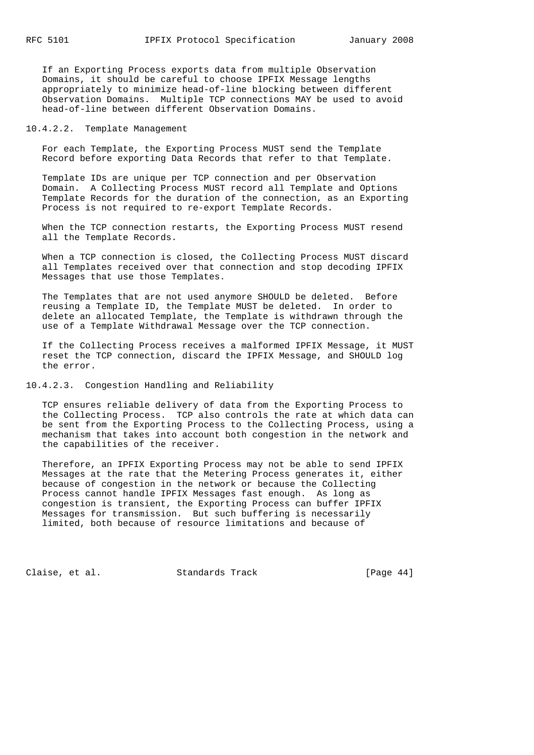If an Exporting Process exports data from multiple Observation Domains, it should be careful to choose IPFIX Message lengths appropriately to minimize head-of-line blocking between different Observation Domains. Multiple TCP connections MAY be used to avoid head-of-line between different Observation Domains.

#### 10.4.2.2. Template Management

For each Template, the Exporting Process MUST send the Template Record before exporting Data Records that refer to that Template.

Template IDs are unique per TCP connection and per Observation Domain. A Collecting Process MUST record all Template and Options Template Records for the duration of the connection, as an Exporting Process is not required to re-export Template Records.

When the TCP connection restarts, the Exporting Process MUST resend all the Template Records.

When a TCP connection is closed, the Collecting Process MUST discard all Templates received over that connection and stop decoding IPFIX Messages that use those Templates.

The Templates that are not used anymore SHOULD be deleted. Before reusing a Template ID, the Template MUST be deleted. In order to delete an allocated Template, the Template is withdrawn through the use of a Template Withdrawal Message over the TCP connection.

If the Collecting Process receives a malformed IPFIX Message, it MUST reset the TCP connection, discard the IPFIX Message, and SHOULD log the error.

#### 10.4.2.3. Congestion Handling and Reliability

TCP ensures reliable delivery of data from the Exporting Process to the Collecting Process. TCP also controls the rate at which data can be sent from the Exporting Process to the Collecting Process, using a mechanism that takes into account both congestion in the network and the capabilities of the receiver.

Therefore, an IPFIX Exporting Process may not be able to send IPFIX Messages at the rate that the Metering Process generates it, either because of congestion in the network or because the Collecting Process cannot handle IPFIX Messages fast enough. As long as congestion is transient, the Exporting Process can buffer IPFIX Messages for transmission. But such buffering is necessarily limited, both because of resource limitations and because of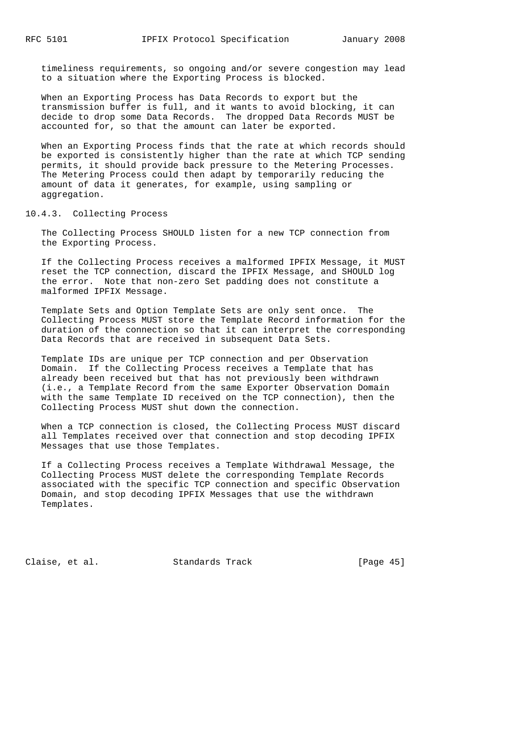timeliness requirements, so ongoing and/or severe congestion may lead to a situation where the Exporting Process is blocked.

When an Exporting Process has Data Records to export but the transmission buffer is full, and it wants to avoid blocking, it can decide to drop some Data Records. The dropped Data Records MUST be accounted for, so that the amount can later be exported.

When an Exporting Process finds that the rate at which records should be exported is consistently higher than the rate at which TCP sending permits, it should provide back pressure to the Metering Processes. The Metering Process could then adapt by temporarily reducing the amount of data it generates, for example, using sampling or aggregation.

### 10.4.3. Collecting Process

The Collecting Process SHOULD listen for a new TCP connection from the Exporting Process.

If the Collecting Process receives a malformed IPFIX Message, it MUST reset the TCP connection, discard the IPFIX Message, and SHOULD log the error. Note that non-zero Set padding does not constitute a malformed IPFIX Message.

Template Sets and Option Template Sets are only sent once. The Collecting Process MUST store the Template Record information for the duration of the connection so that it can interpret the corresponding Data Records that are received in subsequent Data Sets.

Template IDs are unique per TCP connection and per Observation Domain. If the Collecting Process receives a Template that has already been received but that has not previously been withdrawn (i.e., a Template Record from the same Exporter Observation Domain with the same Template ID received on the TCP connection), then the Collecting Process MUST shut down the connection.

When a TCP connection is closed, the Collecting Process MUST discard all Templates received over that connection and stop decoding IPFIX Messages that use those Templates.

If a Collecting Process receives a Template Withdrawal Message, the Collecting Process MUST delete the corresponding Template Records associated with the specific TCP connection and specific Observation Domain, and stop decoding IPFIX Messages that use the withdrawn Templates.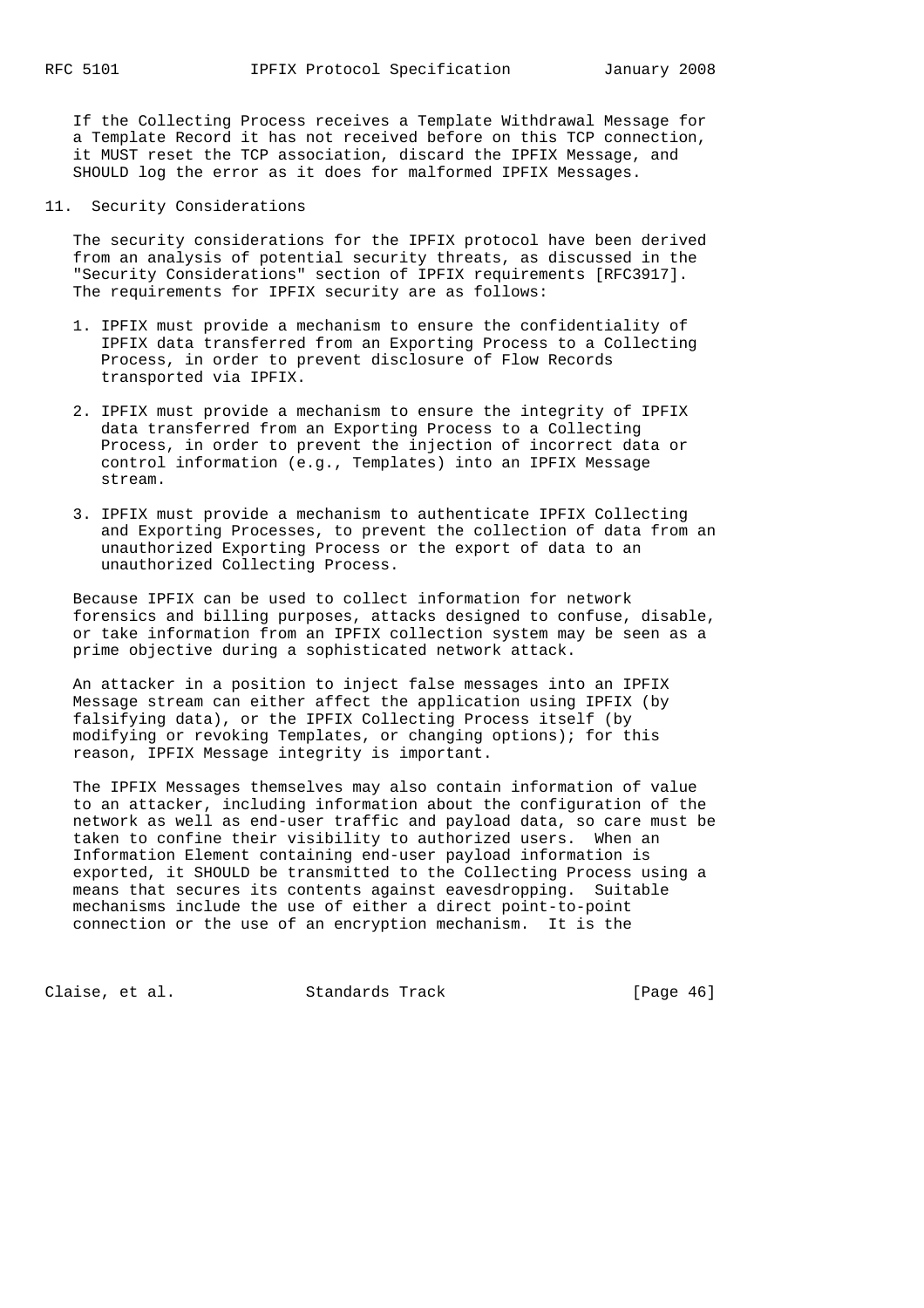If the Collecting Process receives a Template Withdrawal Message for a Template Record it has not received before on this TCP connection, it MUST reset the TCP association, discard the IPFIX Message, and SHOULD log the error as it does for malformed IPFIX Messages.

## 11. Security Considerations

The security considerations for the IPFIX protocol have been derived from an analysis of potential security threats, as discussed in the "Security Considerations" section of IPFIX requirements [RFC3917]. The requirements for IPFIX security are as follows:

1. IPFIX must provide a mechanism to ensure the confidentiality of IPFIX data transferred from an Exporting Process to a Collecting Process, in order to prevent disclosure of Flow Records transported via IPFIX.

2. IPFIX must provide a mechanism to ensure the integrity of IPFIX data transferred from an Exporting Process to a Collecting Process, in order to prevent the injection of incorrect data or control information (e.g., Templates) into an IPFIX Message stream.

3. IPFIX must provide a mechanism to authenticate IPFIX Collecting and Exporting Processes, to prevent the collection of data from an unauthorized Exporting Process or the export of data to an unauthorized Collecting Process.

Because IPFIX can be used to collect information for network forensics and billing purposes, attacks designed to confuse, disable, or take information from an IPFIX collection system may be seen as a prime objective during a sophisticated network attack.

An attacker in a position to inject false messages into an IPFIX Message stream can either affect the application using IPFIX (by falsifying data), or the IPFIX Collecting Process itself (by modifying or revoking Templates, or changing options); for this reason, IPFIX Message integrity is important.

The IPFIX Messages themselves may also contain information of value to an attacker, including information about the configuration of the network as well as end-user traffic and payload data, so care must be taken to confine their visibility to authorized users. When an Information Element containing end-user payload information is exported, it SHOULD be transmitted to the Collecting Process using a means that secures its contents against eavesdropping. Suitable mechanisms include the use of either a direct point-to-point connection or the use of an encryption mechanism. It is the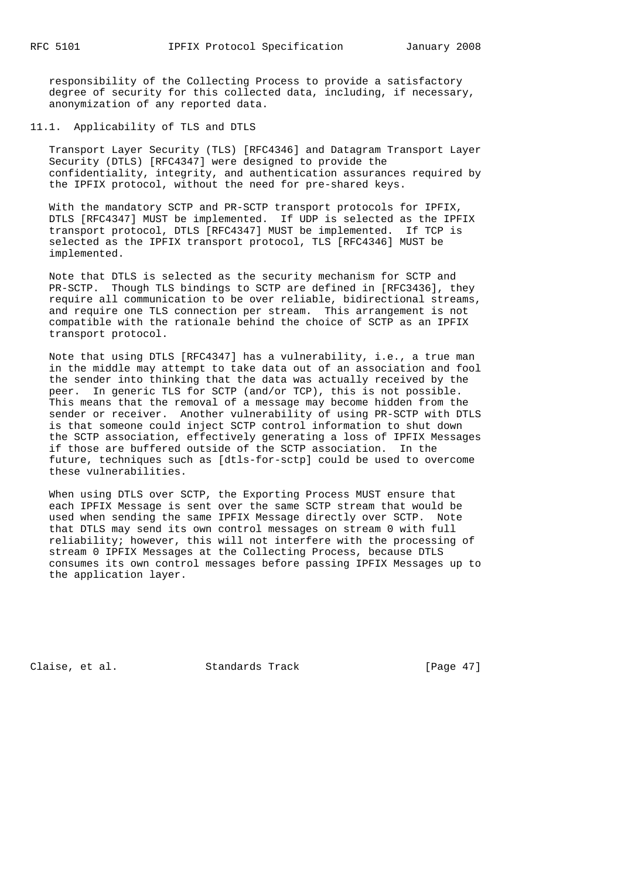responsibility of the Collecting Process to provide a satisfactory degree of security for this collected data, including, if necessary, anonymization of any reported data.

### 11.1. Applicability of TLS and DTLS

Transport Layer Security (TLS) [RFC4346] and Datagram Transport Layer Security (DTLS) [RFC4347] were designed to provide the confidentiality, integrity, and authentication assurances required by the IPFIX protocol, without the need for pre-shared keys.

With the mandatory SCTP and PR-SCTP transport protocols for IPFIX, DTLS [RFC4347] MUST be implemented. If UDP is selected as the IPFIX transport protocol, DTLS [RFC4347] MUST be implemented. If TCP is selected as the IPFIX transport protocol, TLS [RFC4346] MUST be implemented.

Note that DTLS is selected as the security mechanism for SCTP and PR-SCTP. Though TLS bindings to SCTP are defined in [RFC3436], they require all communication to be over reliable, bidirectional streams, and require one TLS connection per stream. This arrangement is not compatible with the rationale behind the choice of SCTP as an IPFIX transport protocol.

Note that using DTLS [RFC4347] has a vulnerability, i.e., a true man in the middle may attempt to take data out of an association and fool the sender into thinking that the data was actually received by the peer. In generic TLS for SCTP (and/or TCP), this is not possible. This means that the removal of a message may become hidden from the sender or receiver. Another vulnerability of using PR-SCTP with DTLS is that someone could inject SCTP control information to shut down the SCTP association, effectively generating a loss of IPFIX Messages if those are buffered outside of the SCTP association. In the future, techniques such as [dtls-for-sctp] could be used to overcome these vulnerabilities.

When using DTLS over SCTP, the Exporting Process MUST ensure that each IPFIX Message is sent over the same SCTP stream that would be used when sending the same IPFIX Message directly over SCTP. Note that DTLS may send its own control messages on stream 0 with full reliability; however, this will not interfere with the processing of stream 0 IPFIX Messages at the Collecting Process, because DTLS consumes its own control messages before passing IPFIX Messages up to the application layer.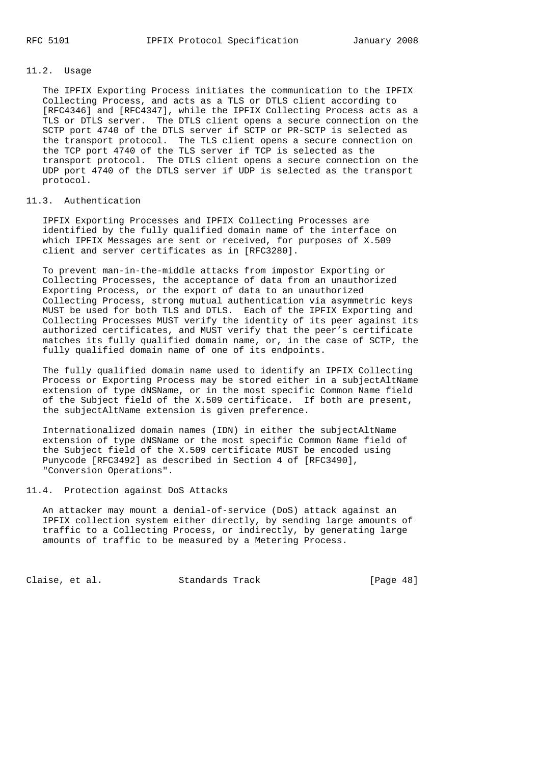### 11.2. Usage

The IPFIX Exporting Process initiates the communication to the IPFIX Collecting Process, and acts as a TLS or DTLS client according to [RFC4346] and [RFC4347], while the IPFIX Collecting Process acts as a TLS or DTLS server. The DTLS client opens a secure connection on the SCTP port 4740 of the DTLS server if SCTP or PR-SCTP is selected as the transport protocol. The TLS client opens a secure connection on the TCP port 4740 of the TLS server if TCP is selected as the transport protocol. The DTLS client opens a secure connection on the UDP port 4740 of the DTLS server if UDP is selected as the transport protocol.

### 11.3. Authentication

IPFIX Exporting Processes and IPFIX Collecting Processes are identified by the fully qualified domain name of the interface on which IPFIX Messages are sent or received, for purposes of X.509 client and server certificates as in [RFC3280].

To prevent man-in-the-middle attacks from impostor Exporting or Collecting Processes, the acceptance of data from an unauthorized Exporting Process, or the export of data to an unauthorized Collecting Process, strong mutual authentication via asymmetric keys MUST be used for both TLS and DTLS. Each of the IPFIX Exporting and Collecting Processes MUST verify the identity of its peer against its authorized certificates, and MUST verify that the peer's certificate matches its fully qualified domain name, or, in the case of SCTP, the fully qualified domain name of one of its endpoints.

The fully qualified domain name used to identify an IPFIX Collecting Process or Exporting Process may be stored either in a subjectAltName extension of type dNSName, or in the most specific Common Name field of the Subject field of the X.509 certificate. If both are present, the subjectAltName extension is given preference.

Internationalized domain names (IDN) in either the subjectAltName extension of type dNSName or the most specific Common Name field of the Subject field of the X.509 certificate MUST be encoded using Punycode [RFC3492] as described in Section 4 of [RFC3490], "Conversion Operations".

### 11.4. Protection against DoS Attacks

An attacker may mount a denial-of-service (DoS) attack against an IPFIX collection system either directly, by sending large amounts of traffic to a Collecting Process, or indirectly, by generating large amounts of traffic to be measured by a Metering Process.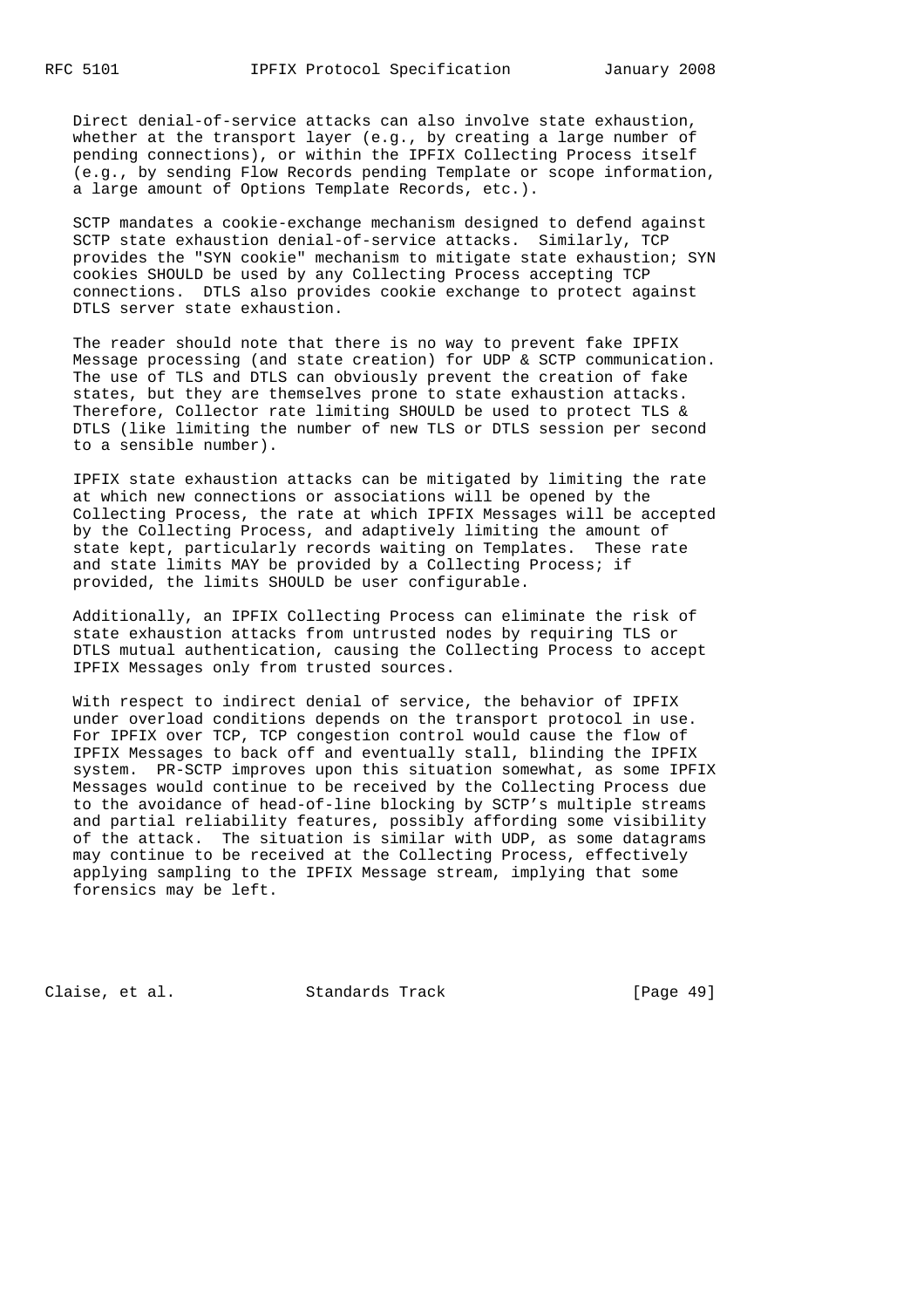Direct denial-of-service attacks can also involve state exhaustion, whether at the transport layer (e.g., by creating a large number of pending connections), or within the IPFIX Collecting Process itself (e.g., by sending Flow Records pending Template or scope information, a large amount of Options Template Records, etc.).

SCTP mandates a cookie-exchange mechanism designed to defend against SCTP state exhaustion denial-of-service attacks. Similarly, TCP provides the "SYN cookie" mechanism to mitigate state exhaustion; SYN cookies SHOULD be used by any Collecting Process accepting TCP connections. DTLS also provides cookie exchange to protect against DTLS server state exhaustion.

The reader should note that there is no way to prevent fake IPFIX Message processing (and state creation) for UDP & SCTP communication. The use of TLS and DTLS can obviously prevent the creation of fake states, but they are themselves prone to state exhaustion attacks. Therefore, Collector rate limiting SHOULD be used to protect TLS & DTLS (like limiting the number of new TLS or DTLS session per second to a sensible number).

IPFIX state exhaustion attacks can be mitigated by limiting the rate at which new connections or associations will be opened by the Collecting Process, the rate at which IPFIX Messages will be accepted by the Collecting Process, and adaptively limiting the amount of state kept, particularly records waiting on Templates. These rate and state limits MAY be provided by a Collecting Process; if provided, the limits SHOULD be user configurable.

Additionally, an IPFIX Collecting Process can eliminate the risk of state exhaustion attacks from untrusted nodes by requiring TLS or DTLS mutual authentication, causing the Collecting Process to accept IPFIX Messages only from trusted sources.

With respect to indirect denial of service, the behavior of IPFIX under overload conditions depends on the transport protocol in use. For IPFIX over TCP, TCP congestion control would cause the flow of IPFIX Messages to back off and eventually stall, blinding the IPFIX system. PR-SCTP improves upon this situation somewhat, as some IPFIX Messages would continue to be received by the Collecting Process due to the avoidance of head-of-line blocking by SCTP's multiple streams and partial reliability features, possibly affording some visibility of the attack. The situation is similar with UDP, as some datagrams may continue to be received at the Collecting Process, effectively applying sampling to the IPFIX Message stream, implying that some forensics may be left.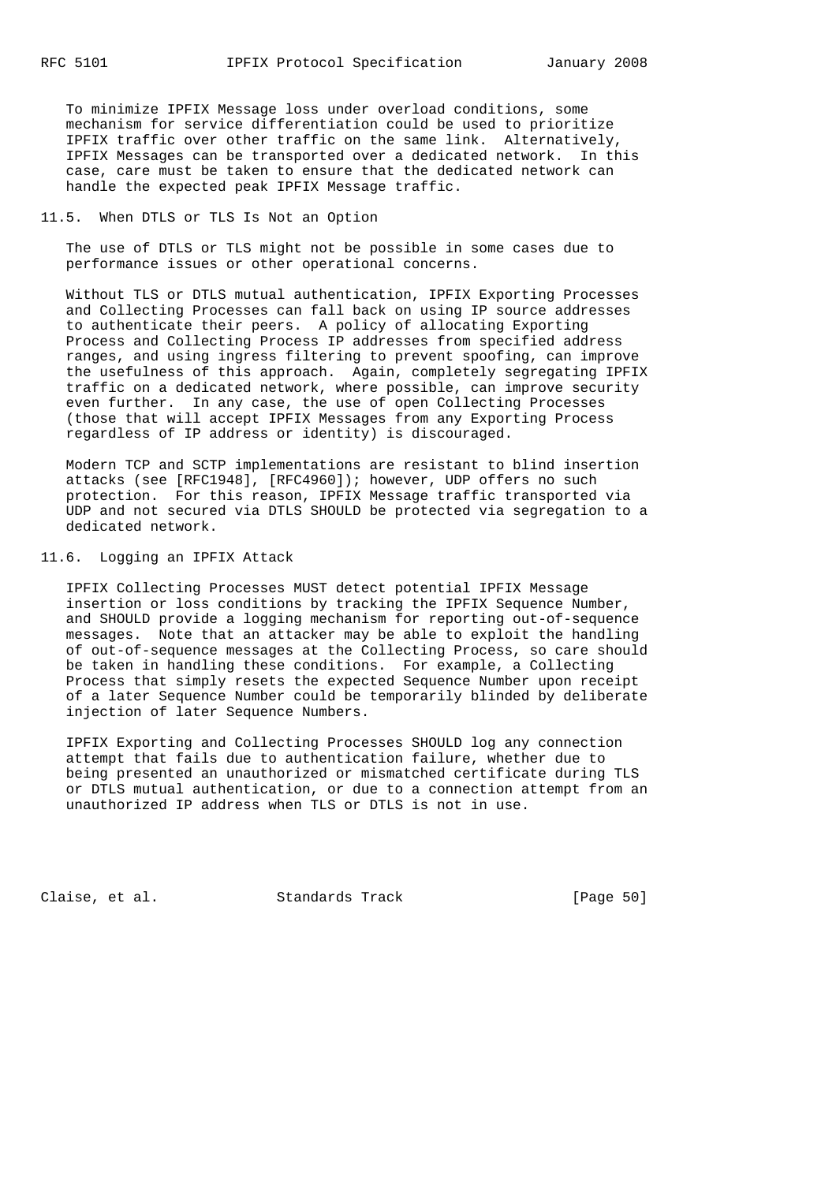To minimize IPFIX Message loss under overload conditions, some mechanism for service differentiation could be used to prioritize IPFIX traffic over other traffic on the same link. Alternatively, IPFIX Messages can be transported over a dedicated network. In this case, care must be taken to ensure that the dedicated network can handle the expected peak IPFIX Message traffic.

### 11.5. When DTLS or TLS Is Not an Option

The use of DTLS or TLS might not be possible in some cases due to performance issues or other operational concerns.

Without TLS or DTLS mutual authentication, IPFIX Exporting Processes and Collecting Processes can fall back on using IP source addresses to authenticate their peers. A policy of allocating Exporting Process and Collecting Process IP addresses from specified address ranges, and using ingress filtering to prevent spoofing, can improve the usefulness of this approach. Again, completely segregating IPFIX traffic on a dedicated network, where possible, can improve security even further. In any case, the use of open Collecting Processes (those that will accept IPFIX Messages from any Exporting Process regardless of IP address or identity) is discouraged.

Modern TCP and SCTP implementations are resistant to blind insertion attacks (see [RFC1948], [RFC4960]); however, UDP offers no such protection. For this reason, IPFIX Message traffic transported via UDP and not secured via DTLS SHOULD be protected via segregation to a dedicated network.

### 11.6. Logging an IPFIX Attack

IPFIX Collecting Processes MUST detect potential IPFIX Message insertion or loss conditions by tracking the IPFIX Sequence Number, and SHOULD provide a logging mechanism for reporting out-of-sequence messages. Note that an attacker may be able to exploit the handling of out-of-sequence messages at the Collecting Process, so care should be taken in handling these conditions. For example, a Collecting Process that simply resets the expected Sequence Number upon receipt of a later Sequence Number could be temporarily blinded by deliberate injection of later Sequence Numbers.

IPFIX Exporting and Collecting Processes SHOULD log any connection attempt that fails due to authentication failure, whether due to being presented an unauthorized or mismatched certificate during TLS or DTLS mutual authentication, or due to a connection attempt from an unauthorized IP address when TLS or DTLS is not in use.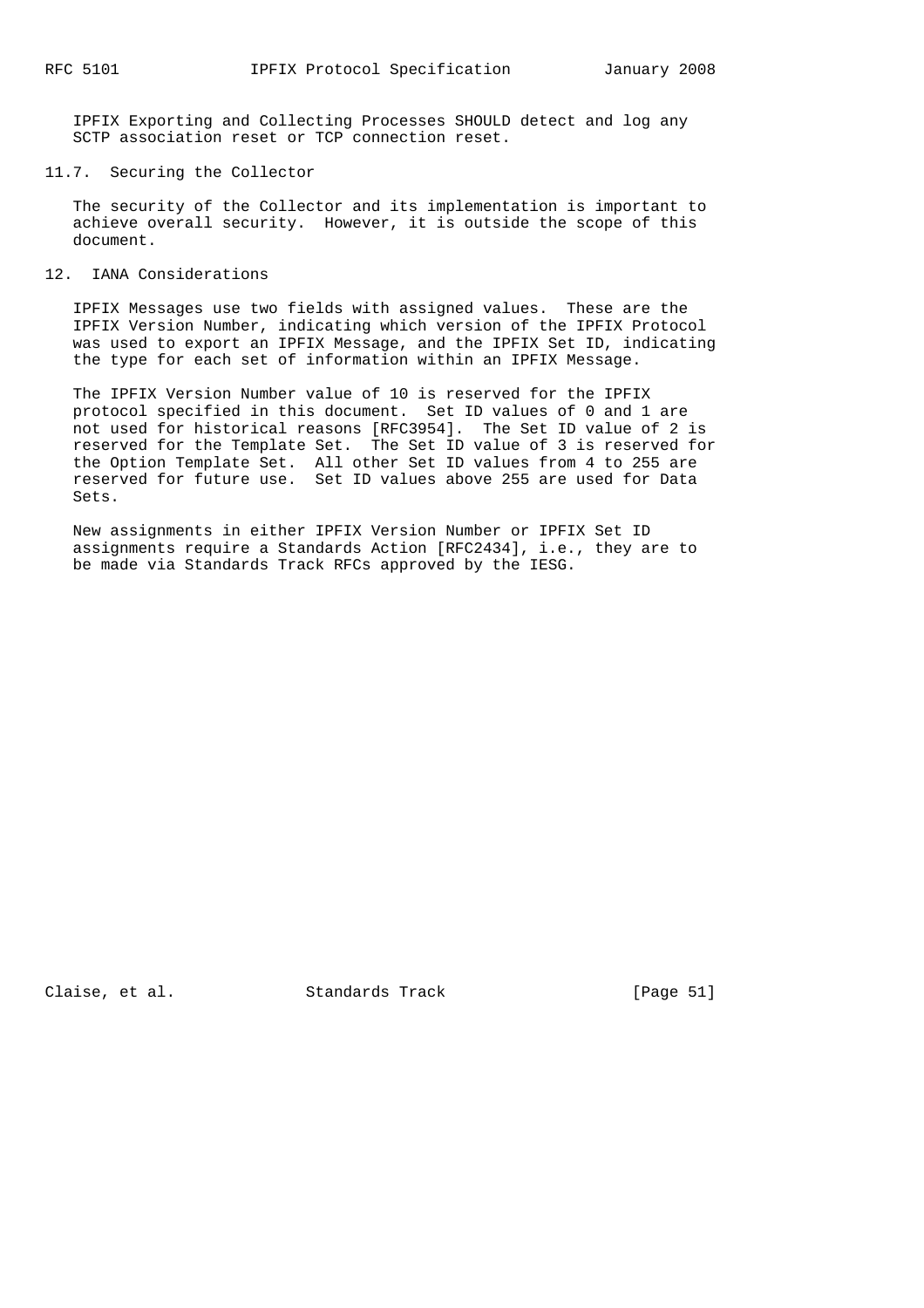IPFIX Exporting and Collecting Processes SHOULD detect and log any SCTP association reset or TCP connection reset.

### 11.7. Securing the Collector

The security of the Collector and its implementation is important to achieve overall security. However, it is outside the scope of this document.

## 12. IANA Considerations

IPFIX Messages use two fields with assigned values. These are the IPFIX Version Number, indicating which version of the IPFIX Protocol was used to export an IPFIX Message, and the IPFIX Set ID, indicating the type for each set of information within an IPFIX Message.

The IPFIX Version Number value of 10 is reserved for the IPFIX protocol specified in this document. Set ID values of 0 and 1 are not used for historical reasons [RFC3954]. The Set ID value of 2 is reserved for the Template Set. The Set ID value of 3 is reserved for the Option Template Set. All other Set ID values from 4 to 255 are reserved for future use. Set ID values above 255 are used for Data Sets.

New assignments in either IPFIX Version Number or IPFIX Set ID assignments require a Standards Action [RFC2434], i.e., they are to be made via Standards Track RFCs approved by the IESG.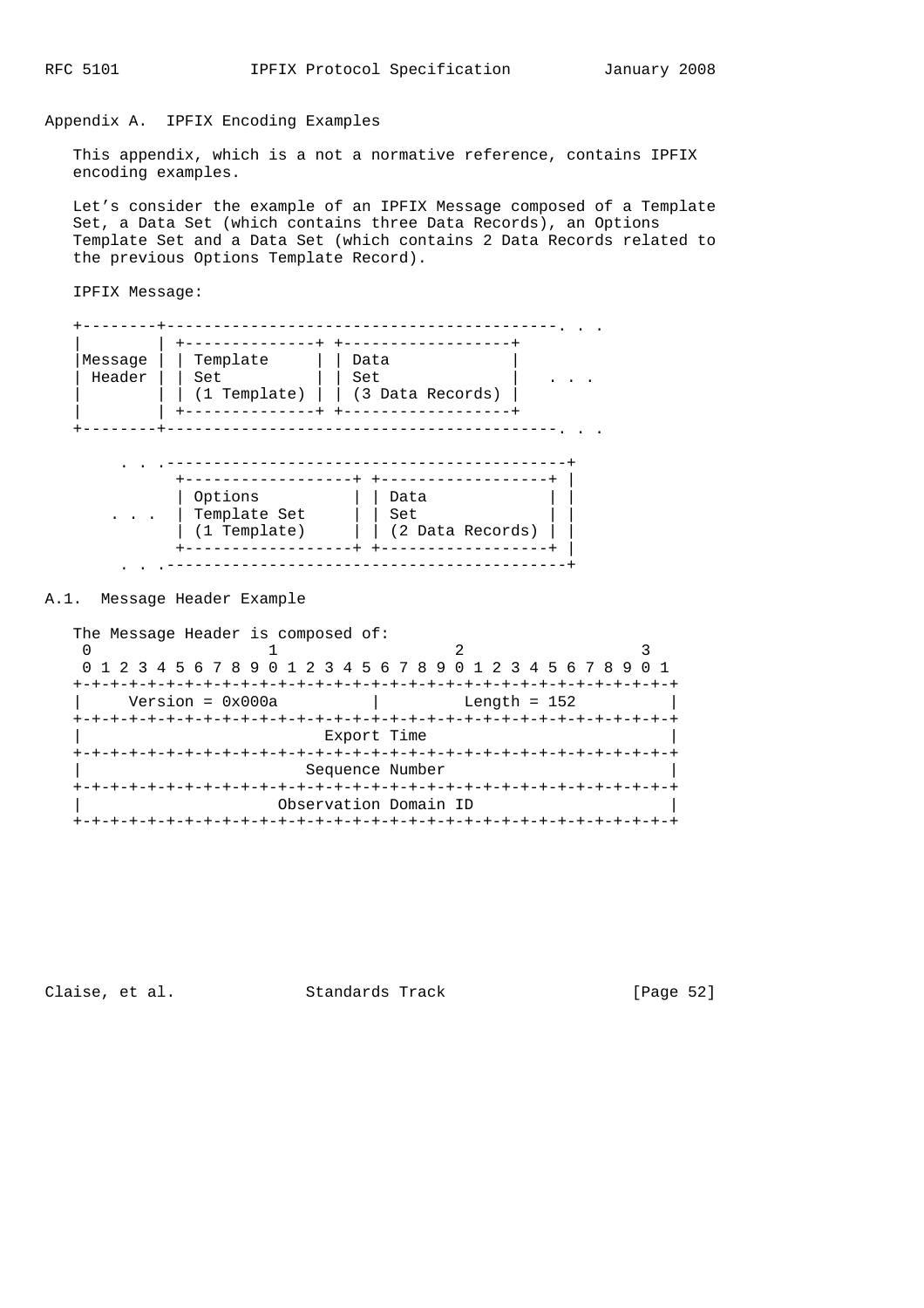## Appendix A. IPFIX Encoding Examples

This appendix, which is a not a normative reference, contains IPFIX encoding examples.

Let's consider the example of an IPFIX Message composed of a Template Set, a Data Set (which contains three Data Records), an Options Template Set and a Data Set (which contains 2 Data Records related to the previous Options Template Record).

IPFIX Message:

```
+--------+-------------------------------------------. . .
|        | +--------------+ +------------------+
|Message | | Template     | | Data             |
| Header | | Set          | | Set              |   . . .
|        | | (1 Template) | | (3 Data Records) |
|        | +--------------+ +------------------+
+--------+-------------------------------------------. . .

     . . .-------------------------------------------+
          +------------------+ +------------------+ |
          | Options          | | Data             | |
    . . . | Template Set     | | Set              | |
          | (1 Template)     | | (2 Data Records) | |
          +------------------+ +------------------+ |
     . . .-------------------------------------------+
```

### A.1. Message Header Example

The Message Header is composed of:

```
 0                   1                   2                   3
 0 1 2 3 4 5 6 7 8 9 0 1 2 3 4 5 6 7 8 9 0 1 2 3 4 5 6 7 8 9 0 1
+-+-+-+-+-+-+-+-+-+-+-+-+-+-+-+-+-+-+-+-+-+-+-+-+-+-+-+-+-+-+-+-+
|     Version = 0x000a          |         Length = 152          |
+-+-+-+-+-+-+-+-+-+-+-+-+-+-+-+-+-+-+-+-+-+-+-+-+-+-+-+-+-+-+-+-+
|                          Export Time                          |
+-+-+-+-+-+-+-+-+-+-+-+-+-+-+-+-+-+-+-+-+-+-+-+-+-+-+-+-+-+-+-+-+
|                        Sequence Number                        |
+-+-+-+-+-+-+-+-+-+-+-+-+-+-+-+-+-+-+-+-+-+-+-+-+-+-+-+-+-+-+-+-+
|                     Observation Domain ID                     |
+-+-+-+-+-+-+-+-+-+-+-+-+-+-+-+-+-+-+-+-+-+-+-+-+-+-+-+-+-+-+-+-+
```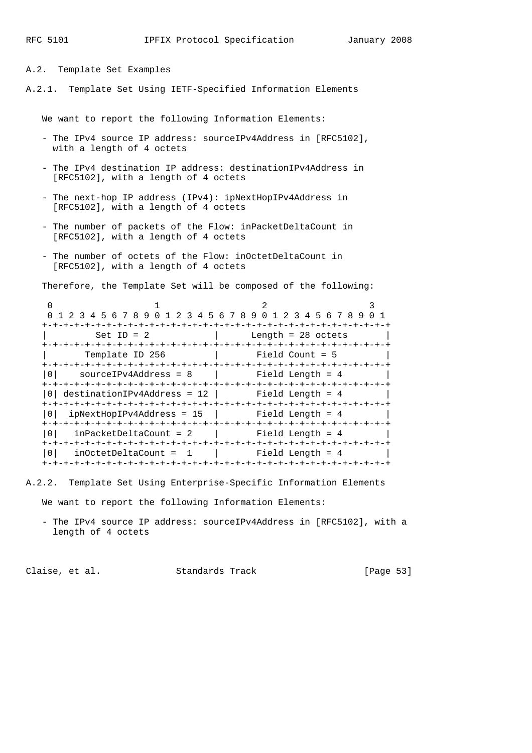### A.2. Template Set Examples

#### A.2.1. Template Set Using IETF-Specified Information Elements

We want to report the following Information Elements:

- The IPv4 source IP address: sourceIPv4Address in [RFC5102], with a length of 4 octets
- The IPv4 destination IP address: destinationIPv4Address in [RFC5102], with a length of 4 octets
- The next-hop IP address (IPv4): ipNextHopIPv4Address in [RFC5102], with a length of 4 octets
- The number of packets of the Flow: inPacketDeltaCount in [RFC5102], with a length of 4 octets
- The number of octets of the Flow: inOctetDeltaCount in [RFC5102], with a length of 4 octets

Therefore, the Template Set will be composed of the following:

```
 0                   1                   2                   3
 0 1 2 3 4 5 6 7 8 9 0 1 2 3 4 5 6 7 8 9 0 1 2 3 4 5 6 7 8 9 0 1
+-+-+-+-+-+-+-+-+-+-+-+-+-+-+-+-+-+-+-+-+-+-+-+-+-+-+-+-+-+-+-+-+
|         Set ID = 2            |      Length = 28 octets       |
+-+-+-+-+-+-+-+-+-+-+-+-+-+-+-+-+-+-+-+-+-+-+-+-+-+-+-+-+-+-+-+-+
|       Template ID 256         |       Field Count = 5         |
+-+-+-+-+-+-+-+-+-+-+-+-+-+-+-+-+-+-+-+-+-+-+-+-+-+-+-+-+-+-+-+-+
|0|    sourceIPv4Address = 8    |       Field Length = 4        |
+-+-+-+-+-+-+-+-+-+-+-+-+-+-+-+-+-+-+-+-+-+-+-+-+-+-+-+-+-+-+-+-+
|0| destinationIPv4Address = 12 |       Field Length = 4        |
+-+-+-+-+-+-+-+-+-+-+-+-+-+-+-+-+-+-+-+-+-+-+-+-+-+-+-+-+-+-+-+-+
|0|  ipNextHopIPv4Address = 15  |       Field Length = 4        |
+-+-+-+-+-+-+-+-+-+-+-+-+-+-+-+-+-+-+-+-+-+-+-+-+-+-+-+-+-+-+-+-+
|0|   inPacketDeltaCount = 2    |       Field Length = 4        |
+-+-+-+-+-+-+-+-+-+-+-+-+-+-+-+-+-+-+-+-+-+-+-+-+-+-+-+-+-+-+-+-+
|0|   inOctetDeltaCount =  1    |       Field Length = 4        |
+-+-+-+-+-+-+-+-+-+-+-+-+-+-+-+-+-+-+-+-+-+-+-+-+-+-+-+-+-+-+-+-+
```

#### A.2.2. Template Set Using Enterprise-Specific Information Elements

We want to report the following Information Elements:

- The IPv4 source IP address: sourceIPv4Address in [RFC5102], with a length of 4 octets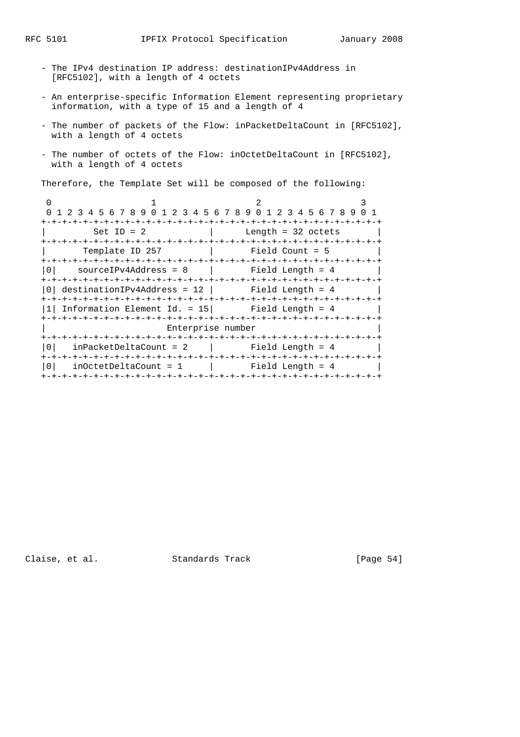- The IPv4 destination IP address: destinationIPv4Address in [RFC5102], with a length of 4 octets

- An enterprise-specific Information Element representing proprietary information, with a type of 15 and a length of 4

- The number of packets of the Flow: inPacketDeltaCount in [RFC5102], with a length of 4 octets

- The number of octets of the Flow: inOctetDeltaCount in [RFC5102], with a length of 4 octets

Therefore, the Template Set will be composed of the following:

```
 0                   1                   2                   3
 0 1 2 3 4 5 6 7 8 9 0 1 2 3 4 5 6 7 8 9 0 1 2 3 4 5 6 7 8 9 0 1
+-+-+-+-+-+-+-+-+-+-+-+-+-+-+-+-+-+-+-+-+-+-+-+-+-+-+-+-+-+-+-+-+
|         Set ID = 2            |      Length = 32 octets       |
+-+-+-+-+-+-+-+-+-+-+-+-+-+-+-+-+-+-+-+-+-+-+-+-+-+-+-+-+-+-+-+-+
|       Template ID 257         |       Field Count = 5         |
+-+-+-+-+-+-+-+-+-+-+-+-+-+-+-+-+-+-+-+-+-+-+-+-+-+-+-+-+-+-+-+-+
|0|    sourceIPv4Address = 8    |       Field Length = 4        |
+-+-+-+-+-+-+-+-+-+-+-+-+-+-+-+-+-+-+-+-+-+-+-+-+-+-+-+-+-+-+-+-+
|0| destinationIPv4Address = 12 |       Field Length = 4        |
+-+-+-+-+-+-+-+-+-+-+-+-+-+-+-+-+-+-+-+-+-+-+-+-+-+-+-+-+-+-+-+-+
|1| Information Element Id. = 15|       Field Length = 4        |
+-+-+-+-+-+-+-+-+-+-+-+-+-+-+-+-+-+-+-+-+-+-+-+-+-+-+-+-+-+-+-+-+
|                        Enterprise number                      |
+-+-+-+-+-+-+-+-+-+-+-+-+-+-+-+-+-+-+-+-+-+-+-+-+-+-+-+-+-+-+-+-+
|0|   inPacketDeltaCount = 2    |       Field Length = 4        |
+-+-+-+-+-+-+-+-+-+-+-+-+-+-+-+-+-+-+-+-+-+-+-+-+-+-+-+-+-+-+-+-+
|0|   inOctetDeltaCount = 1     |       Field Length = 4        |
+-+-+-+-+-+-+-+-+-+-+-+-+-+-+-+-+-+-+-+-+-+-+-+-+-+-+-+-+-+-+-+-+
```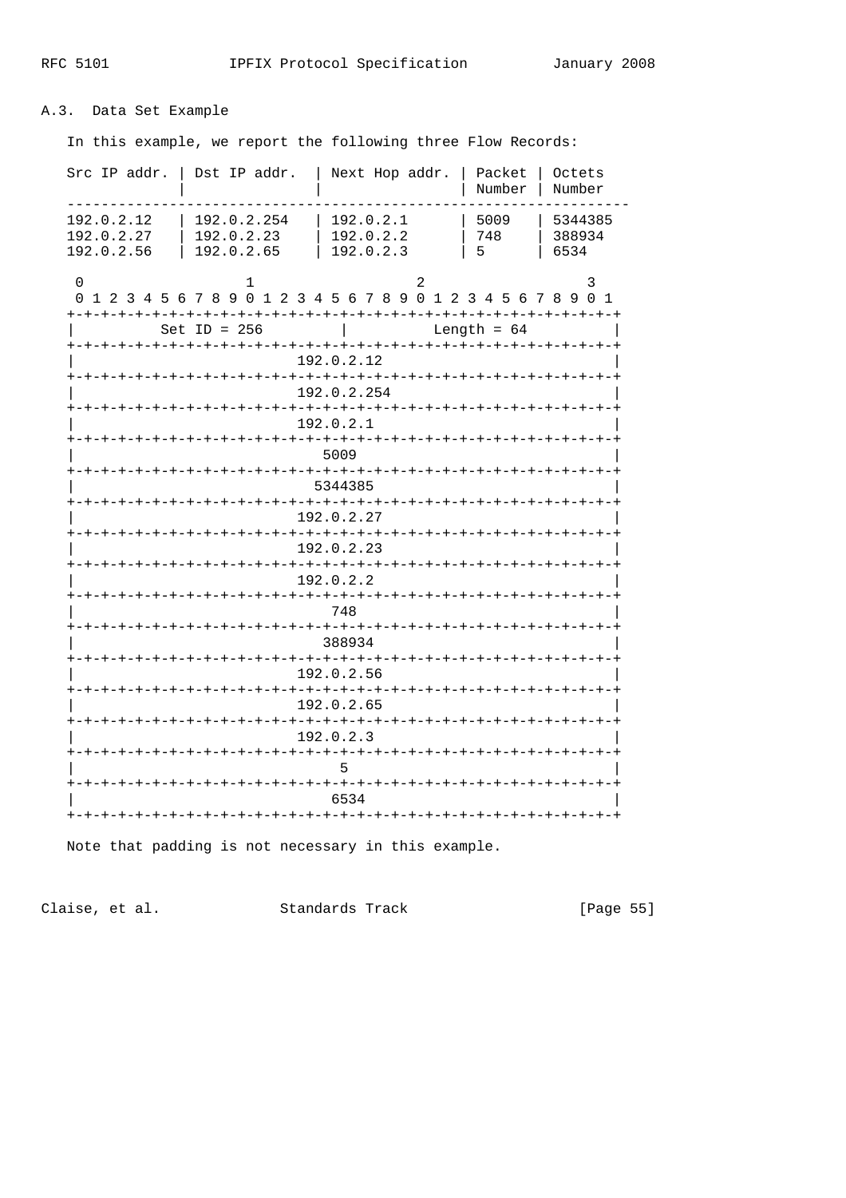## A.3. Data Set Example

In this example, we report the following three Flow Records:

| Src IP addr. | Dst IP addr. | Next Hop addr. | Packet Number | Octets Number |
|---|---|---|---|---|
| 192.0.2.12 | 192.0.2.254 | 192.0.2.1 | 5009 | 5344385 |
| 192.0.2.27 | 192.0.2.23 | 192.0.2.2 | 748 | 388934 |
| 192.0.2.56 | 192.0.2.65 | 192.0.2.3 | 5 | 6534 |

```
 0                   1                   2                   3
 0 1 2 3 4 5 6 7 8 9 0 1 2 3 4 5 6 7 8 9 0 1 2 3 4 5 6 7 8 9 0 1
+-+-+-+-+-+-+-+-+-+-+-+-+-+-+-+-+-+-+-+-+-+-+-+-+-+-+-+-+-+-+-+-+
|          Set ID = 256         |          Length = 64          |
+-+-+-+-+-+-+-+-+-+-+-+-+-+-+-+-+-+-+-+-+-+-+-+-+-+-+-+-+-+-+-+-+
|                          192.0.2.12                           |
+-+-+-+-+-+-+-+-+-+-+-+-+-+-+-+-+-+-+-+-+-+-+-+-+-+-+-+-+-+-+-+-+
|                          192.0.2.254                          |
+-+-+-+-+-+-+-+-+-+-+-+-+-+-+-+-+-+-+-+-+-+-+-+-+-+-+-+-+-+-+-+-+
|                          192.0.2.1                            |
+-+-+-+-+-+-+-+-+-+-+-+-+-+-+-+-+-+-+-+-+-+-+-+-+-+-+-+-+-+-+-+-+
|                             5009                              |
+-+-+-+-+-+-+-+-+-+-+-+-+-+-+-+-+-+-+-+-+-+-+-+-+-+-+-+-+-+-+-+-+
|                            5344385                            |
+-+-+-+-+-+-+-+-+-+-+-+-+-+-+-+-+-+-+-+-+-+-+-+-+-+-+-+-+-+-+-+-+
|                          192.0.2.27                           |
+-+-+-+-+-+-+-+-+-+-+-+-+-+-+-+-+-+-+-+-+-+-+-+-+-+-+-+-+-+-+-+-+
|                          192.0.2.23                           |
+-+-+-+-+-+-+-+-+-+-+-+-+-+-+-+-+-+-+-+-+-+-+-+-+-+-+-+-+-+-+-+-+
|                          192.0.2.2                            |
+-+-+-+-+-+-+-+-+-+-+-+-+-+-+-+-+-+-+-+-+-+-+-+-+-+-+-+-+-+-+-+-+
|                             748                               |
+-+-+-+-+-+-+-+-+-+-+-+-+-+-+-+-+-+-+-+-+-+-+-+-+-+-+-+-+-+-+-+-+
|                            388934                             |
+-+-+-+-+-+-+-+-+-+-+-+-+-+-+-+-+-+-+-+-+-+-+-+-+-+-+-+-+-+-+-+-+
|                          192.0.2.56                           |
+-+-+-+-+-+-+-+-+-+-+-+-+-+-+-+-+-+-+-+-+-+-+-+-+-+-+-+-+-+-+-+-+
|                          192.0.2.65                           |
+-+-+-+-+-+-+-+-+-+-+-+-+-+-+-+-+-+-+-+-+-+-+-+-+-+-+-+-+-+-+-+-+
|                          192.0.2.3                            |
+-+-+-+-+-+-+-+-+-+-+-+-+-+-+-+-+-+-+-+-+-+-+-+-+-+-+-+-+-+-+-+-+
|                              5                                |
+-+-+-+-+-+-+-+-+-+-+-+-+-+-+-+-+-+-+-+-+-+-+-+-+-+-+-+-+-+-+-+-+
|                             6534                              |
+-+-+-+-+-+-+-+-+-+-+-+-+-+-+-+-+-+-+-+-+-+-+-+-+-+-+-+-+-+-+-+-+
```

Note that padding is not necessary in this example.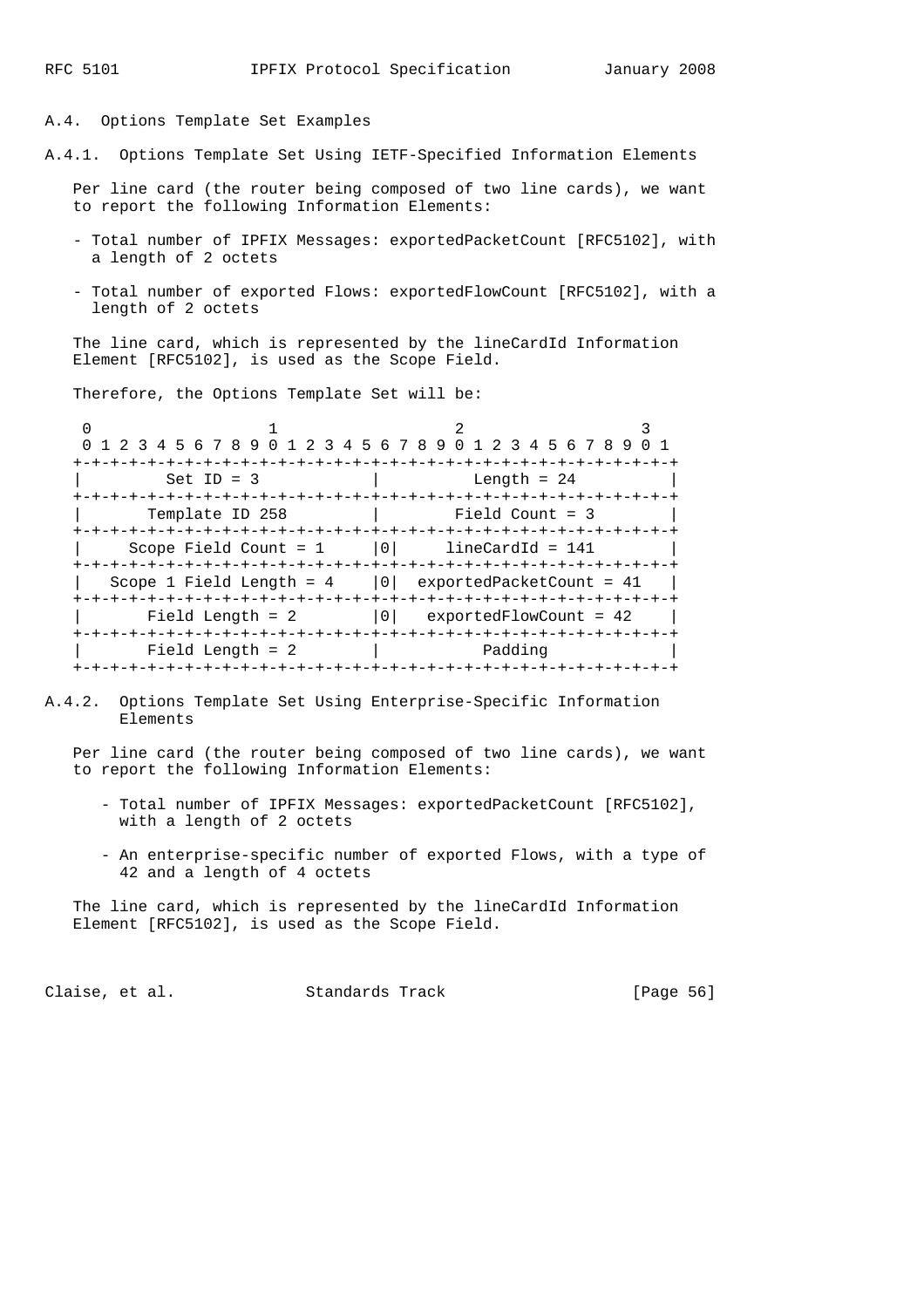### A.4. Options Template Set Examples

#### A.4.1. Options Template Set Using IETF-Specified Information Elements

Per line card (the router being composed of two line cards), we want to report the following Information Elements:

- Total number of IPFIX Messages: exportedPacketCount [RFC5102], with a length of 2 octets

- Total number of exported Flows: exportedFlowCount [RFC5102], with a length of 2 octets

The line card, which is represented by the lineCardId Information Element [RFC5102], is used as the Scope Field.

Therefore, the Options Template Set will be:

```
 0                   1                   2                   3
 0 1 2 3 4 5 6 7 8 9 0 1 2 3 4 5 6 7 8 9 0 1 2 3 4 5 6 7 8 9 0 1
+-+-+-+-+-+-+-+-+-+-+-+-+-+-+-+-+-+-+-+-+-+-+-+-+-+-+-+-+-+-+-+-+
|         Set ID = 3            |          Length = 24          |
+-+-+-+-+-+-+-+-+-+-+-+-+-+-+-+-+-+-+-+-+-+-+-+-+-+-+-+-+-+-+-+-+
|       Template ID 258         |        Field Count = 3        |
+-+-+-+-+-+-+-+-+-+-+-+-+-+-+-+-+-+-+-+-+-+-+-+-+-+-+-+-+-+-+-+-+
|     Scope Field Count = 1     |0|     lineCardId = 141        |
+-+-+-+-+-+-+-+-+-+-+-+-+-+-+-+-+-+-+-+-+-+-+-+-+-+-+-+-+-+-+-+-+
|   Scope 1 Field Length = 4    |0|  exportedPacketCount = 41   |
+-+-+-+-+-+-+-+-+-+-+-+-+-+-+-+-+-+-+-+-+-+-+-+-+-+-+-+-+-+-+-+-+
|       Field Length = 2        |0|   exportedFlowCount = 42    |
+-+-+-+-+-+-+-+-+-+-+-+-+-+-+-+-+-+-+-+-+-+-+-+-+-+-+-+-+-+-+-+-+
|       Field Length = 2        |           Padding             |
+-+-+-+-+-+-+-+-+-+-+-+-+-+-+-+-+-+-+-+-+-+-+-+-+-+-+-+-+-+-+-+-+
```

#### A.4.2. Options Template Set Using Enterprise-Specific Information Elements

Per line card (the router being composed of two line cards), we want to report the following Information Elements:

- Total number of IPFIX Messages: exportedPacketCount [RFC5102], with a length of 2 octets

- An enterprise-specific number of exported Flows, with a type of 42 and a length of 4 octets

The line card, which is represented by the lineCardId Information Element [RFC5102], is used as the Scope Field.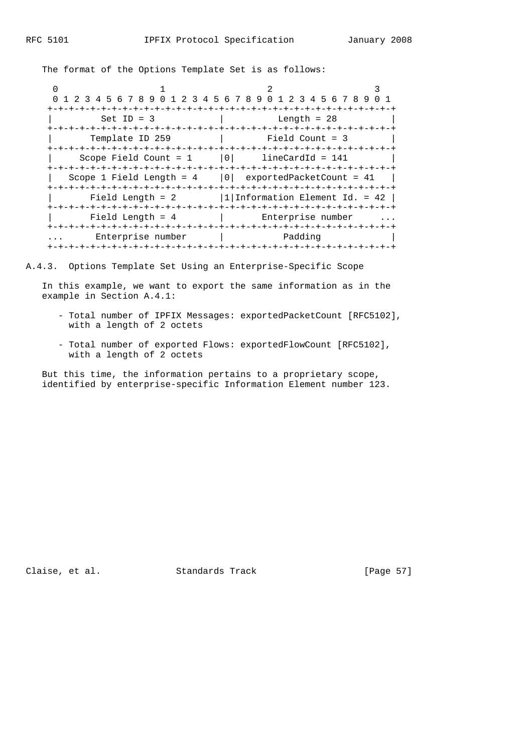The format of the Options Template Set is as follows:

```
 0                   1                   2                   3
 0 1 2 3 4 5 6 7 8 9 0 1 2 3 4 5 6 7 8 9 0 1 2 3 4 5 6 7 8 9 0 1
+-+-+-+-+-+-+-+-+-+-+-+-+-+-+-+-+-+-+-+-+-+-+-+-+-+-+-+-+-+-+-+-+
|         Set ID = 3            |          Length = 28          |
+-+-+-+-+-+-+-+-+-+-+-+-+-+-+-+-+-+-+-+-+-+-+-+-+-+-+-+-+-+-+-+-+
|       Template ID 259         |        Field Count = 3        |
+-+-+-+-+-+-+-+-+-+-+-+-+-+-+-+-+-+-+-+-+-+-+-+-+-+-+-+-+-+-+-+-+
|     Scope Field Count = 1     |0|     lineCardId = 141        |
+-+-+-+-+-+-+-+-+-+-+-+-+-+-+-+-+-+-+-+-+-+-+-+-+-+-+-+-+-+-+-+-+
|   Scope 1 Field Length = 4    |0|  exportedPacketCount = 41   |
+-+-+-+-+-+-+-+-+-+-+-+-+-+-+-+-+-+-+-+-+-+-+-+-+-+-+-+-+-+-+-+-+
|       Field Length = 2        |1|Information Element Id. = 42 |
+-+-+-+-+-+-+-+-+-+-+-+-+-+-+-+-+-+-+-+-+-+-+-+-+-+-+-+-+-+-+-+-+
|       Field Length = 4        |       Enterprise number     ...
+-+-+-+-+-+-+-+-+-+-+-+-+-+-+-+-+-+-+-+-+-+-+-+-+-+-+-+-+-+-+-+-+
...      Enterprise number      |           Padding             |
+-+-+-+-+-+-+-+-+-+-+-+-+-+-+-+-+-+-+-+-+-+-+-+-+-+-+-+-+-+-+-+-+
```

### A.4.3. Options Template Set Using an Enterprise-Specific Scope

In this example, we want to export the same information as in the example in Section A.4.1:

- Total number of IPFIX Messages: exportedPacketCount [RFC5102], with a length of 2 octets
- Total number of exported Flows: exportedFlowCount [RFC5102], with a length of 2 octets

But this time, the information pertains to a proprietary scope, identified by enterprise-specific Information Element number 123.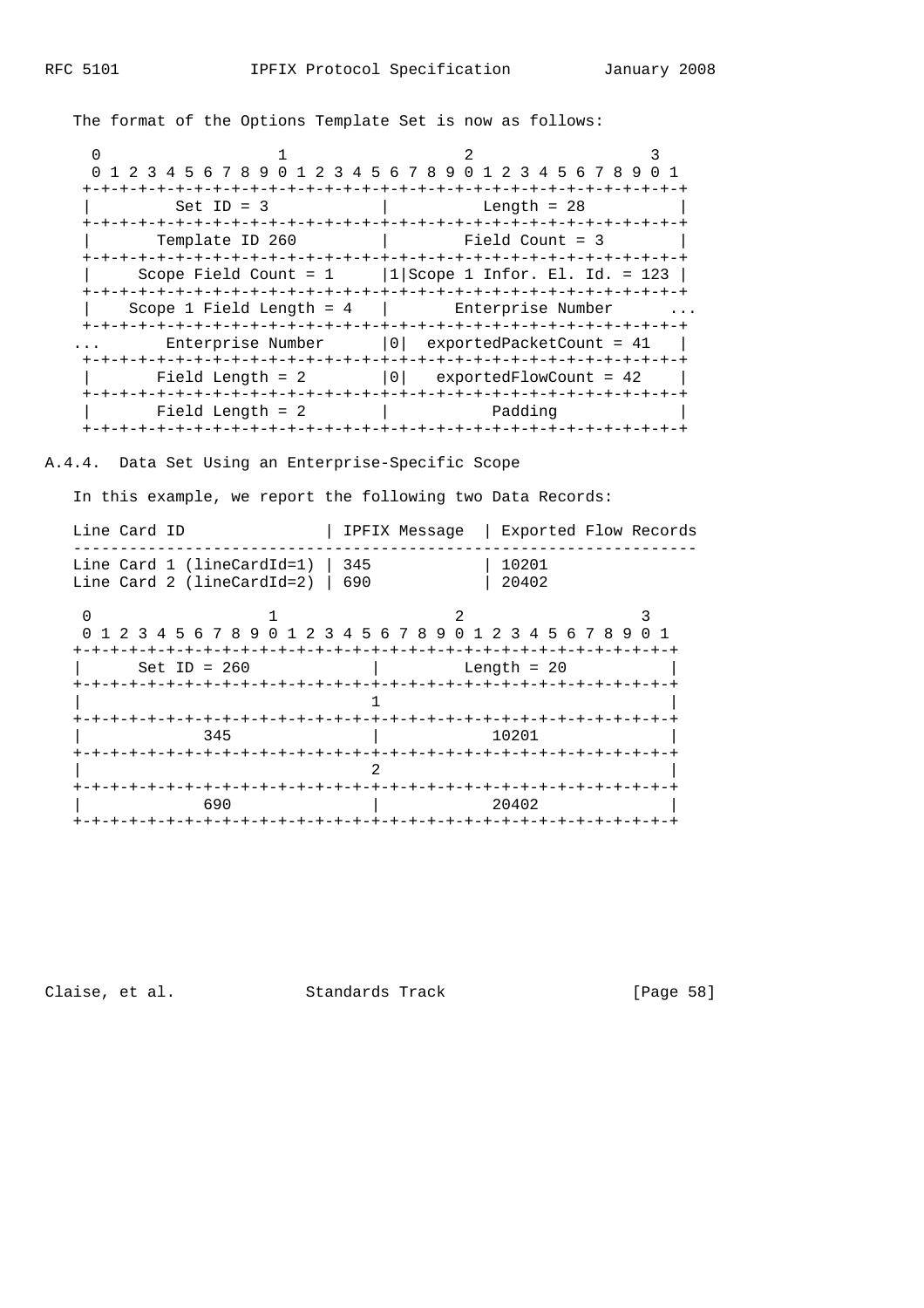The format of the Options Template Set is now as follows:

```
  0                   1                   2                   3
  0 1 2 3 4 5 6 7 8 9 0 1 2 3 4 5 6 7 8 9 0 1 2 3 4 5 6 7 8 9 0 1
 +-+-+-+-+-+-+-+-+-+-+-+-+-+-+-+-+-+-+-+-+-+-+-+-+-+-+-+-+-+-+-+-+
 |         Set ID = 3            |          Length = 28          |
 +-+-+-+-+-+-+-+-+-+-+-+-+-+-+-+-+-+-+-+-+-+-+-+-+-+-+-+-+-+-+-+-+
 |       Template ID 260         |        Field Count = 3        |
 +-+-+-+-+-+-+-+-+-+-+-+-+-+-+-+-+-+-+-+-+-+-+-+-+-+-+-+-+-+-+-+-+
 |     Scope Field Count = 1     |1|Scope 1 Infor. El. Id. = 123 |
 +-+-+-+-+-+-+-+-+-+-+-+-+-+-+-+-+-+-+-+-+-+-+-+-+-+-+-+-+-+-+-+-+
 |    Scope 1 Field Length = 4   |       Enterprise Number      ...
 +-+-+-+-+-+-+-+-+-+-+-+-+-+-+-+-+-+-+-+-+-+-+-+-+-+-+-+-+-+-+-+-+
...       Enterprise Number      |0|  exportedPacketCount = 41   |
 +-+-+-+-+-+-+-+-+-+-+-+-+-+-+-+-+-+-+-+-+-+-+-+-+-+-+-+-+-+-+-+-+
 |       Field Length = 2        |0|   exportedFlowCount = 42    |
 +-+-+-+-+-+-+-+-+-+-+-+-+-+-+-+-+-+-+-+-+-+-+-+-+-+-+-+-+-+-+-+-+
 |       Field Length = 2        |            Padding            |
 +-+-+-+-+-+-+-+-+-+-+-+-+-+-+-+-+-+-+-+-+-+-+-+-+-+-+-+-+-+-+-+-+
```

### A.4.4. Data Set Using an Enterprise-Specific Scope

In this example, we report the following two Data Records:

| Line Card ID | IPFIX Message | Exported Flow Records |
|---|---|---|
| Line Card 1 (lineCardId=1) | 345 | 10201 |
| Line Card 2 (lineCardId=2) | 690 | 20402 |

```
  0                   1                   2                   3
  0 1 2 3 4 5 6 7 8 9 0 1 2 3 4 5 6 7 8 9 0 1 2 3 4 5 6 7 8 9 0 1
 +-+-+-+-+-+-+-+-+-+-+-+-+-+-+-+-+-+-+-+-+-+-+-+-+-+-+-+-+-+-+-+-+
 |     Set ID = 260              |         Length = 20           |
 +-+-+-+-+-+-+-+-+-+-+-+-+-+-+-+-+-+-+-+-+-+-+-+-+-+-+-+-+-+-+-+-+
 |                               1                               |
 +-+-+-+-+-+-+-+-+-+-+-+-+-+-+-+-+-+-+-+-+-+-+-+-+-+-+-+-+-+-+-+-+
 |           345                 |            10201              |
 +-+-+-+-+-+-+-+-+-+-+-+-+-+-+-+-+-+-+-+-+-+-+-+-+-+-+-+-+-+-+-+-+
 |                               2                               |
 +-+-+-+-+-+-+-+-+-+-+-+-+-+-+-+-+-+-+-+-+-+-+-+-+-+-+-+-+-+-+-+-+
 |           690                 |            20402              |
 +-+-+-+-+-+-+-+-+-+-+-+-+-+-+-+-+-+-+-+-+-+-+-+-+-+-+-+-+-+-+-+-+
```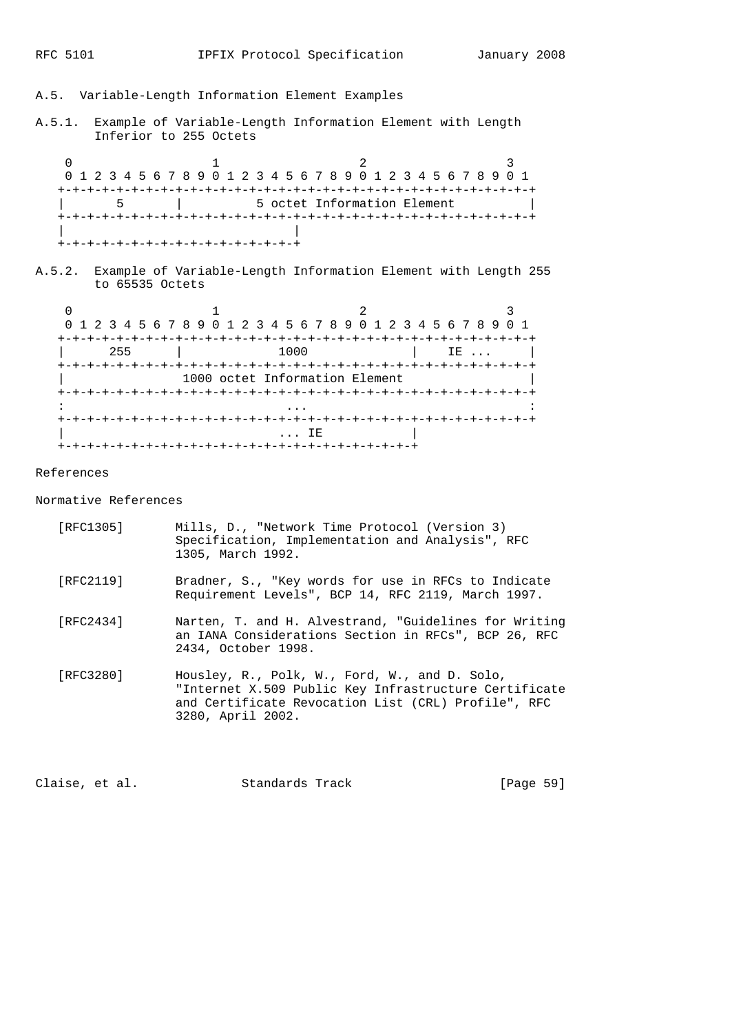## A.5. Variable-Length Information Element Examples

### A.5.1. Example of Variable-Length Information Element with Length Inferior to 255 Octets

```
 0                   1                   2                   3
 0 1 2 3 4 5 6 7 8 9 0 1 2 3 4 5 6 7 8 9 0 1 2 3 4 5 6 7 8 9 0 1
+-+-+-+-+-+-+-+-+-+-+-+-+-+-+-+-+-+-+-+-+-+-+-+-+-+-+-+-+-+-+-+-+
|       5       |          5 octet Information Element          |
+-+-+-+-+-+-+-+-+-+-+-+-+-+-+-+-+-+-+-+-+-+-+-+-+-+-+-+-+-+-+-+-+
|                               |
+-+-+-+-+-+-+-+-+-+-+-+-+-+-+-+-+
```

### A.5.2. Example of Variable-Length Information Element with Length 255 to 65535 Octets

```
 0                   1                   2                   3
 0 1 2 3 4 5 6 7 8 9 0 1 2 3 4 5 6 7 8 9 0 1 2 3 4 5 6 7 8 9 0 1
+-+-+-+-+-+-+-+-+-+-+-+-+-+-+-+-+-+-+-+-+-+-+-+-+-+-+-+-+-+-+-+-+
|      255      |               1000            |    IE ...     |
+-+-+-+-+-+-+-+-+-+-+-+-+-+-+-+-+-+-+-+-+-+-+-+-+-+-+-+-+-+-+-+-+
|                1000 octet Information Element                 |
+-+-+-+-+-+-+-+-+-+-+-+-+-+-+-+-+-+-+-+-+-+-+-+-+-+-+-+-+-+-+-+-+
:                              ...                              :
+-+-+-+-+-+-+-+-+-+-+-+-+-+-+-+-+-+-+-+-+-+-+-+-+-+-+-+-+-+-+-+-+
|                             ... IE            |
+-+-+-+-+-+-+-+-+-+-+-+-+-+-+-+-+-+-+-+-+-+-+-+-+
```

# References

## Normative References

[RFC1305] Mills, D., "Network Time Protocol (Version 3) Specification, Implementation and Analysis", RFC 1305, March 1992.

[RFC2119] Bradner, S., "Key words for use in RFCs to Indicate Requirement Levels", BCP 14, RFC 2119, March 1997.

[RFC2434] Narten, T. and H. Alvestrand, "Guidelines for Writing an IANA Considerations Section in RFCs", BCP 26, RFC 2434, October 1998.

[RFC3280] Housley, R., Polk, W., Ford, W., and D. Solo, "Internet X.509 Public Key Infrastructure Certificate and Certificate Revocation List (CRL) Profile", RFC 3280, April 2002.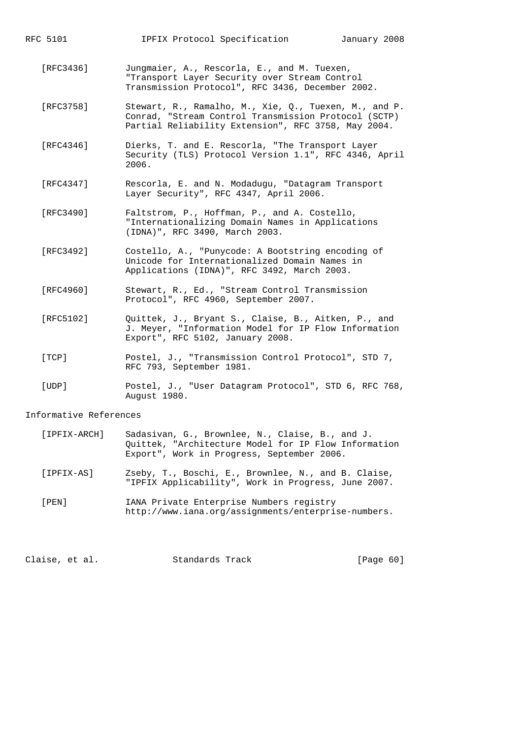[RFC3436] Jungmaier, A., Rescorla, E., and M. Tuexen, "Transport Layer Security over Stream Control Transmission Protocol", RFC 3436, December 2002.

[RFC3758] Stewart, R., Ramalho, M., Xie, Q., Tuexen, M., and P. Conrad, "Stream Control Transmission Protocol (SCTP) Partial Reliability Extension", RFC 3758, May 2004.

[RFC4346] Dierks, T. and E. Rescorla, "The Transport Layer Security (TLS) Protocol Version 1.1", RFC 4346, April 2006.

[RFC4347] Rescorla, E. and N. Modadugu, "Datagram Transport Layer Security", RFC 4347, April 2006.

[RFC3490] Faltstrom, P., Hoffman, P., and A. Costello, "Internationalizing Domain Names in Applications (IDNA)", RFC 3490, March 2003.

[RFC3492] Costello, A., "Punycode: A Bootstring encoding of Unicode for Internationalized Domain Names in Applications (IDNA)", RFC 3492, March 2003.

[RFC4960] Stewart, R., Ed., "Stream Control Transmission Protocol", RFC 4960, September 2007.

[RFC5102] Quittek, J., Bryant S., Claise, B., Aitken, P., and J. Meyer, "Information Model for IP Flow Information Export", RFC 5102, January 2008.

[TCP] Postel, J., "Transmission Control Protocol", STD 7, RFC 793, September 1981.

[UDP] Postel, J., "User Datagram Protocol", STD 6, RFC 768, August 1980.

Informative References

[IPFIX-ARCH] Sadasivan, G., Brownlee, N., Claise, B., and J. Quittek, "Architecture Model for IP Flow Information Export", Work in Progress, September 2006.

[IPFIX-AS] Zseby, T., Boschi, E., Brownlee, N., and B. Claise, "IPFIX Applicability", Work in Progress, June 2007.

[PEN] IANA Private Enterprise Numbers registry http://www.iana.org/assignments/enterprise-numbers.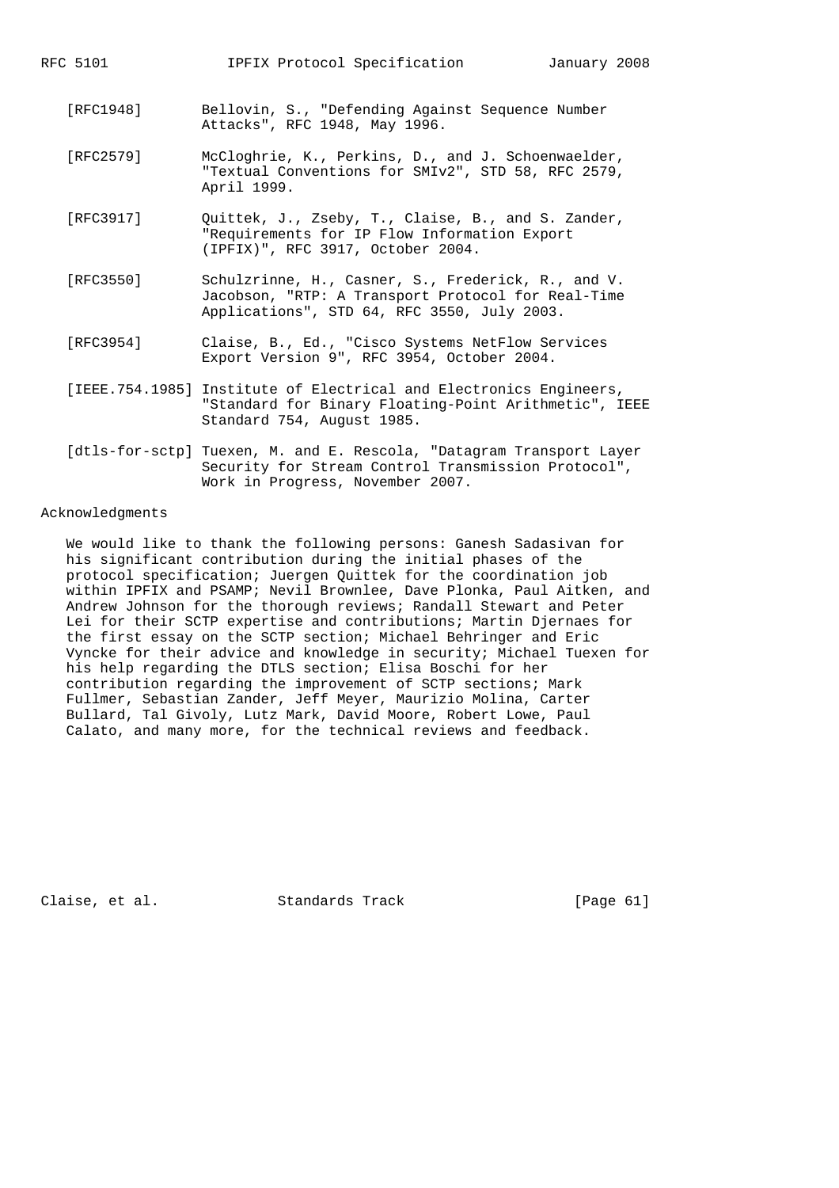[RFC1948] Bellovin, S., "Defending Against Sequence Number Attacks", RFC 1948, May 1996.

[RFC2579] McCloghrie, K., Perkins, D., and J. Schoenwaelder, "Textual Conventions for SMIv2", STD 58, RFC 2579, April 1999.

[RFC3917] Quittek, J., Zseby, T., Claise, B., and S. Zander, "Requirements for IP Flow Information Export (IPFIX)", RFC 3917, October 2004.

[RFC3550] Schulzrinne, H., Casner, S., Frederick, R., and V. Jacobson, "RTP: A Transport Protocol for Real-Time Applications", STD 64, RFC 3550, July 2003.

[RFC3954] Claise, B., Ed., "Cisco Systems NetFlow Services Export Version 9", RFC 3954, October 2004.

[IEEE.754.1985] Institute of Electrical and Electronics Engineers, "Standard for Binary Floating-Point Arithmetic", IEEE Standard 754, August 1985.

[dtls-for-sctp] Tuexen, M. and E. Rescola, "Datagram Transport Layer Security for Stream Control Transmission Protocol", Work in Progress, November 2007.

## Acknowledgments

We would like to thank the following persons: Ganesh Sadasivan for his significant contribution during the initial phases of the protocol specification; Juergen Quittek for the coordination job within IPFIX and PSAMP; Nevil Brownlee, Dave Plonka, Paul Aitken, and Andrew Johnson for the thorough reviews; Randall Stewart and Peter Lei for their SCTP expertise and contributions; Martin Djernaes for the first essay on the SCTP section; Michael Behringer and Eric Vyncke for their advice and knowledge in security; Michael Tuexen for his help regarding the DTLS section; Elisa Boschi for her contribution regarding the improvement of SCTP sections; Mark Fullmer, Sebastian Zander, Jeff Meyer, Maurizio Molina, Carter Bullard, Tal Givoly, Lutz Mark, David Moore, Robert Lowe, Paul Calato, and many more, for the technical reviews and feedback.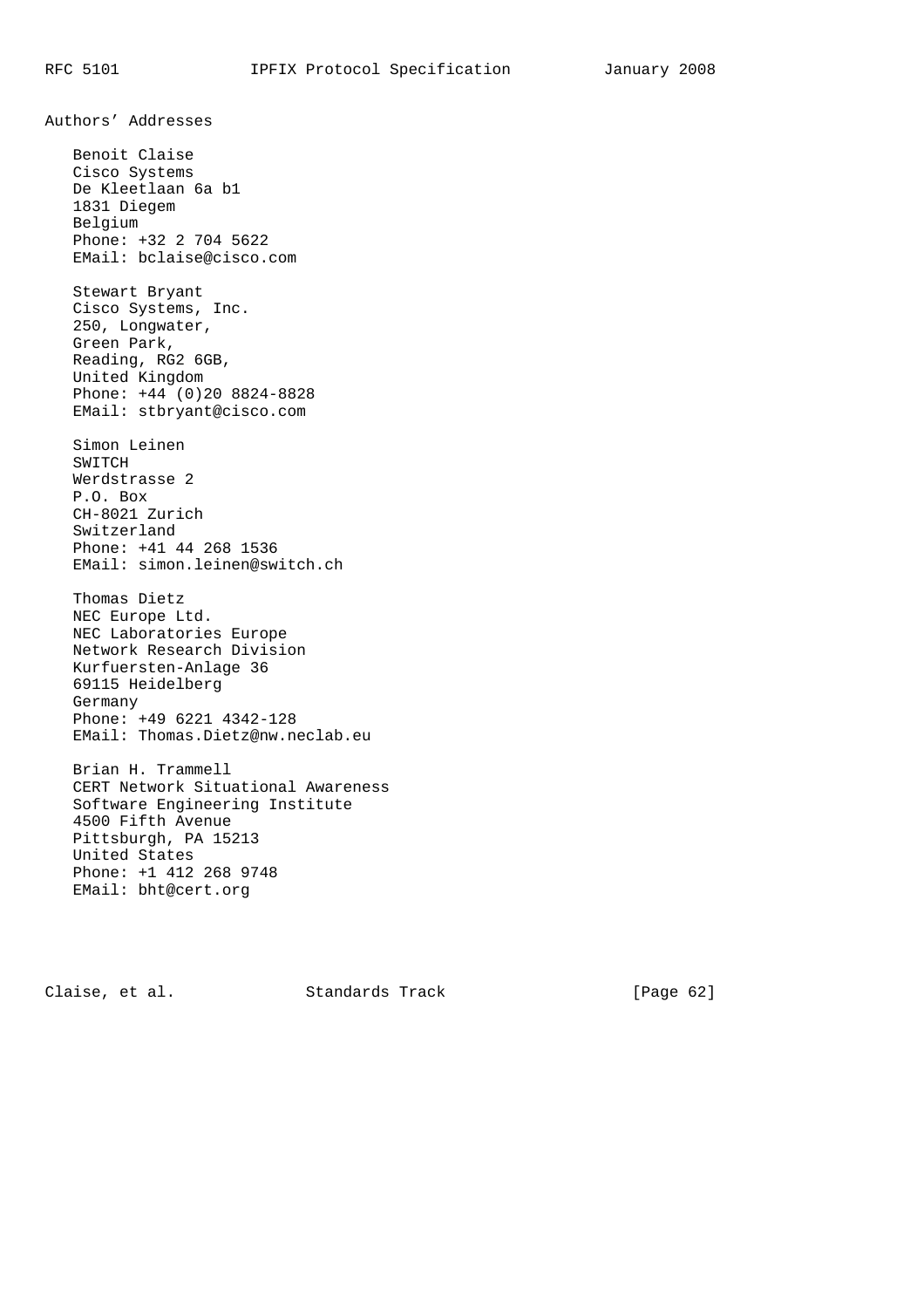## Authors' Addresses

Benoit Claise
Cisco Systems
De Kleetlaan 6a b1
1831 Diegem
Belgium
Phone: +32 2 704 5622
EMail: bclaise@cisco.com

Stewart Bryant
Cisco Systems, Inc.
250, Longwater,
Green Park,
Reading, RG2 6GB,
United Kingdom
Phone: +44 (0)20 8824-8828
EMail: stbryant@cisco.com

Simon Leinen
SWITCH
Werdstrasse 2
P.O. Box
CH-8021 Zurich
Switzerland
Phone: +41 44 268 1536
EMail: simon.leinen@switch.ch

Thomas Dietz
NEC Europe Ltd.
NEC Laboratories Europe
Network Research Division
Kurfuersten-Anlage 36
69115 Heidelberg
Germany
Phone: +49 6221 4342-128
EMail: Thomas.Dietz@nw.neclab.eu

Brian H. Trammell
CERT Network Situational Awareness
Software Engineering Institute
4500 Fifth Avenue
Pittsburgh, PA 15213
United States
Phone: +1 412 268 9748
EMail: bht@cert.org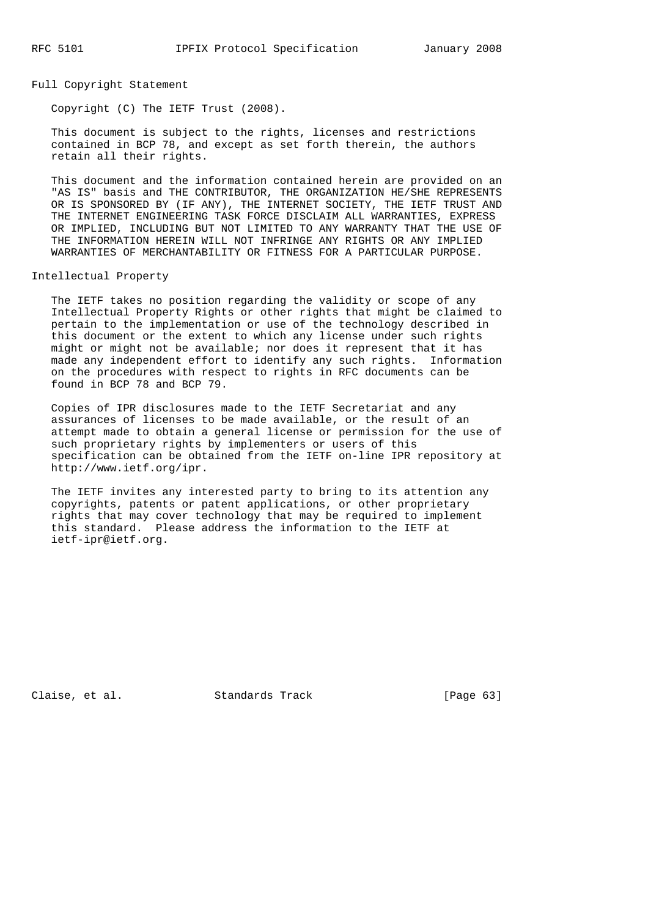## Full Copyright Statement

Copyright (C) The IETF Trust (2008).

This document is subject to the rights, licenses and restrictions contained in BCP 78, and except as set forth therein, the authors retain all their rights.

This document and the information contained herein are provided on an "AS IS" basis and THE CONTRIBUTOR, THE ORGANIZATION HE/SHE REPRESENTS OR IS SPONSORED BY (IF ANY), THE INTERNET SOCIETY, THE IETF TRUST AND THE INTERNET ENGINEERING TASK FORCE DISCLAIM ALL WARRANTIES, EXPRESS OR IMPLIED, INCLUDING BUT NOT LIMITED TO ANY WARRANTY THAT THE USE OF THE INFORMATION HEREIN WILL NOT INFRINGE ANY RIGHTS OR ANY IMPLIED WARRANTIES OF MERCHANTABILITY OR FITNESS FOR A PARTICULAR PURPOSE.

## Intellectual Property

The IETF takes no position regarding the validity or scope of any Intellectual Property Rights or other rights that might be claimed to pertain to the implementation or use of the technology described in this document or the extent to which any license under such rights might or might not be available; nor does it represent that it has made any independent effort to identify any such rights. Information on the procedures with respect to rights in RFC documents can be found in BCP 78 and BCP 79.

Copies of IPR disclosures made to the IETF Secretariat and any assurances of licenses to be made available, or the result of an attempt made to obtain a general license or permission for the use of such proprietary rights by implementers or users of this specification can be obtained from the IETF on-line IPR repository at http://www.ietf.org/ipr.

The IETF invites any interested party to bring to its attention any copyrights, patents or patent applications, or other proprietary rights that may cover technology that may be required to implement this standard. Please address the information to the IETF at ietf-ipr@ietf.org.